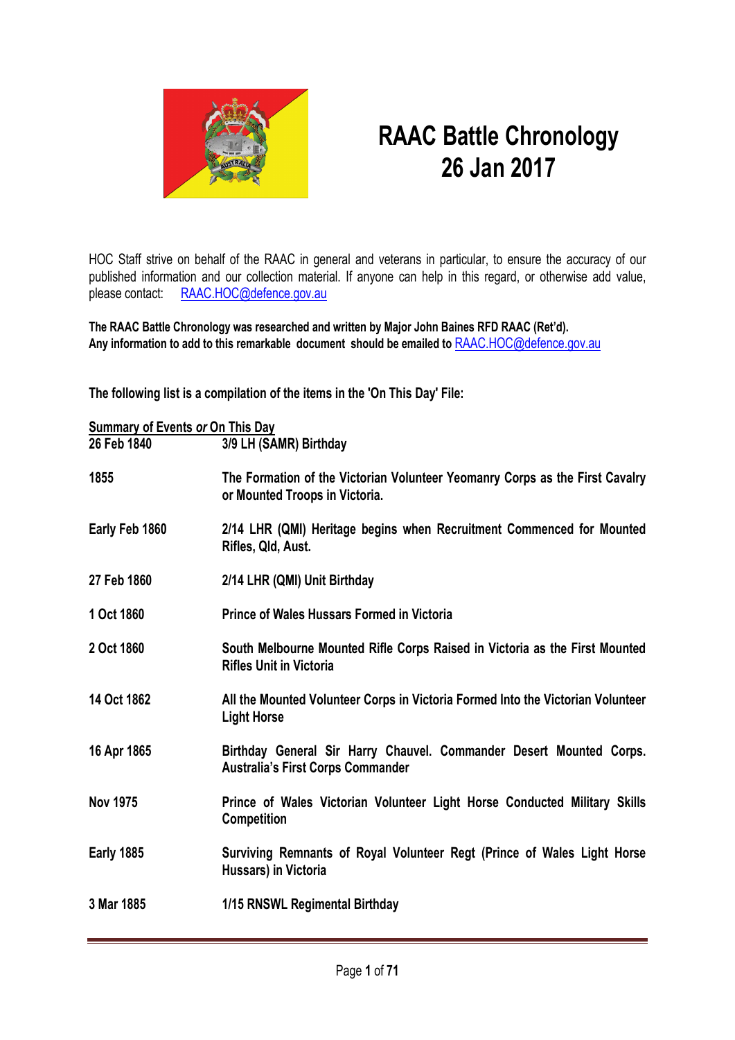# RAAC Battle Chronology
# 26 Jan 2017

HOC Staff strive on behalf of the RAAC in general and veterans in particular, to ensure the accuracy of our published information and our collection material. If anyone can help in this regard, or otherwise add value, please contact: RAAC.HOC@defence.gov.au

**The RAAC Battle Chronology was researched and written by Major John Baines RFD RAAC (Ret'd).**
**Any information to add to this remarkable document should be emailed to RAAC.HOC@defence.gov.au**

**The following list is a compilation of the items in the 'On This Day' File:**

**Summary of Events *or* On This Day**

| | |
|---|---|
| **26 Feb 1840** | **3/9 LH (SAMR) Birthday** |
| **1855** | **The Formation of the Victorian Volunteer Yeomanry Corps as the First Cavalry or Mounted Troops in Victoria.** |
| **Early Feb 1860** | **2/14 LHR (QMI) Heritage begins when Recruitment Commenced for Mounted Rifles, Qld, Aust.** |
| **27 Feb 1860** | **2/14 LHR (QMI) Unit Birthday** |
| **1 Oct 1860** | **Prince of Wales Hussars Formed in Victoria** |
| **2 Oct 1860** | **South Melbourne Mounted Rifle Corps Raised in Victoria as the First Mounted Rifles Unit in Victoria** |
| **14 Oct 1862** | **All the Mounted Volunteer Corps in Victoria Formed Into the Victorian Volunteer Light Horse** |
| **16 Apr 1865** | **Birthday General Sir Harry Chauvel. Commander Desert Mounted Corps. Australia's First Corps Commander** |
| **Nov 1975** | **Prince of Wales Victorian Volunteer Light Horse Conducted Military Skills Competition** |
| **Early 1885** | **Surviving Remnants of Royal Volunteer Regt (Prince of Wales Light Horse Hussars) in Victoria** |
| **3 Mar 1885** | **1/15 RNSWL Regimental Birthday** |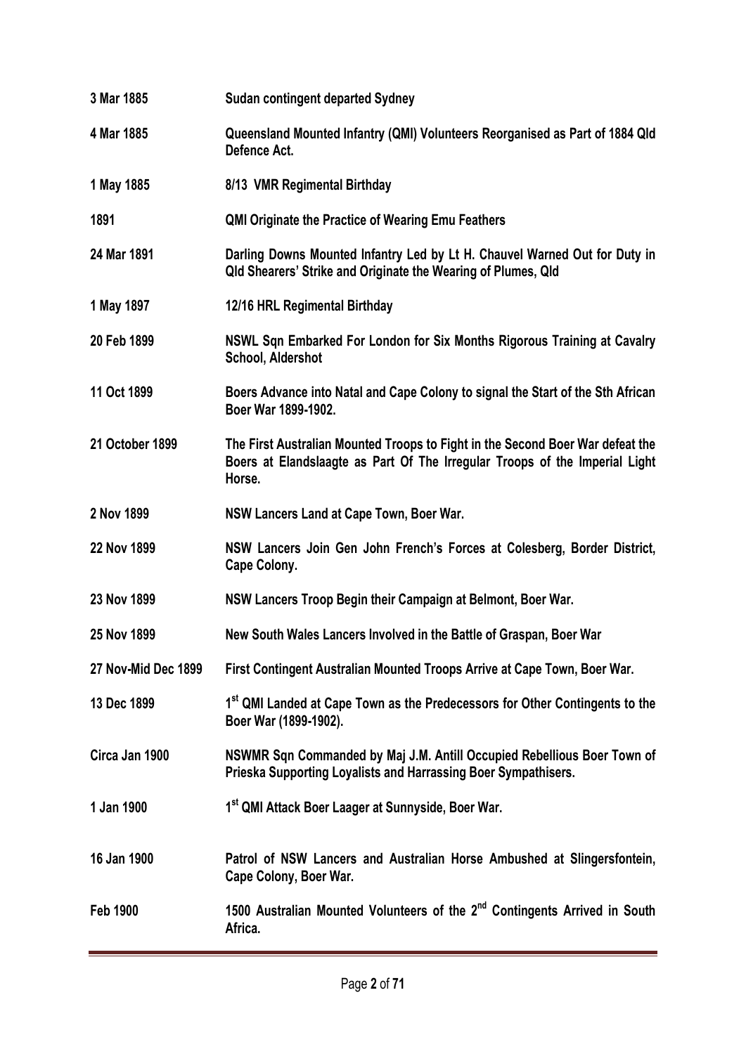| | |
|---|---|
| **3 Mar 1885** | **Sudan contingent departed Sydney** |
| **4 Mar 1885** | **Queensland Mounted Infantry (QMI) Volunteers Reorganised as Part of 1884 Qld Defence Act.** |
| **1 May 1885** | **8/13 VMR Regimental Birthday** |
| **1891** | **QMI Originate the Practice of Wearing Emu Feathers** |
| **24 Mar 1891** | **Darling Downs Mounted Infantry Led by Lt H. Chauvel Warned Out for Duty in Qld Shearers' Strike and Originate the Wearing of Plumes, Qld** |
| **1 May 1897** | **12/16 HRL Regimental Birthday** |
| **20 Feb 1899** | **NSWL Sqn Embarked For London for Six Months Rigorous Training at Cavalry School, Aldershot** |
| **11 Oct 1899** | **Boers Advance into Natal and Cape Colony to signal the Start of the Sth African Boer War 1899-1902.** |
| **21 October 1899** | **The First Australian Mounted Troops to Fight in the Second Boer War defeat the Boers at Elandslaagte as Part Of The Irregular Troops of the Imperial Light Horse.** |
| **2 Nov 1899** | **NSW Lancers Land at Cape Town, Boer War.** |
| **22 Nov 1899** | **NSW Lancers Join Gen John French's Forces at Colesberg, Border District, Cape Colony.** |
| **23 Nov 1899** | **NSW Lancers Troop Begin their Campaign at Belmont, Boer War.** |
| **25 Nov 1899** | **New South Wales Lancers Involved in the Battle of Graspan, Boer War** |
| **27 Nov-Mid Dec 1899** | **First Contingent Australian Mounted Troops Arrive at Cape Town, Boer War.** |
| **13 Dec 1899** | **1st QMI Landed at Cape Town as the Predecessors for Other Contingents to the Boer War (1899-1902).** |
| **Circa Jan 1900** | **NSWMR Sqn Commanded by Maj J.M. Antill Occupied Rebellious Boer Town of Prieska Supporting Loyalists and Harrassing Boer Sympathisers.** |
| **1 Jan 1900** | **1st QMI Attack Boer Laager at Sunnyside, Boer War.** |
| **16 Jan 1900** | **Patrol of NSW Lancers and Australian Horse Ambushed at Slingersfontein, Cape Colony, Boer War.** |
| **Feb 1900** | **1500 Australian Mounted Volunteers of the 2nd Contingents Arrived in South Africa.** |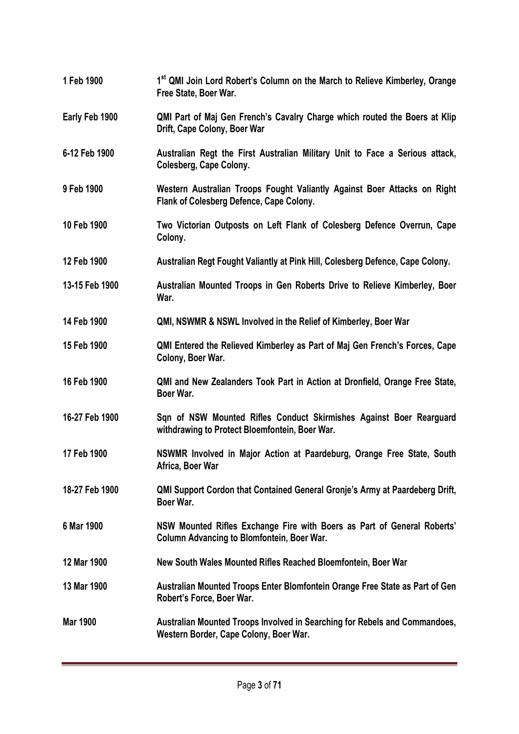**1 Feb 1900** — **1st QMI Join Lord Robert's Column on the March to Relieve Kimberley, Orange Free State, Boer War.**

**Early Feb 1900** — **QMI Part of Maj Gen French's Cavalry Charge which routed the Boers at Klip Drift, Cape Colony, Boer War**

**6-12 Feb 1900** — **Australian Regt the First Australian Military Unit to Face a Serious attack, Colesberg, Cape Colony.**

**9 Feb 1900** — **Western Australian Troops Fought Valiantly Against Boer Attacks on Right Flank of Colesberg Defence, Cape Colony.**

**10 Feb 1900** — **Two Victorian Outposts on Left Flank of Colesberg Defence Overrun, Cape Colony.**

**12 Feb 1900** — **Australian Regt Fought Valiantly at Pink Hill, Colesberg Defence, Cape Colony.**

**13-15 Feb 1900** — **Australian Mounted Troops in Gen Roberts Drive to Relieve Kimberley, Boer War.**

**14 Feb 1900** — **QMI, NSWMR & NSWL Involved in the Relief of Kimberley, Boer War**

**15 Feb 1900** — **QMI Entered the Relieved Kimberley as Part of Maj Gen French's Forces, Cape Colony, Boer War.**

**16 Feb 1900** — **QMI and New Zealanders Took Part in Action at Dronfield, Orange Free State, Boer War.**

**16-27 Feb 1900** — **Sqn of NSW Mounted Rifles Conduct Skirmishes Against Boer Rearguard withdrawing to Protect Bloemfontein, Boer War.**

**17 Feb 1900** — **NSWMR Involved in Major Action at Paardeburg, Orange Free State, South Africa, Boer War**

**18-27 Feb 1900** — **QMI Support Cordon that Contained General Gronje's Army at Paardeberg Drift, Boer War.**

**6 Mar 1900** — **NSW Mounted Rifles Exchange Fire with Boers as Part of General Roberts' Column Advancing to Blomfontein, Boer War.**

**12 Mar 1900** — **New South Wales Mounted Rifles Reached Bloemfontein, Boer War**

**13 Mar 1900** — **Australian Mounted Troops Enter Blomfontein Orange Free State as Part of Gen Robert's Force, Boer War.**

**Mar 1900** — **Australian Mounted Troops Involved in Searching for Rebels and Commandoes, Western Border, Cape Colony, Boer War.**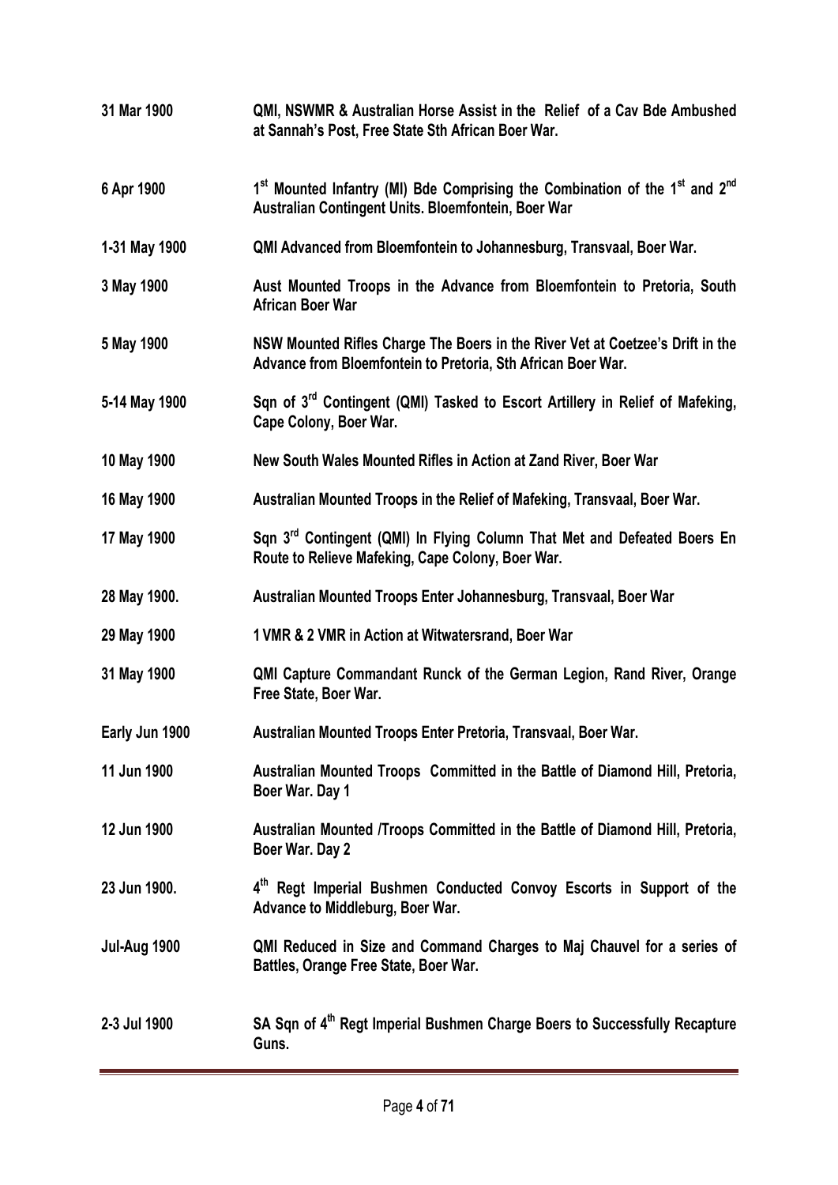| | |
|---|---|
| **31 Mar 1900** | **QMI, NSWMR & Australian Horse Assist in the Relief of a Cav Bde Ambushed at Sannah's Post, Free State Sth African Boer War.** |
| **6 Apr 1900** | **1st Mounted Infantry (MI) Bde Comprising the Combination of the 1st and 2nd Australian Contingent Units. Bloemfontein, Boer War** |
| **1-31 May 1900** | **QMI Advanced from Bloemfontein to Johannesburg, Transvaal, Boer War.** |
| **3 May 1900** | **Aust Mounted Troops in the Advance from Bloemfontein to Pretoria, South African Boer War** |
| **5 May 1900** | **NSW Mounted Rifles Charge The Boers in the River Vet at Coetzee's Drift in the Advance from Bloemfontein to Pretoria, Sth African Boer War.** |
| **5-14 May 1900** | **Sqn of 3rd Contingent (QMI) Tasked to Escort Artillery in Relief of Mafeking, Cape Colony, Boer War.** |
| **10 May 1900** | **New South Wales Mounted Rifles in Action at Zand River, Boer War** |
| **16 May 1900** | **Australian Mounted Troops in the Relief of Mafeking, Transvaal, Boer War.** |
| **17 May 1900** | **Sqn 3rd Contingent (QMI) In Flying Column That Met and Defeated Boers En Route to Relieve Mafeking, Cape Colony, Boer War.** |
| **28 May 1900.** | **Australian Mounted Troops Enter Johannesburg, Transvaal, Boer War** |
| **29 May 1900** | **1 VMR & 2 VMR in Action at Witwatersrand, Boer War** |
| **31 May 1900** | **QMI Capture Commandant Runck of the German Legion, Rand River, Orange Free State, Boer War.** |
| **Early Jun 1900** | **Australian Mounted Troops Enter Pretoria, Transvaal, Boer War.** |
| **11 Jun 1900** | **Australian Mounted Troops Committed in the Battle of Diamond Hill, Pretoria, Boer War. Day 1** |
| **12 Jun 1900** | **Australian Mounted /Troops Committed in the Battle of Diamond Hill, Pretoria, Boer War. Day 2** |
| **23 Jun 1900.** | **4th Regt Imperial Bushmen Conducted Convoy Escorts in Support of the Advance to Middleburg, Boer War.** |
| **Jul-Aug 1900** | **QMI Reduced in Size and Command Charges to Maj Chauvel for a series of Battles, Orange Free State, Boer War.** |
| **2-3 Jul 1900** | **SA Sqn of 4th Regt Imperial Bushmen Charge Boers to Successfully Recapture Guns.** |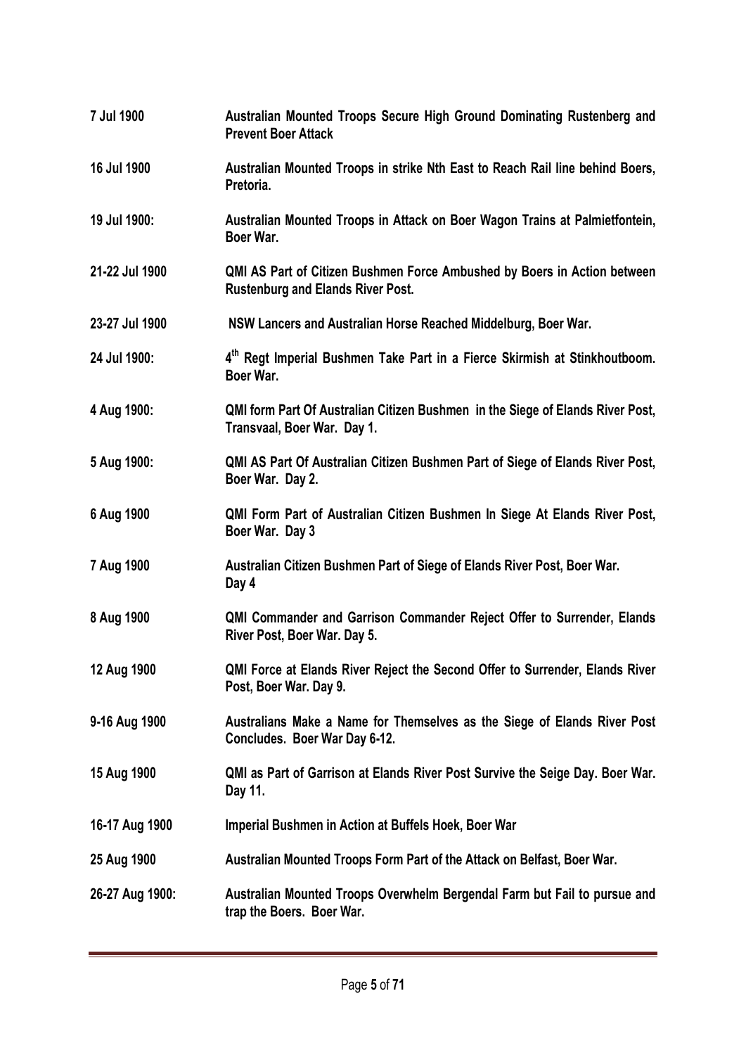| | |
|---|---|
| **7 Jul 1900** | **Australian Mounted Troops Secure High Ground Dominating Rustenberg and Prevent Boer Attack** |
| **16 Jul 1900** | **Australian Mounted Troops in strike Nth East to Reach Rail line behind Boers, Pretoria.** |
| **19 Jul 1900:** | **Australian Mounted Troops in Attack on Boer Wagon Trains at Palmietfontein, Boer War.** |
| **21-22 Jul 1900** | **QMI AS Part of Citizen Bushmen Force Ambushed by Boers in Action between Rustenburg and Elands River Post.** |
| **23-27 Jul 1900** | **NSW Lancers and Australian Horse Reached Middelburg, Boer War.** |
| **24 Jul 1900:** | **4th Regt Imperial Bushmen Take Part in a Fierce Skirmish at Stinkhoutboom. Boer War.** |
| **4 Aug 1900:** | **QMI form Part Of Australian Citizen Bushmen in the Siege of Elands River Post, Transvaal, Boer War. Day 1.** |
| **5 Aug 1900:** | **QMI AS Part Of Australian Citizen Bushmen Part of Siege of Elands River Post, Boer War. Day 2.** |
| **6 Aug 1900** | **QMI Form Part of Australian Citizen Bushmen In Siege At Elands River Post, Boer War. Day 3** |
| **7 Aug 1900** | **Australian Citizen Bushmen Part of Siege of Elands River Post, Boer War. Day 4** |
| **8 Aug 1900** | **QMI Commander and Garrison Commander Reject Offer to Surrender, Elands River Post, Boer War. Day 5.** |
| **12 Aug 1900** | **QMI Force at Elands River Reject the Second Offer to Surrender, Elands River Post, Boer War. Day 9.** |
| **9-16 Aug 1900** | **Australians Make a Name for Themselves as the Siege of Elands River Post Concludes. Boer War Day 6-12.** |
| **15 Aug 1900** | **QMI as Part of Garrison at Elands River Post Survive the Seige Day. Boer War. Day 11.** |
| **16-17 Aug 1900** | **Imperial Bushmen in Action at Buffels Hoek, Boer War** |
| **25 Aug 1900** | **Australian Mounted Troops Form Part of the Attack on Belfast, Boer War.** |
| **26-27 Aug 1900:** | **Australian Mounted Troops Overwhelm Bergendal Farm but Fail to pursue and trap the Boers. Boer War.** |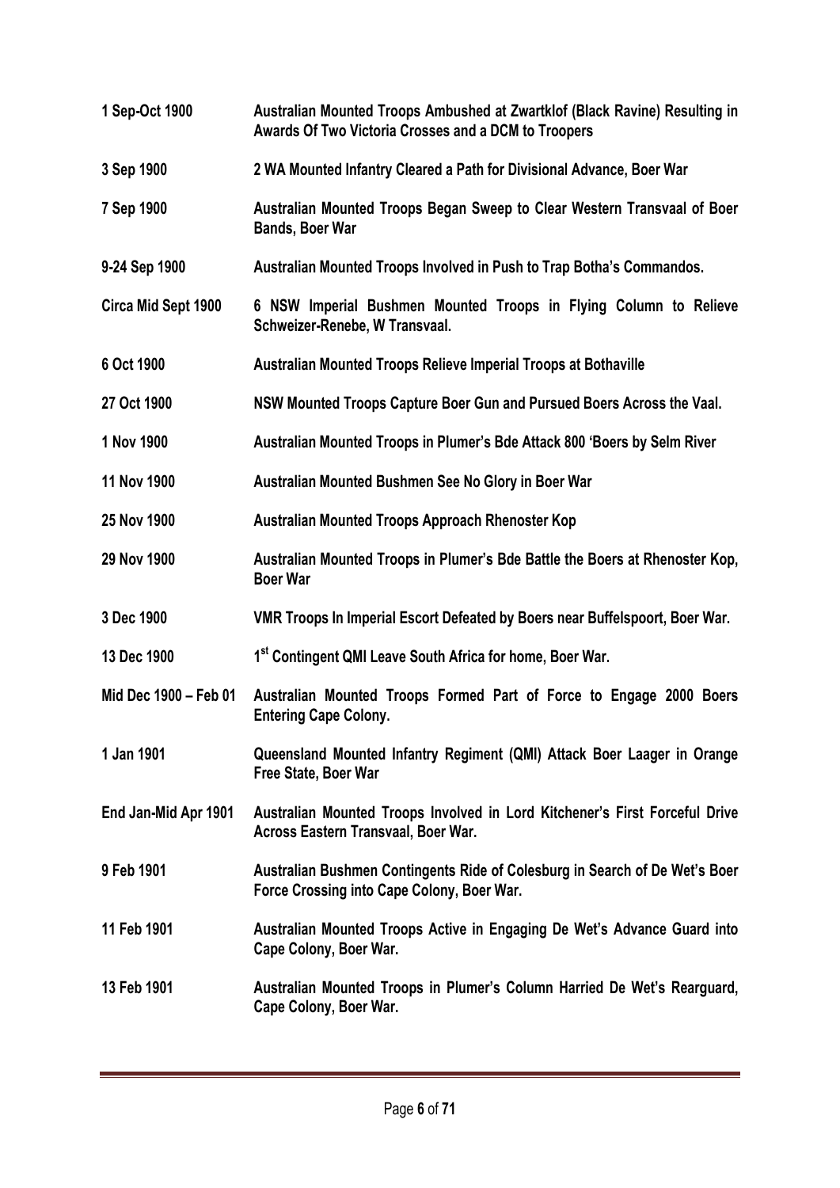| | |
|---|---|
| **1 Sep-Oct 1900** | **Australian Mounted Troops Ambushed at Zwartklof (Black Ravine) Resulting in Awards Of Two Victoria Crosses and a DCM to Troopers** |
| **3 Sep 1900** | **2 WA Mounted Infantry Cleared a Path for Divisional Advance, Boer War** |
| **7 Sep 1900** | **Australian Mounted Troops Began Sweep to Clear Western Transvaal of Boer Bands, Boer War** |
| **9-24 Sep 1900** | **Australian Mounted Troops Involved in Push to Trap Botha's Commandos.** |
| **Circa Mid Sept 1900** | **6 NSW Imperial Bushmen Mounted Troops in Flying Column to Relieve Schweizer-Renebe, W Transvaal.** |
| **6 Oct 1900** | **Australian Mounted Troops Relieve Imperial Troops at Bothaville** |
| **27 Oct 1900** | **NSW Mounted Troops Capture Boer Gun and Pursued Boers Across the Vaal.** |
| **1 Nov 1900** | **Australian Mounted Troops in Plumer's Bde Attack 800 'Boers by Selm River** |
| **11 Nov 1900** | **Australian Mounted Bushmen See No Glory in Boer War** |
| **25 Nov 1900** | **Australian Mounted Troops Approach Rhenoster Kop** |
| **29 Nov 1900** | **Australian Mounted Troops in Plumer's Bde Battle the Boers at Rhenoster Kop, Boer War** |
| **3 Dec 1900** | **VMR Troops In Imperial Escort Defeated by Boers near Buffelspoort, Boer War.** |
| **13 Dec 1900** | **1st Contingent QMI Leave South Africa for home, Boer War.** |
| **Mid Dec 1900 – Feb 01** | **Australian Mounted Troops Formed Part of Force to Engage 2000 Boers Entering Cape Colony.** |
| **1 Jan 1901** | **Queensland Mounted Infantry Regiment (QMI) Attack Boer Laager in Orange Free State, Boer War** |
| **End Jan-Mid Apr 1901** | **Australian Mounted Troops Involved in Lord Kitchener's First Forceful Drive Across Eastern Transvaal, Boer War.** |
| **9 Feb 1901** | **Australian Bushmen Contingents Ride of Colesburg in Search of De Wet's Boer Force Crossing into Cape Colony, Boer War.** |
| **11 Feb 1901** | **Australian Mounted Troops Active in Engaging De Wet's Advance Guard into Cape Colony, Boer War.** |
| **13 Feb 1901** | **Australian Mounted Troops in Plumer's Column Harried De Wet's Rearguard, Cape Colony, Boer War.** |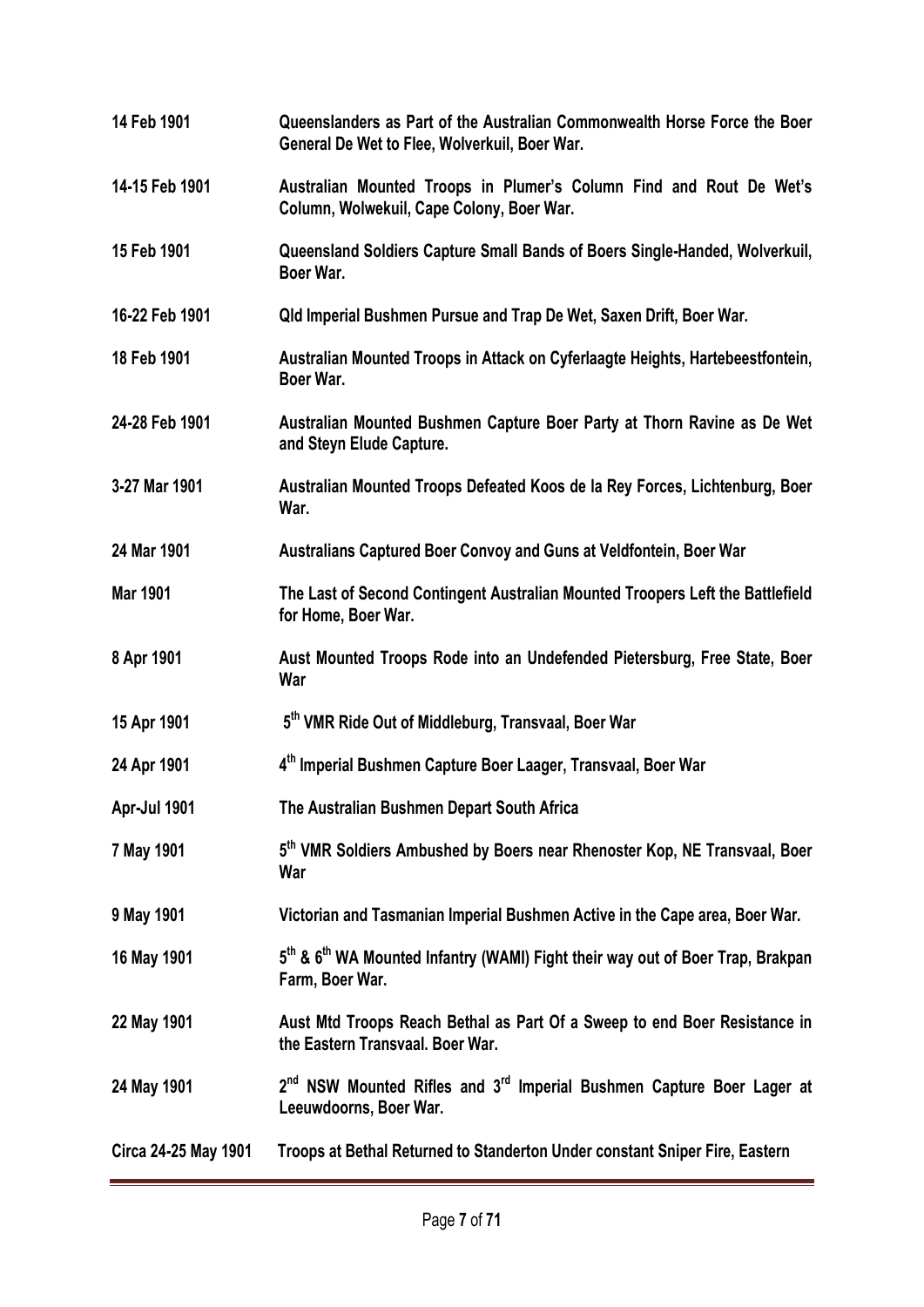**14 Feb 1901** **Queenslanders as Part of the Australian Commonwealth Horse Force the Boer General De Wet to Flee, Wolverkuil, Boer War.**

**14-15 Feb 1901** **Australian Mounted Troops in Plumer's Column Find and Rout De Wet's Column, Wolwekuil, Cape Colony, Boer War.**

**15 Feb 1901** **Queensland Soldiers Capture Small Bands of Boers Single-Handed, Wolverkuil, Boer War.**

**16-22 Feb 1901** **Qld Imperial Bushmen Pursue and Trap De Wet, Saxen Drift, Boer War.**

**18 Feb 1901** **Australian Mounted Troops in Attack on Cyferlaagte Heights, Hartebeestfontein, Boer War.**

**24-28 Feb 1901** **Australian Mounted Bushmen Capture Boer Party at Thorn Ravine as De Wet and Steyn Elude Capture.**

**3-27 Mar 1901** **Australian Mounted Troops Defeated Koos de la Rey Forces, Lichtenburg, Boer War.**

**24 Mar 1901** **Australians Captured Boer Convoy and Guns at Veldfontein, Boer War**

**Mar 1901** **The Last of Second Contingent Australian Mounted Troopers Left the Battlefield for Home, Boer War.**

**8 Apr 1901** **Aust Mounted Troops Rode into an Undefended Pietersburg, Free State, Boer War**

**15 Apr 1901** **5th VMR Ride Out of Middleburg, Transvaal, Boer War**

**24 Apr 1901** **4th Imperial Bushmen Capture Boer Laager, Transvaal, Boer War**

**Apr-Jul 1901** **The Australian Bushmen Depart South Africa**

**7 May 1901** **5th VMR Soldiers Ambushed by Boers near Rhenoster Kop, NE Transvaal, Boer War**

**9 May 1901** **Victorian and Tasmanian Imperial Bushmen Active in the Cape area, Boer War.**

**16 May 1901** **5th & 6th WA Mounted Infantry (WAMI) Fight their way out of Boer Trap, Brakpan Farm, Boer War.**

**22 May 1901** **Aust Mtd Troops Reach Bethal as Part Of a Sweep to end Boer Resistance in the Eastern Transvaal. Boer War.**

**24 May 1901** **2nd NSW Mounted Rifles and 3rd Imperial Bushmen Capture Boer Lager at Leeuwdoorns, Boer War.**

**Circa 24-25 May 1901** **Troops at Bethal Returned to Standerton Under constant Sniper Fire, Eastern**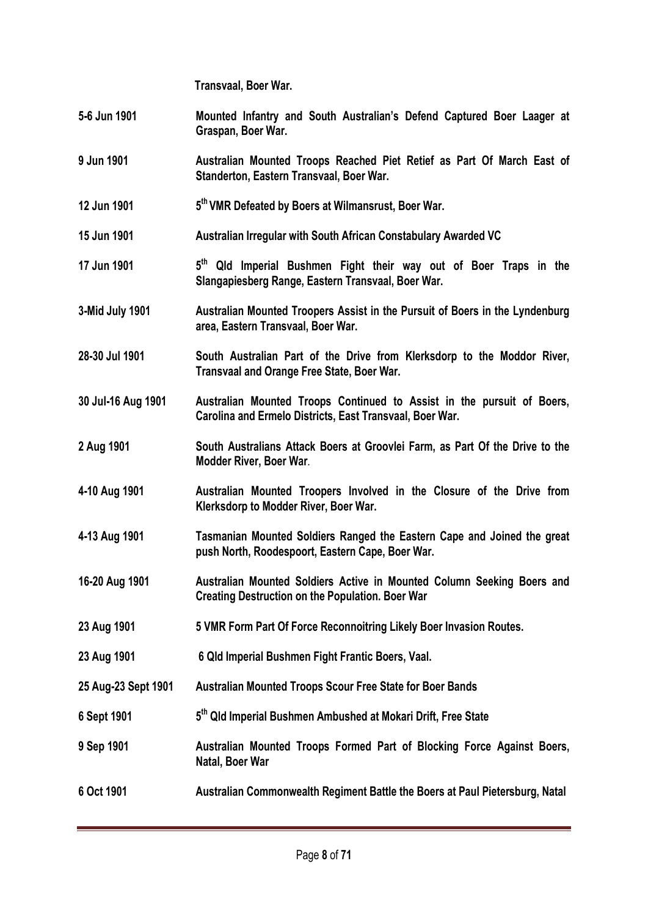| | |
|---|---|
| | **Transvaal, Boer War.** |
| **5-6 Jun 1901** | **Mounted Infantry and South Australian's Defend Captured Boer Laager at Graspan, Boer War.** |
| **9 Jun 1901** | **Australian Mounted Troops Reached Piet Retief as Part Of March East of Standerton, Eastern Transvaal, Boer War.** |
| **12 Jun 1901** | **5th VMR Defeated by Boers at Wilmansrust, Boer War.** |
| **15 Jun 1901** | **Australian Irregular with South African Constabulary Awarded VC** |
| **17 Jun 1901** | **5th Qld Imperial Bushmen Fight their way out of Boer Traps in the Slangapiesberg Range, Eastern Transvaal, Boer War.** |
| **3-Mid July 1901** | **Australian Mounted Troopers Assist in the Pursuit of Boers in the Lyndenburg area, Eastern Transvaal, Boer War.** |
| **28-30 Jul 1901** | **South Australian Part of the Drive from Klerksdorp to the Moddor River, Transvaal and Orange Free State, Boer War.** |
| **30 Jul-16 Aug 1901** | **Australian Mounted Troops Continued to Assist in the pursuit of Boers, Carolina and Ermelo Districts, East Transvaal, Boer War.** |
| **2 Aug 1901** | **South Australians Attack Boers at Groovlei Farm, as Part Of the Drive to the Modder River, Boer War.** |
| **4-10 Aug 1901** | **Australian Mounted Troopers Involved in the Closure of the Drive from Klerksdorp to Modder River, Boer War.** |
| **4-13 Aug 1901** | **Tasmanian Mounted Soldiers Ranged the Eastern Cape and Joined the great push North, Roodespoort, Eastern Cape, Boer War.** |
| **16-20 Aug 1901** | **Australian Mounted Soldiers Active in Mounted Column Seeking Boers and Creating Destruction on the Population. Boer War** |
| **23 Aug 1901** | **5 VMR Form Part Of Force Reconnoitring Likely Boer Invasion Routes.** |
| **23 Aug 1901** | **6 Qld Imperial Bushmen Fight Frantic Boers, Vaal.** |
| **25 Aug-23 Sept 1901** | **Australian Mounted Troops Scour Free State for Boer Bands** |
| **6 Sept 1901** | **5th Qld Imperial Bushmen Ambushed at Mokari Drift, Free State** |
| **9 Sep 1901** | **Australian Mounted Troops Formed Part of Blocking Force Against Boers, Natal, Boer War** |
| **6 Oct 1901** | **Australian Commonwealth Regiment Battle the Boers at Paul Pietersburg, Natal** |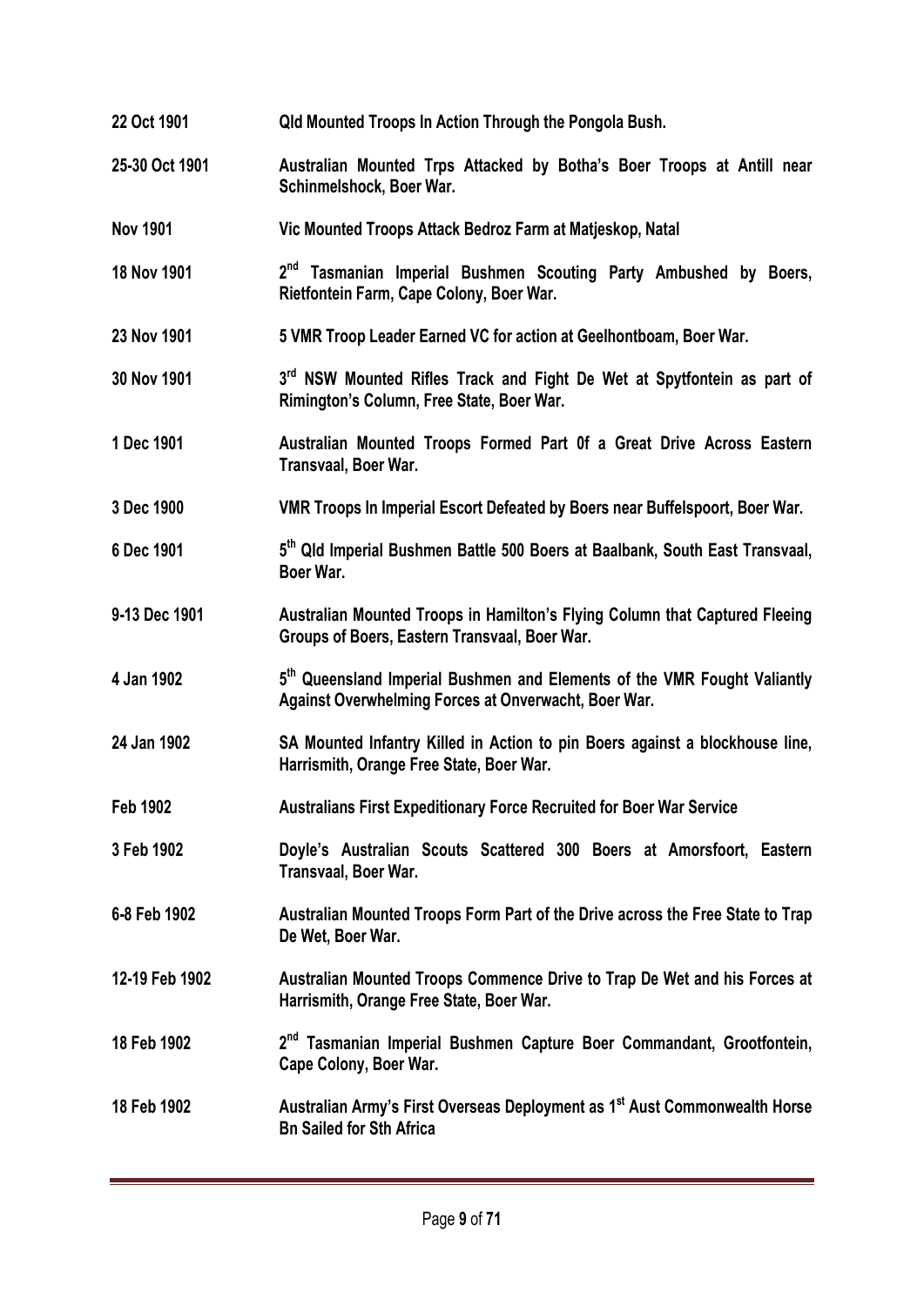| | |
|---|---|
| **22 Oct 1901** | **Qld Mounted Troops In Action Through the Pongola Bush.** |
| **25-30 Oct 1901** | **Australian Mounted Trps Attacked by Botha's Boer Troops at Antill near Schinmelshock, Boer War.** |
| **Nov 1901** | **Vic Mounted Troops Attack Bedroz Farm at Matjeskop, Natal** |
| **18 Nov 1901** | **2nd Tasmanian Imperial Bushmen Scouting Party Ambushed by Boers, Rietfontein Farm, Cape Colony, Boer War.** |
| **23 Nov 1901** | **5 VMR Troop Leader Earned VC for action at Geelhontboam, Boer War.** |
| **30 Nov 1901** | **3rd NSW Mounted Rifles Track and Fight De Wet at Spytfontein as part of Rimington's Column, Free State, Boer War.** |
| **1 Dec 1901** | **Australian Mounted Troops Formed Part 0f a Great Drive Across Eastern Transvaal, Boer War.** |
| **3 Dec 1900** | **VMR Troops In Imperial Escort Defeated by Boers near Buffelspoort, Boer War.** |
| **6 Dec 1901** | **5th Qld Imperial Bushmen Battle 500 Boers at Baalbank, South East Transvaal, Boer War.** |
| **9-13 Dec 1901** | **Australian Mounted Troops in Hamilton's Flying Column that Captured Fleeing Groups of Boers, Eastern Transvaal, Boer War.** |
| **4 Jan 1902** | **5th Queensland Imperial Bushmen and Elements of the VMR Fought Valiantly Against Overwhelming Forces at Onverwacht, Boer War.** |
| **24 Jan 1902** | **SA Mounted Infantry Killed in Action to pin Boers against a blockhouse line, Harrismith, Orange Free State, Boer War.** |
| **Feb 1902** | **Australians First Expeditionary Force Recruited for Boer War Service** |
| **3 Feb 1902** | **Doyle's Australian Scouts Scattered 300 Boers at Amorsfoort, Eastern Transvaal, Boer War.** |
| **6-8 Feb 1902** | **Australian Mounted Troops Form Part of the Drive across the Free State to Trap De Wet, Boer War.** |
| **12-19 Feb 1902** | **Australian Mounted Troops Commence Drive to Trap De Wet and his Forces at Harrismith, Orange Free State, Boer War.** |
| **18 Feb 1902** | **2nd Tasmanian Imperial Bushmen Capture Boer Commandant, Grootfontein, Cape Colony, Boer War.** |
| **18 Feb 1902** | **Australian Army's First Overseas Deployment as 1st Aust Commonwealth Horse Bn Sailed for Sth Africa** |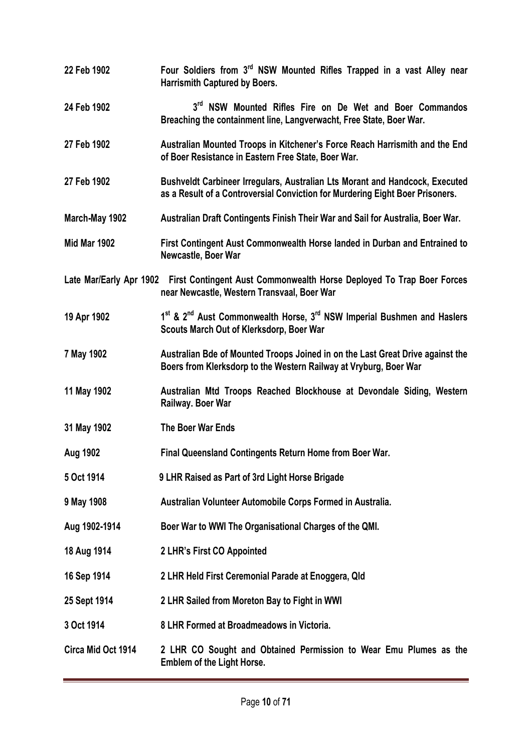| | |
|---|---|
| **22 Feb 1902** | **Four Soldiers from 3rd NSW Mounted Rifles Trapped in a vast Alley near Harrismith Captured by Boers.** |
| **24 Feb 1902** | **3rd NSW Mounted Rifles Fire on De Wet and Boer Commandos Breaching the containment line, Langverwacht, Free State, Boer War.** |
| **27 Feb 1902** | **Australian Mounted Troops in Kitchener's Force Reach Harrismith and the End of Boer Resistance in Eastern Free State, Boer War.** |
| **27 Feb 1902** | **Bushveldt Carbineer Irregulars, Australian Lts Morant and Handcock, Executed as a Result of a Controversial Conviction for Murdering Eight Boer Prisoners.** |
| **March-May 1902** | **Australian Draft Contingents Finish Their War and Sail for Australia, Boer War.** |
| **Mid Mar 1902** | **First Contingent Aust Commonwealth Horse landed in Durban and Entrained to Newcastle, Boer War** |
| **Late Mar/Early Apr 1902** | **First Contingent Aust Commonwealth Horse Deployed To Trap Boer Forces near Newcastle, Western Transvaal, Boer War** |
| **19 Apr 1902** | **1st & 2nd Aust Commonwealth Horse, 3rd NSW Imperial Bushmen and Haslers Scouts March Out of Klerksdorp, Boer War** |
| **7 May 1902** | **Australian Bde of Mounted Troops Joined in on the Last Great Drive against the Boers from Klerksdorp to the Western Railway at Vryburg, Boer War** |
| **11 May 1902** | **Australian Mtd Troops Reached Blockhouse at Devondale Siding, Western Railway. Boer War** |
| **31 May 1902** | **The Boer War Ends** |
| **Aug 1902** | **Final Queensland Contingents Return Home from Boer War.** |
| **5 Oct 1914** | **9 LHR Raised as Part of 3rd Light Horse Brigade** |
| **9 May 1908** | **Australian Volunteer Automobile Corps Formed in Australia.** |
| **Aug 1902-1914** | **Boer War to WWI The Organisational Charges of the QMI.** |
| **18 Aug 1914** | **2 LHR's First CO Appointed** |
| **16 Sep 1914** | **2 LHR Held First Ceremonial Parade at Enoggera, Qld** |
| **25 Sept 1914** | **2 LHR Sailed from Moreton Bay to Fight in WWI** |
| **3 Oct 1914** | **8 LHR Formed at Broadmeadows in Victoria.** |
| **Circa Mid Oct 1914** | **2 LHR CO Sought and Obtained Permission to Wear Emu Plumes as the Emblem of the Light Horse.** |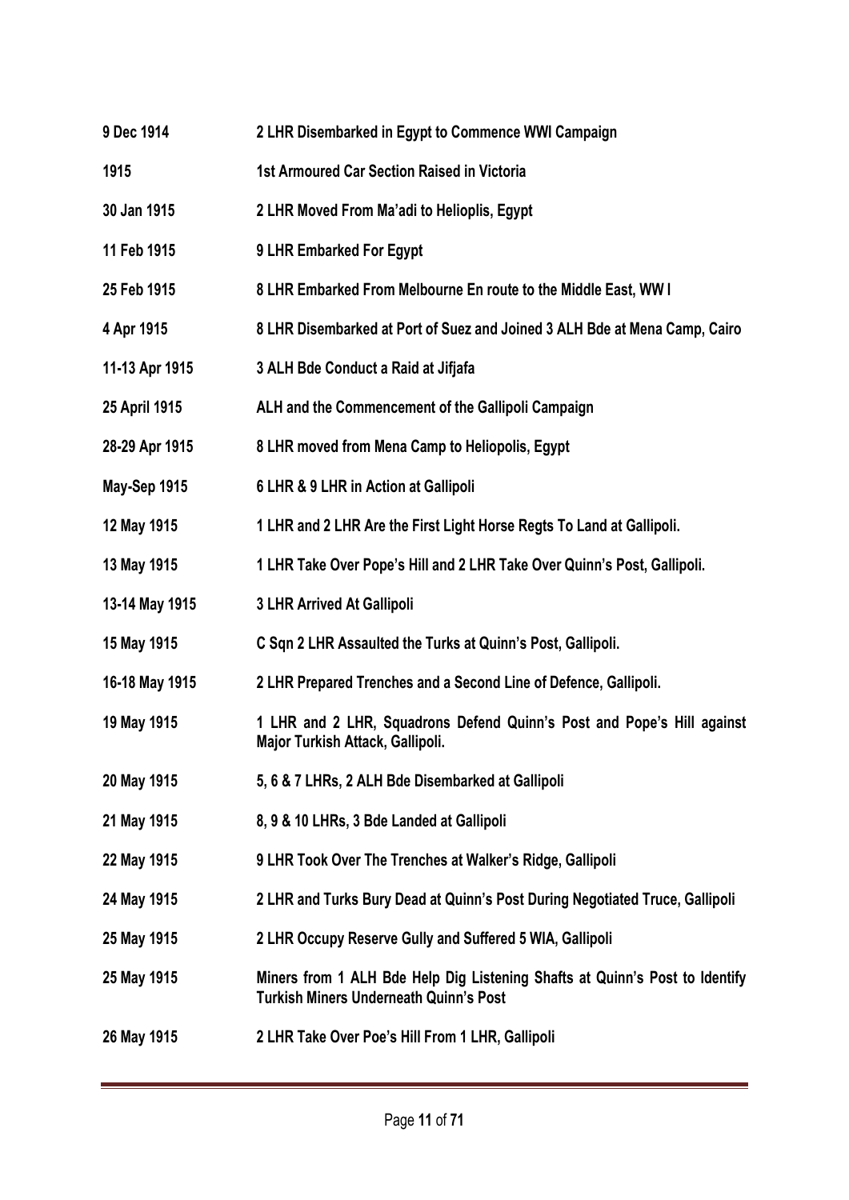| | |
|---|---|
| **9 Dec 1914** | **2 LHR Disembarked in Egypt to Commence WWI Campaign** |
| **1915** | **1st Armoured Car Section Raised in Victoria** |
| **30 Jan 1915** | **2 LHR Moved From Ma'adi to Helioplis, Egypt** |
| **11 Feb 1915** | **9 LHR Embarked For Egypt** |
| **25 Feb 1915** | **8 LHR Embarked From Melbourne En route to the Middle East, WW I** |
| **4 Apr 1915** | **8 LHR Disembarked at Port of Suez and Joined 3 ALH Bde at Mena Camp, Cairo** |
| **11-13 Apr 1915** | **3 ALH Bde Conduct a Raid at Jifjafa** |
| **25 April 1915** | **ALH and the Commencement of the Gallipoli Campaign** |
| **28-29 Apr 1915** | **8 LHR moved from Mena Camp to Heliopolis, Egypt** |
| **May-Sep 1915** | **6 LHR & 9 LHR in Action at Gallipoli** |
| **12 May 1915** | **1 LHR and 2 LHR Are the First Light Horse Regts To Land at Gallipoli.** |
| **13 May 1915** | **1 LHR Take Over Pope's Hill and 2 LHR Take Over Quinn's Post, Gallipoli.** |
| **13-14 May 1915** | **3 LHR Arrived At Gallipoli** |
| **15 May 1915** | **C Sqn 2 LHR Assaulted the Turks at Quinn's Post, Gallipoli.** |
| **16-18 May 1915** | **2 LHR Prepared Trenches and a Second Line of Defence, Gallipoli.** |
| **19 May 1915** | **1 LHR and 2 LHR, Squadrons Defend Quinn's Post and Pope's Hill against Major Turkish Attack, Gallipoli.** |
| **20 May 1915** | **5, 6 & 7 LHRs, 2 ALH Bde Disembarked at Gallipoli** |
| **21 May 1915** | **8, 9 & 10 LHRs, 3 Bde Landed at Gallipoli** |
| **22 May 1915** | **9 LHR Took Over The Trenches at Walker's Ridge, Gallipoli** |
| **24 May 1915** | **2 LHR and Turks Bury Dead at Quinn's Post During Negotiated Truce, Gallipoli** |
| **25 May 1915** | **2 LHR Occupy Reserve Gully and Suffered 5 WIA, Gallipoli** |
| **25 May 1915** | **Miners from 1 ALH Bde Help Dig Listening Shafts at Quinn's Post to Identify Turkish Miners Underneath Quinn's Post** |
| **26 May 1915** | **2 LHR Take Over Poe's Hill From 1 LHR, Gallipoli** |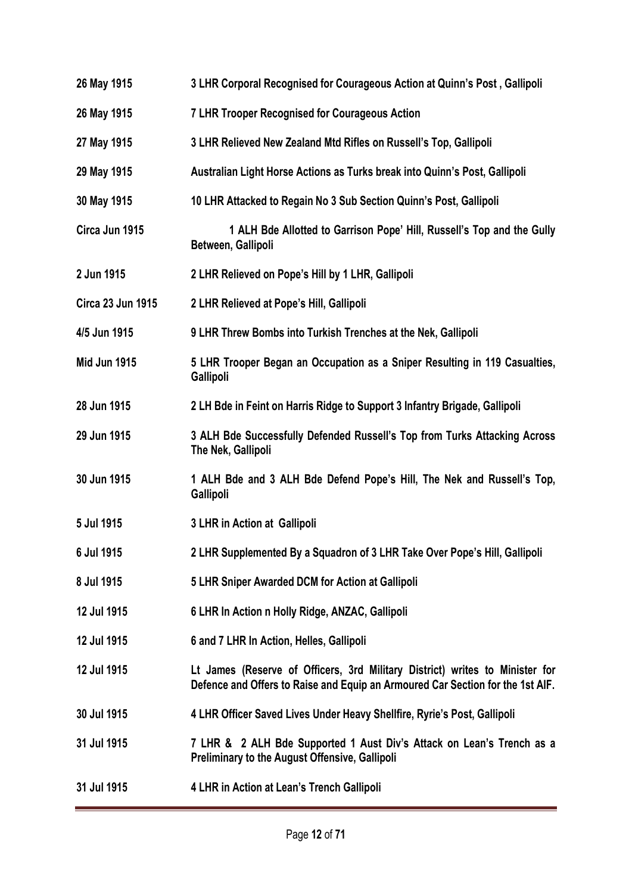| | |
|---|---|
| **26 May 1915** | **3 LHR Corporal Recognised for Courageous Action at Quinn's Post , Gallipoli** |
| **26 May 1915** | **7 LHR Trooper Recognised for Courageous Action** |
| **27 May 1915** | **3 LHR Relieved New Zealand Mtd Rifles on Russell's Top, Gallipoli** |
| **29 May 1915** | **Australian Light Horse Actions as Turks break into Quinn's Post, Gallipoli** |
| **30 May 1915** | **10 LHR Attacked to Regain No 3 Sub Section Quinn's Post, Gallipoli** |
| **Circa Jun 1915** | **1 ALH Bde Allotted to Garrison Pope' Hill, Russell's Top and the Gully Between, Gallipoli** |
| **2 Jun 1915** | **2 LHR Relieved on Pope's Hill by 1 LHR, Gallipoli** |
| **Circa 23 Jun 1915** | **2 LHR Relieved at Pope's Hill, Gallipoli** |
| **4/5 Jun 1915** | **9 LHR Threw Bombs into Turkish Trenches at the Nek, Gallipoli** |
| **Mid Jun 1915** | **5 LHR Trooper Began an Occupation as a Sniper Resulting in 119 Casualties, Gallipoli** |
| **28 Jun 1915** | **2 LH Bde in Feint on Harris Ridge to Support 3 Infantry Brigade, Gallipoli** |
| **29 Jun 1915** | **3 ALH Bde Successfully Defended Russell's Top from Turks Attacking Across The Nek, Gallipoli** |
| **30 Jun 1915** | **1 ALH Bde and 3 ALH Bde Defend Pope's Hill, The Nek and Russell's Top, Gallipoli** |
| **5 Jul 1915** | **3 LHR in Action at Gallipoli** |
| **6 Jul 1915** | **2 LHR Supplemented By a Squadron of 3 LHR Take Over Pope's Hill, Gallipoli** |
| **8 Jul 1915** | **5 LHR Sniper Awarded DCM for Action at Gallipoli** |
| **12 Jul 1915** | **6 LHR In Action n Holly Ridge, ANZAC, Gallipoli** |
| **12 Jul 1915** | **6 and 7 LHR In Action, Helles, Gallipoli** |
| **12 Jul 1915** | **Lt James (Reserve of Officers, 3rd Military District) writes to Minister for Defence and Offers to Raise and Equip an Armoured Car Section for the 1st AIF.** |
| **30 Jul 1915** | **4 LHR Officer Saved Lives Under Heavy Shellfire, Ryrie's Post, Gallipoli** |
| **31 Jul 1915** | **7 LHR & 2 ALH Bde Supported 1 Aust Div's Attack on Lean's Trench as a Preliminary to the August Offensive, Gallipoli** |
| **31 Jul 1915** | **4 LHR in Action at Lean's Trench Gallipoli** |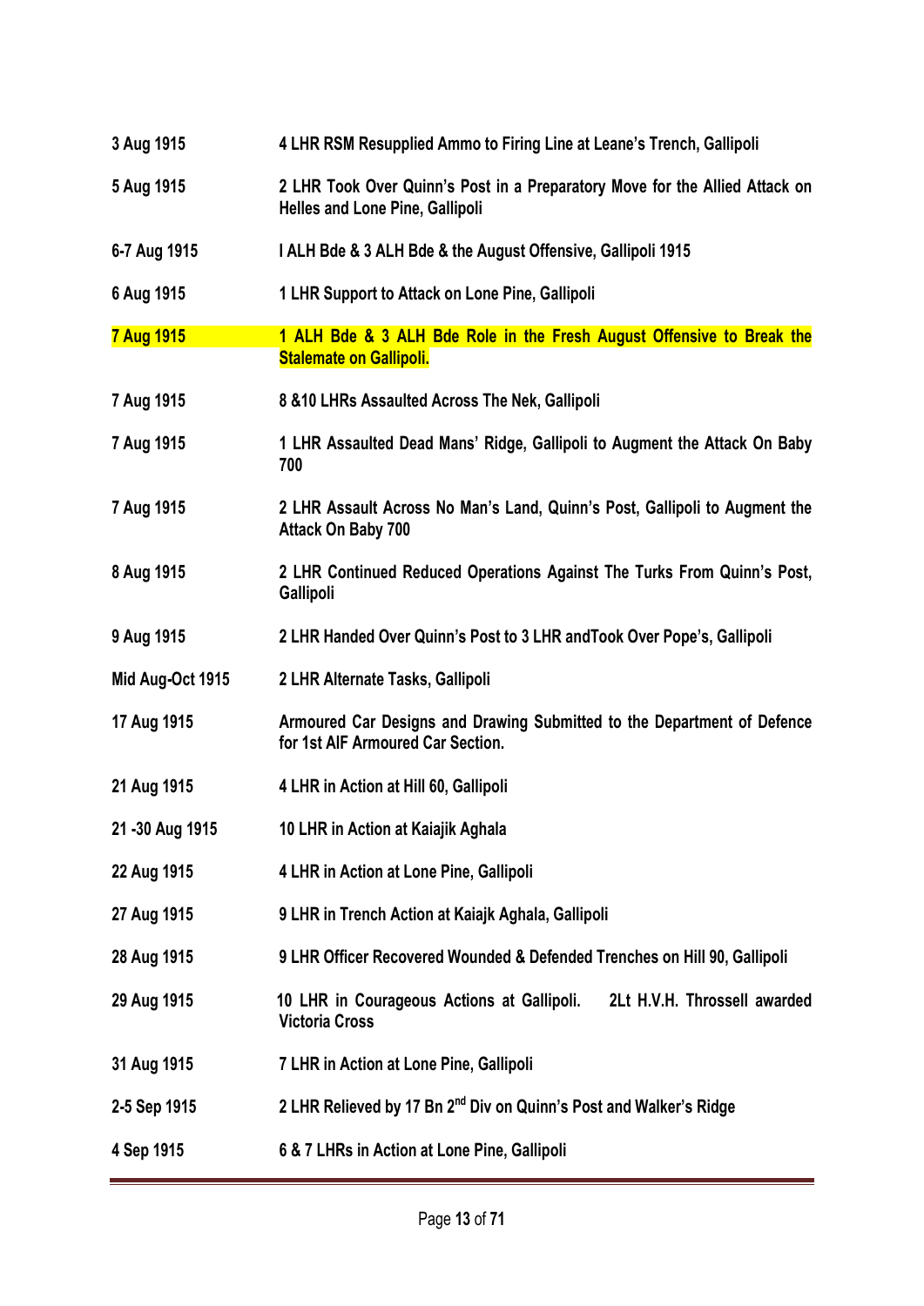| | |
|---|---|
| **3 Aug 1915** | **4 LHR RSM Resupplied Ammo to Firing Line at Leane's Trench, Gallipoli** |
| **5 Aug 1915** | **2 LHR Took Over Quinn's Post in a Preparatory Move for the Allied Attack on Helles and Lone Pine, Gallipoli** |
| **6-7 Aug 1915** | **I ALH Bde & 3 ALH Bde & the August Offensive, Gallipoli 1915** |
| **6 Aug 1915** | **1 LHR Support to Attack on Lone Pine, Gallipoli** |
| **7 Aug 1915** | **1 ALH Bde & 3 ALH Bde Role in the Fresh August Offensive to Break the Stalemate on Gallipoli.** |
| **7 Aug 1915** | **8 &10 LHRs Assaulted Across The Nek, Gallipoli** |
| **7 Aug 1915** | **1 LHR Assaulted Dead Mans' Ridge, Gallipoli to Augment the Attack On Baby 700** |
| **7 Aug 1915** | **2 LHR Assault Across No Man's Land, Quinn's Post, Gallipoli to Augment the Attack On Baby 700** |
| **8 Aug 1915** | **2 LHR Continued Reduced Operations Against The Turks From Quinn's Post, Gallipoli** |
| **9 Aug 1915** | **2 LHR Handed Over Quinn's Post to 3 LHR andTook Over Pope's, Gallipoli** |
| **Mid Aug-Oct 1915** | **2 LHR Alternate Tasks, Gallipoli** |
| **17 Aug 1915** | **Armoured Car Designs and Drawing Submitted to the Department of Defence for 1st AIF Armoured Car Section.** |
| **21 Aug 1915** | **4 LHR in Action at Hill 60, Gallipoli** |
| **21 -30 Aug 1915** | **10 LHR in Action at Kaiajik Aghala** |
| **22 Aug 1915** | **4 LHR in Action at Lone Pine, Gallipoli** |
| **27 Aug 1915** | **9 LHR in Trench Action at Kaiajk Aghala, Gallipoli** |
| **28 Aug 1915** | **9 LHR Officer Recovered Wounded & Defended Trenches on Hill 90, Gallipoli** |
| **29 Aug 1915** | **10 LHR in Courageous Actions at Gallipoli. 2Lt H.V.H. Throssell awarded Victoria Cross** |
| **31 Aug 1915** | **7 LHR in Action at Lone Pine, Gallipoli** |
| **2-5 Sep 1915** | **2 LHR Relieved by 17 Bn 2nd Div on Quinn's Post and Walker's Ridge** |
| **4 Sep 1915** | **6 & 7 LHRs in Action at Lone Pine, Gallipoli** |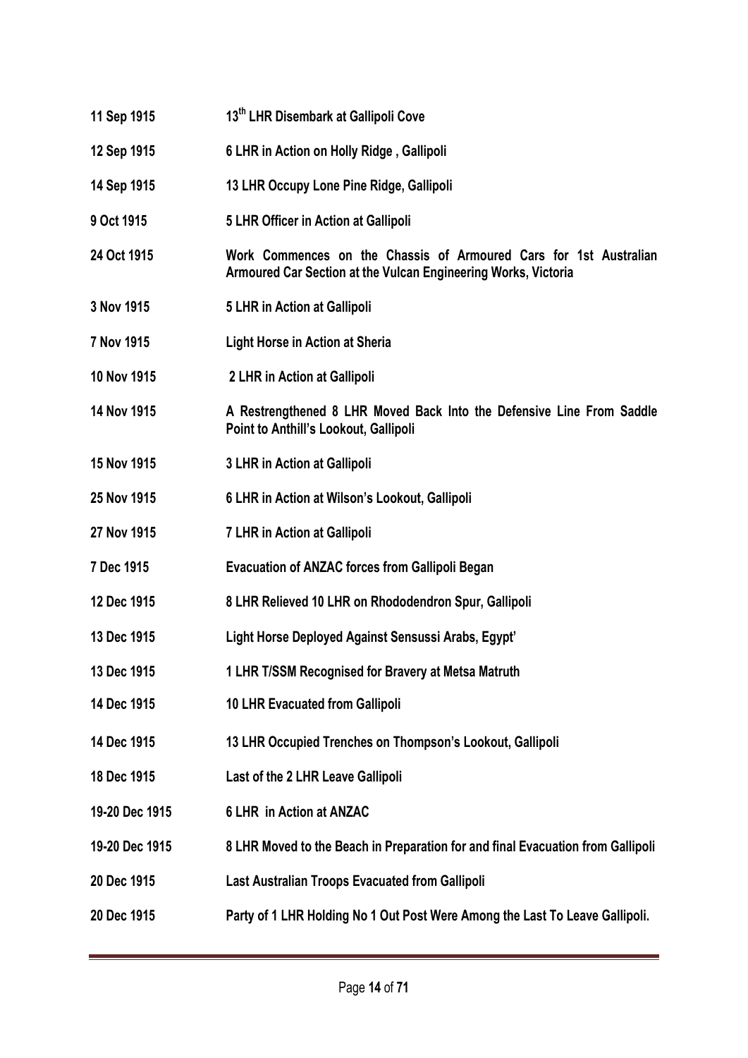| | |
|---|---|
| **11 Sep 1915** | **13th LHR Disembark at Gallipoli Cove** |
| **12 Sep 1915** | **6 LHR in Action on Holly Ridge , Gallipoli** |
| **14 Sep 1915** | **13 LHR Occupy Lone Pine Ridge, Gallipoli** |
| **9 Oct 1915** | **5 LHR Officer in Action at Gallipoli** |
| **24 Oct 1915** | **Work Commences on the Chassis of Armoured Cars for 1st Australian Armoured Car Section at the Vulcan Engineering Works, Victoria** |
| **3 Nov 1915** | **5 LHR in Action at Gallipoli** |
| **7 Nov 1915** | **Light Horse in Action at Sheria** |
| **10 Nov 1915** | **2 LHR in Action at Gallipoli** |
| **14 Nov 1915** | **A Restrengthened 8 LHR Moved Back Into the Defensive Line From Saddle Point to Anthill's Lookout, Gallipoli** |
| **15 Nov 1915** | **3 LHR in Action at Gallipoli** |
| **25 Nov 1915** | **6 LHR in Action at Wilson's Lookout, Gallipoli** |
| **27 Nov 1915** | **7 LHR in Action at Gallipoli** |
| **7 Dec 1915** | **Evacuation of ANZAC forces from Gallipoli Began** |
| **12 Dec 1915** | **8 LHR Relieved 10 LHR on Rhododendron Spur, Gallipoli** |
| **13 Dec 1915** | **Light Horse Deployed Against Sensussi Arabs, Egypt'** |
| **13 Dec 1915** | **1 LHR T/SSM Recognised for Bravery at Metsa Matruth** |
| **14 Dec 1915** | **10 LHR Evacuated from Gallipoli** |
| **14 Dec 1915** | **13 LHR Occupied Trenches on Thompson's Lookout, Gallipoli** |
| **18 Dec 1915** | **Last of the 2 LHR Leave Gallipoli** |
| **19-20 Dec 1915** | **6 LHR in Action at ANZAC** |
| **19-20 Dec 1915** | **8 LHR Moved to the Beach in Preparation for and final Evacuation from Gallipoli** |
| **20 Dec 1915** | **Last Australian Troops Evacuated from Gallipoli** |
| **20 Dec 1915** | **Party of 1 LHR Holding No 1 Out Post Were Among the Last To Leave Gallipoli.** |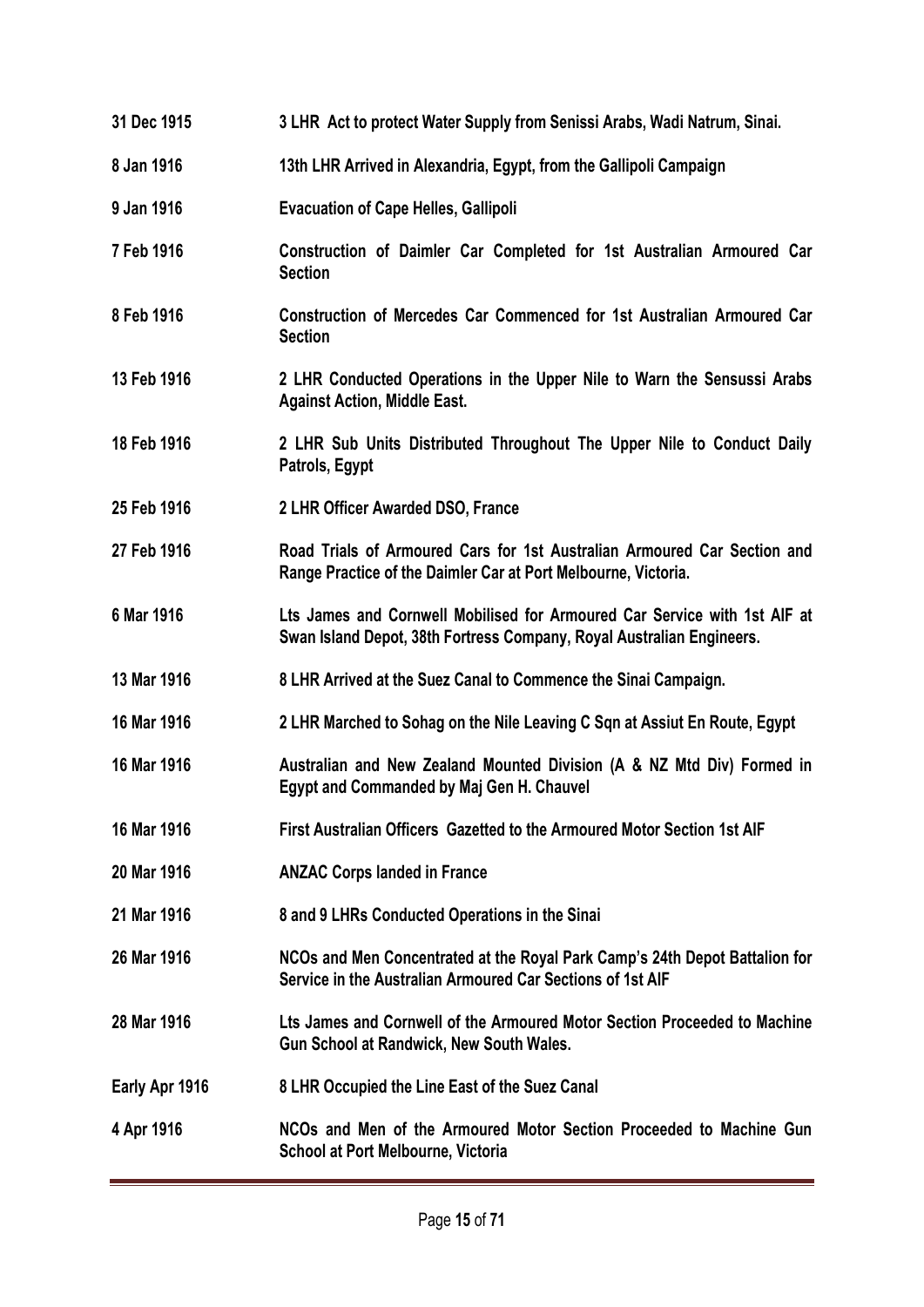| | |
|---|---|
| **31 Dec 1915** | **3 LHR Act to protect Water Supply from Senissi Arabs, Wadi Natrum, Sinai.** |
| **8 Jan 1916** | **13th LHR Arrived in Alexandria, Egypt, from the Gallipoli Campaign** |
| **9 Jan 1916** | **Evacuation of Cape Helles, Gallipoli** |
| **7 Feb 1916** | **Construction of Daimler Car Completed for 1st Australian Armoured Car Section** |
| **8 Feb 1916** | **Construction of Mercedes Car Commenced for 1st Australian Armoured Car Section** |
| **13 Feb 1916** | **2 LHR Conducted Operations in the Upper Nile to Warn the Sensussi Arabs Against Action, Middle East.** |
| **18 Feb 1916** | **2 LHR Sub Units Distributed Throughout The Upper Nile to Conduct Daily Patrols, Egypt** |
| **25 Feb 1916** | **2 LHR Officer Awarded DSO, France** |
| **27 Feb 1916** | **Road Trials of Armoured Cars for 1st Australian Armoured Car Section and Range Practice of the Daimler Car at Port Melbourne, Victoria.** |
| **6 Mar 1916** | **Lts James and Cornwell Mobilised for Armoured Car Service with 1st AIF at Swan Island Depot, 38th Fortress Company, Royal Australian Engineers.** |
| **13 Mar 1916** | **8 LHR Arrived at the Suez Canal to Commence the Sinai Campaign.** |
| **16 Mar 1916** | **2 LHR Marched to Sohag on the Nile Leaving C Sqn at Assiut En Route, Egypt** |
| **16 Mar 1916** | **Australian and New Zealand Mounted Division (A & NZ Mtd Div) Formed in Egypt and Commanded by Maj Gen H. Chauvel** |
| **16 Mar 1916** | **First Australian Officers Gazetted to the Armoured Motor Section 1st AIF** |
| **20 Mar 1916** | **ANZAC Corps landed in France** |
| **21 Mar 1916** | **8 and 9 LHRs Conducted Operations in the Sinai** |
| **26 Mar 1916** | **NCOs and Men Concentrated at the Royal Park Camp's 24th Depot Battalion for Service in the Australian Armoured Car Sections of 1st AIF** |
| **28 Mar 1916** | **Lts James and Cornwell of the Armoured Motor Section Proceeded to Machine Gun School at Randwick, New South Wales.** |
| **Early Apr 1916** | **8 LHR Occupied the Line East of the Suez Canal** |
| **4 Apr 1916** | **NCOs and Men of the Armoured Motor Section Proceeded to Machine Gun School at Port Melbourne, Victoria** |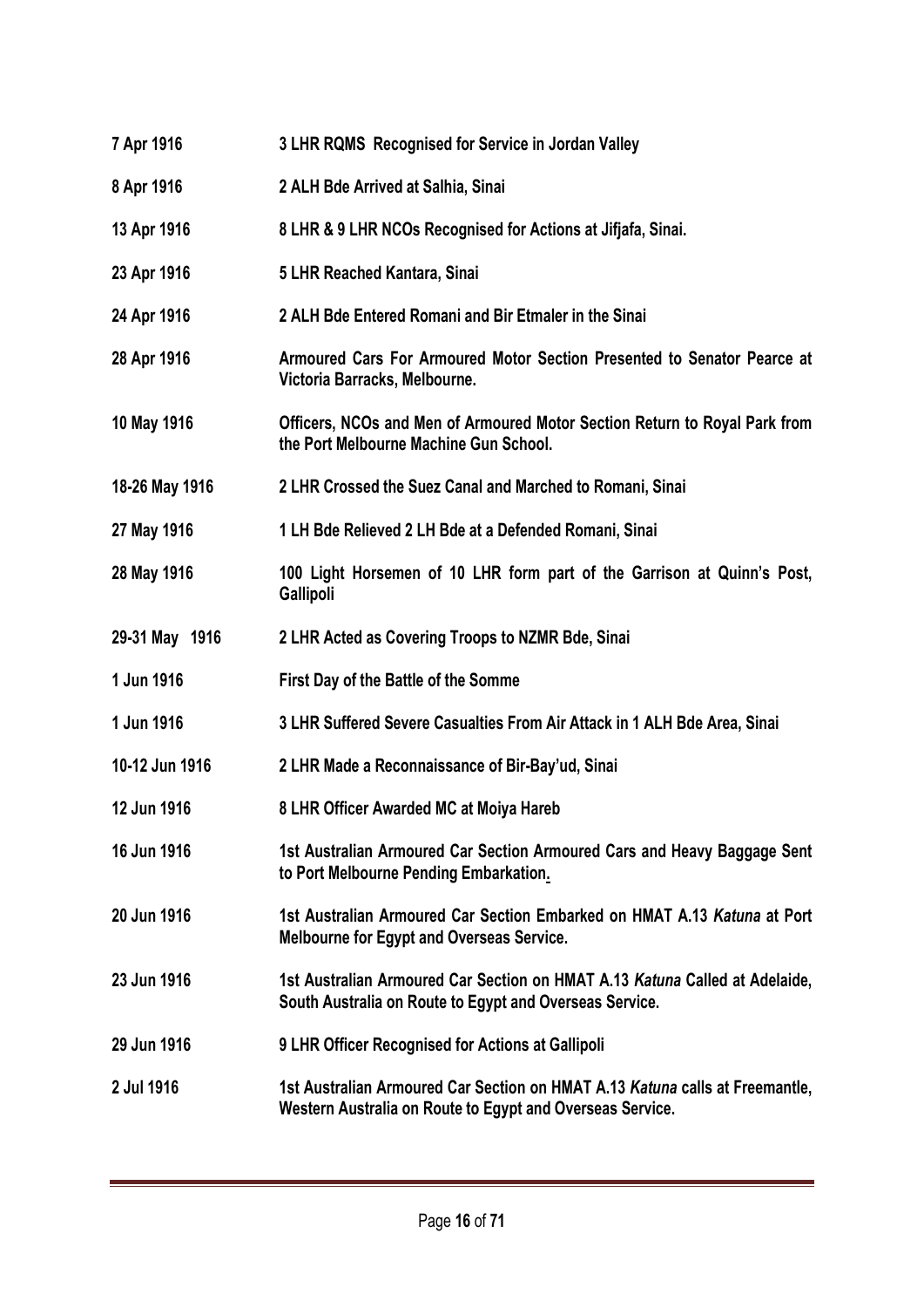| | |
|---|---|
| **7 Apr 1916** | **3 LHR RQMS Recognised for Service in Jordan Valley** |
| **8 Apr 1916** | **2 ALH Bde Arrived at Salhia, Sinai** |
| **13 Apr 1916** | **8 LHR & 9 LHR NCOs Recognised for Actions at Jifjafa, Sinai.** |
| **23 Apr 1916** | **5 LHR Reached Kantara, Sinai** |
| **24 Apr 1916** | **2 ALH Bde Entered Romani and Bir Etmaler in the Sinai** |
| **28 Apr 1916** | **Armoured Cars For Armoured Motor Section Presented to Senator Pearce at Victoria Barracks, Melbourne.** |
| **10 May 1916** | **Officers, NCOs and Men of Armoured Motor Section Return to Royal Park from the Port Melbourne Machine Gun School.** |
| **18-26 May 1916** | **2 LHR Crossed the Suez Canal and Marched to Romani, Sinai** |
| **27 May 1916** | **1 LH Bde Relieved 2 LH Bde at a Defended Romani, Sinai** |
| **28 May 1916** | **100 Light Horsemen of 10 LHR form part of the Garrison at Quinn's Post, Gallipoli** |
| **29-31 May 1916** | **2 LHR Acted as Covering Troops to NZMR Bde, Sinai** |
| **1 Jun 1916** | **First Day of the Battle of the Somme** |
| **1 Jun 1916** | **3 LHR Suffered Severe Casualties From Air Attack in 1 ALH Bde Area, Sinai** |
| **10-12 Jun 1916** | **2 LHR Made a Reconnaissance of Bir-Bay'ud, Sinai** |
| **12 Jun 1916** | **8 LHR Officer Awarded MC at Moiya Hareb** |
| **16 Jun 1916** | **1st Australian Armoured Car Section Armoured Cars and Heavy Baggage Sent to Port Melbourne Pending Embarkation.** |
| **20 Jun 1916** | **1st Australian Armoured Car Section Embarked on HMAT A.13 *Katuna* at Port Melbourne for Egypt and Overseas Service.** |
| **23 Jun 1916** | **1st Australian Armoured Car Section on HMAT A.13 *Katuna* Called at Adelaide, South Australia on Route to Egypt and Overseas Service.** |
| **29 Jun 1916** | **9 LHR Officer Recognised for Actions at Gallipoli** |
| **2 Jul 1916** | **1st Australian Armoured Car Section on HMAT A.13 *Katuna* calls at Freemantle, Western Australia on Route to Egypt and Overseas Service.** |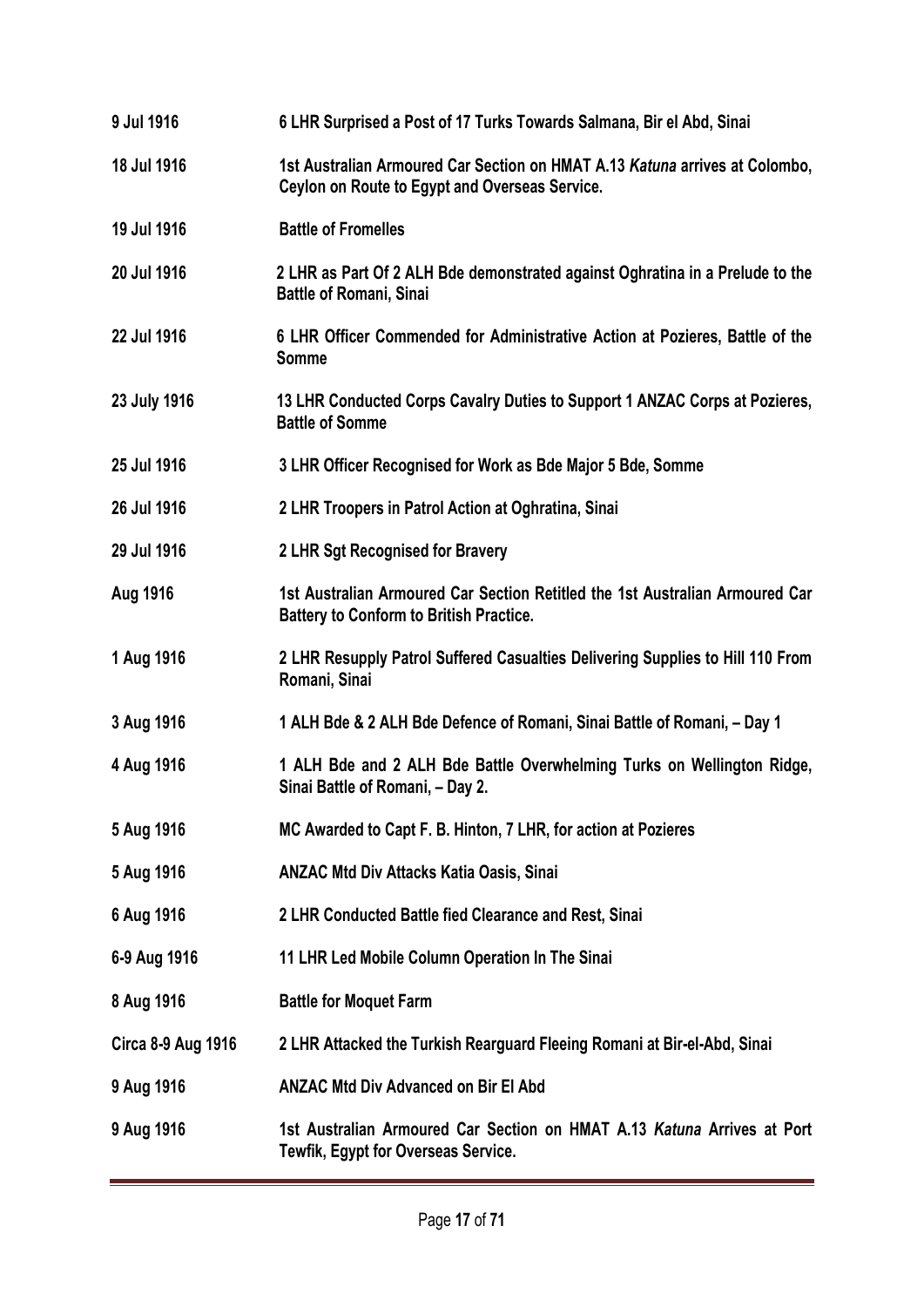| | |
|---|---|
| **9 Jul 1916** | **6 LHR Surprised a Post of 17 Turks Towards Salmana, Bir el Abd, Sinai** |
| **18 Jul 1916** | **1st Australian Armoured Car Section on HMAT A.13 *Katuna* arrives at Colombo, Ceylon on Route to Egypt and Overseas Service.** |
| **19 Jul 1916** | **Battle of Fromelles** |
| **20 Jul 1916** | **2 LHR as Part Of 2 ALH Bde demonstrated against Oghratina in a Prelude to the Battle of Romani, Sinai** |
| **22 Jul 1916** | **6 LHR Officer Commended for Administrative Action at Pozieres, Battle of the Somme** |
| **23 July 1916** | **13 LHR Conducted Corps Cavalry Duties to Support 1 ANZAC Corps at Pozieres, Battle of Somme** |
| **25 Jul 1916** | **3 LHR Officer Recognised for Work as Bde Major 5 Bde, Somme** |
| **26 Jul 1916** | **2 LHR Troopers in Patrol Action at Oghratina, Sinai** |
| **29 Jul 1916** | **2 LHR Sgt Recognised for Bravery** |
| **Aug 1916** | **1st Australian Armoured Car Section Retitled the 1st Australian Armoured Car Battery to Conform to British Practice.** |
| **1 Aug 1916** | **2 LHR Resupply Patrol Suffered Casualties Delivering Supplies to Hill 110 From Romani, Sinai** |
| **3 Aug 1916** | **1 ALH Bde & 2 ALH Bde Defence of Romani, Sinai Battle of Romani, – Day 1** |
| **4 Aug 1916** | **1 ALH Bde and 2 ALH Bde Battle Overwhelming Turks on Wellington Ridge, Sinai Battle of Romani, – Day 2.** |
| **5 Aug 1916** | **MC Awarded to Capt F. B. Hinton, 7 LHR, for action at Pozieres** |
| **5 Aug 1916** | **ANZAC Mtd Div Attacks Katia Oasis, Sinai** |
| **6 Aug 1916** | **2 LHR Conducted Battle fied Clearance and Rest, Sinai** |
| **6-9 Aug 1916** | **11 LHR Led Mobile Column Operation In The Sinai** |
| **8 Aug 1916** | **Battle for Moquet Farm** |
| **Circa 8-9 Aug 1916** | **2 LHR Attacked the Turkish Rearguard Fleeing Romani at Bir-el-Abd, Sinai** |
| **9 Aug 1916** | **ANZAC Mtd Div Advanced on Bir El Abd** |
| **9 Aug 1916** | **1st Australian Armoured Car Section on HMAT A.13 *Katuna* Arrives at Port Tewfik, Egypt for Overseas Service.** |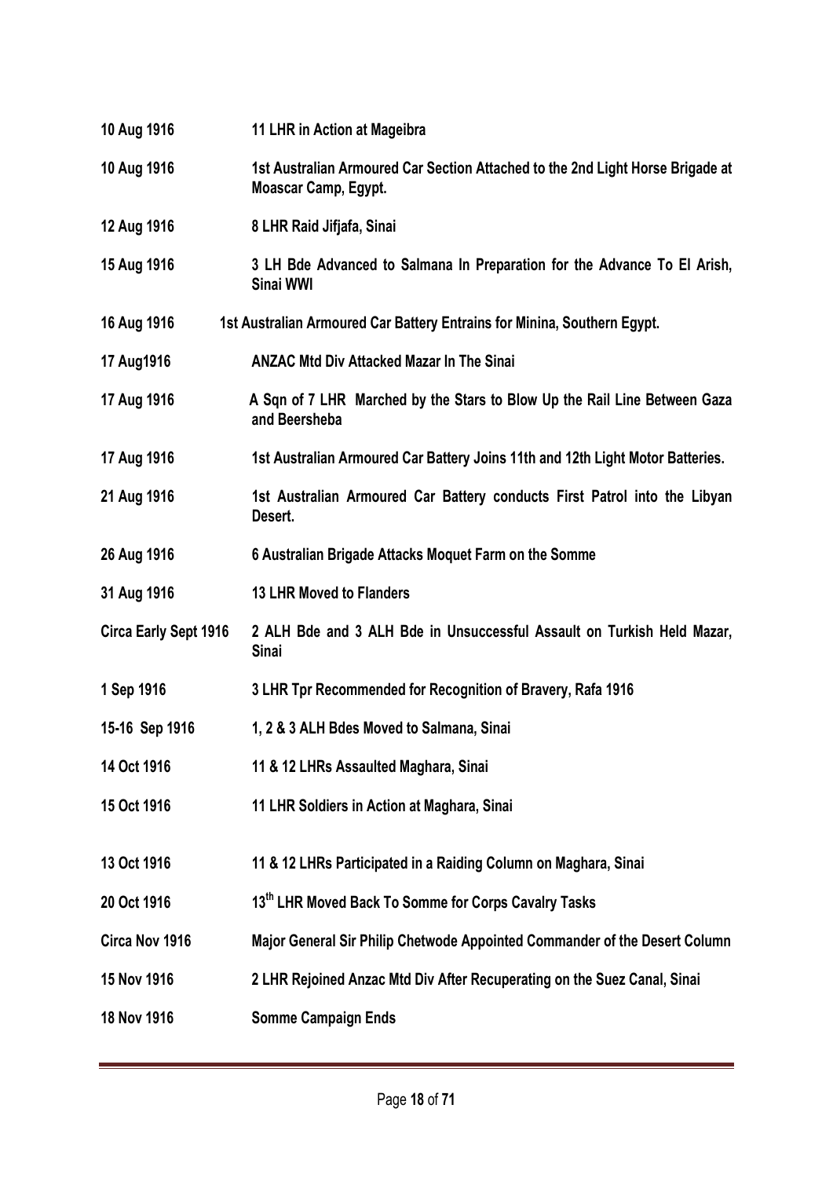| | |
|---|---|
| **10 Aug 1916** | **11 LHR in Action at Mageibra** |
| **10 Aug 1916** | **1st Australian Armoured Car Section Attached to the 2nd Light Horse Brigade at Moascar Camp, Egypt.** |
| **12 Aug 1916** | **8 LHR Raid Jifjafa, Sinai** |
| **15 Aug 1916** | **3 LH Bde Advanced to Salmana In Preparation for the Advance To El Arish, Sinai WWI** |
| **16 Aug 1916** | **1st Australian Armoured Car Battery Entrains for Minina, Southern Egypt.** |
| **17 Aug1916** | **ANZAC Mtd Div Attacked Mazar In The Sinai** |
| **17 Aug 1916** | **A Sqn of 7 LHR Marched by the Stars to Blow Up the Rail Line Between Gaza and Beersheba** |
| **17 Aug 1916** | **1st Australian Armoured Car Battery Joins 11th and 12th Light Motor Batteries.** |
| **21 Aug 1916** | **1st Australian Armoured Car Battery conducts First Patrol into the Libyan Desert.** |
| **26 Aug 1916** | **6 Australian Brigade Attacks Moquet Farm on the Somme** |
| **31 Aug 1916** | **13 LHR Moved to Flanders** |
| **Circa Early Sept 1916** | **2 ALH Bde and 3 ALH Bde in Unsuccessful Assault on Turkish Held Mazar, Sinai** |
| **1 Sep 1916** | **3 LHR Tpr Recommended for Recognition of Bravery, Rafa 1916** |
| **15-16 Sep 1916** | **1, 2 & 3 ALH Bdes Moved to Salmana, Sinai** |
| **14 Oct 1916** | **11 & 12 LHRs Assaulted Maghara, Sinai** |
| **15 Oct 1916** | **11 LHR Soldiers in Action at Maghara, Sinai** |
| **13 Oct 1916** | **11 & 12 LHRs Participated in a Raiding Column on Maghara, Sinai** |
| **20 Oct 1916** | **13th LHR Moved Back To Somme for Corps Cavalry Tasks** |
| **Circa Nov 1916** | **Major General Sir Philip Chetwode Appointed Commander of the Desert Column** |
| **15 Nov 1916** | **2 LHR Rejoined Anzac Mtd Div After Recuperating on the Suez Canal, Sinai** |
| **18 Nov 1916** | **Somme Campaign Ends** |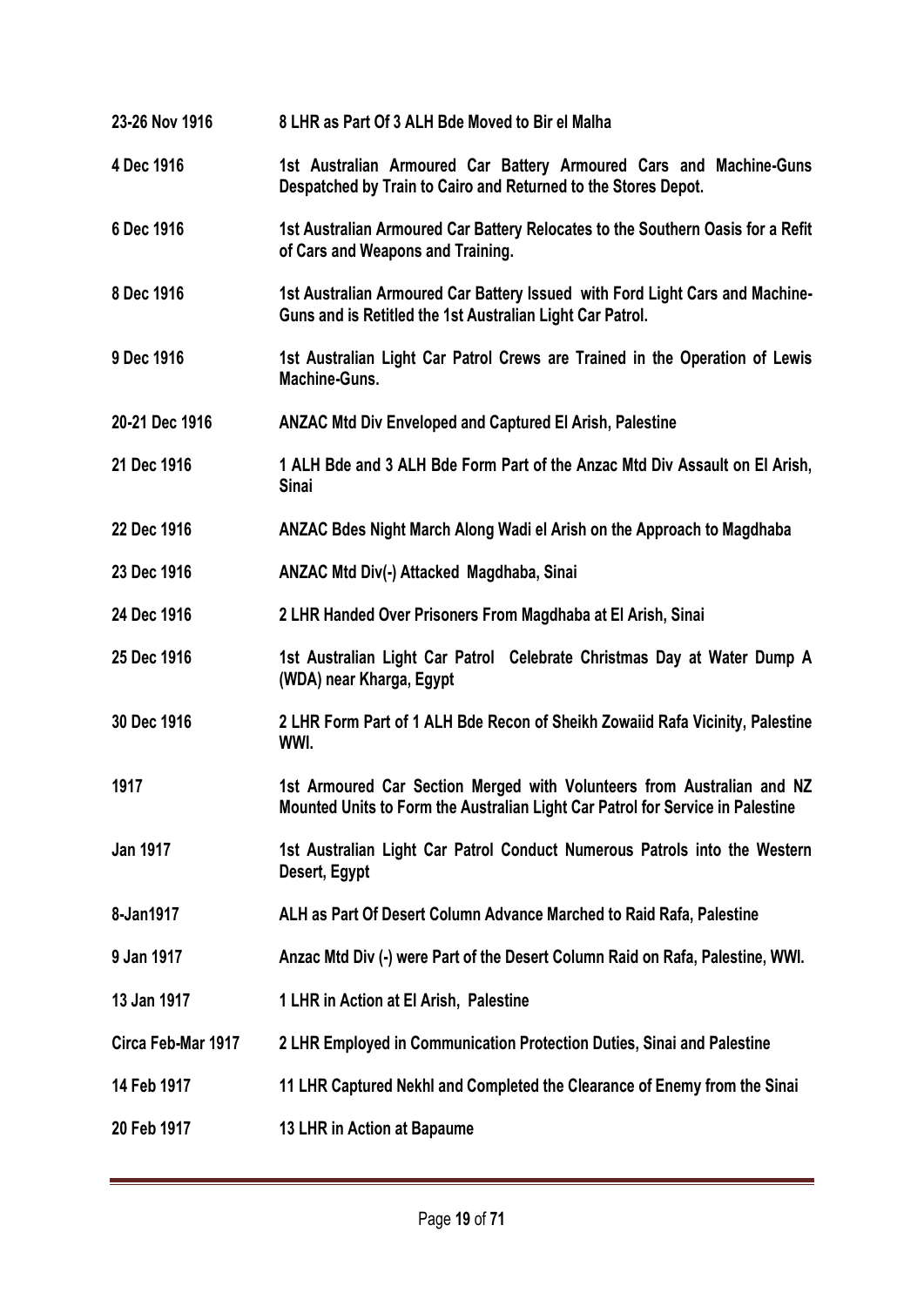| | |
|---|---|
| **23-26 Nov 1916** | **8 LHR as Part Of 3 ALH Bde Moved to Bir el Malha** |
| **4 Dec 1916** | **1st Australian Armoured Car Battery Armoured Cars and Machine-Guns Despatched by Train to Cairo and Returned to the Stores Depot.** |
| **6 Dec 1916** | **1st Australian Armoured Car Battery Relocates to the Southern Oasis for a Refit of Cars and Weapons and Training.** |
| **8 Dec 1916** | **1st Australian Armoured Car Battery Issued with Ford Light Cars and Machine-Guns and is Retitled the 1st Australian Light Car Patrol.** |
| **9 Dec 1916** | **1st Australian Light Car Patrol Crews are Trained in the Operation of Lewis Machine-Guns.** |
| **20-21 Dec 1916** | **ANZAC Mtd Div Enveloped and Captured El Arish, Palestine** |
| **21 Dec 1916** | **1 ALH Bde and 3 ALH Bde Form Part of the Anzac Mtd Div Assault on El Arish, Sinai** |
| **22 Dec 1916** | **ANZAC Bdes Night March Along Wadi el Arish on the Approach to Magdhaba** |
| **23 Dec 1916** | **ANZAC Mtd Div(-) Attacked Magdhaba, Sinai** |
| **24 Dec 1916** | **2 LHR Handed Over Prisoners From Magdhaba at El Arish, Sinai** |
| **25 Dec 1916** | **1st Australian Light Car Patrol Celebrate Christmas Day at Water Dump A (WDA) near Kharga, Egypt** |
| **30 Dec 1916** | **2 LHR Form Part of 1 ALH Bde Recon of Sheikh Zowaiid Rafa Vicinity, Palestine WWI.** |
| **1917** | **1st Armoured Car Section Merged with Volunteers from Australian and NZ Mounted Units to Form the Australian Light Car Patrol for Service in Palestine** |
| **Jan 1917** | **1st Australian Light Car Patrol Conduct Numerous Patrols into the Western Desert, Egypt** |
| **8-Jan1917** | **ALH as Part Of Desert Column Advance Marched to Raid Rafa, Palestine** |
| **9 Jan 1917** | **Anzac Mtd Div (-) were Part of the Desert Column Raid on Rafa, Palestine, WWI.** |
| **13 Jan 1917** | **1 LHR in Action at El Arish, Palestine** |
| **Circa Feb-Mar 1917** | **2 LHR Employed in Communication Protection Duties, Sinai and Palestine** |
| **14 Feb 1917** | **11 LHR Captured Nekhl and Completed the Clearance of Enemy from the Sinai** |
| **20 Feb 1917** | **13 LHR in Action at Bapaume** |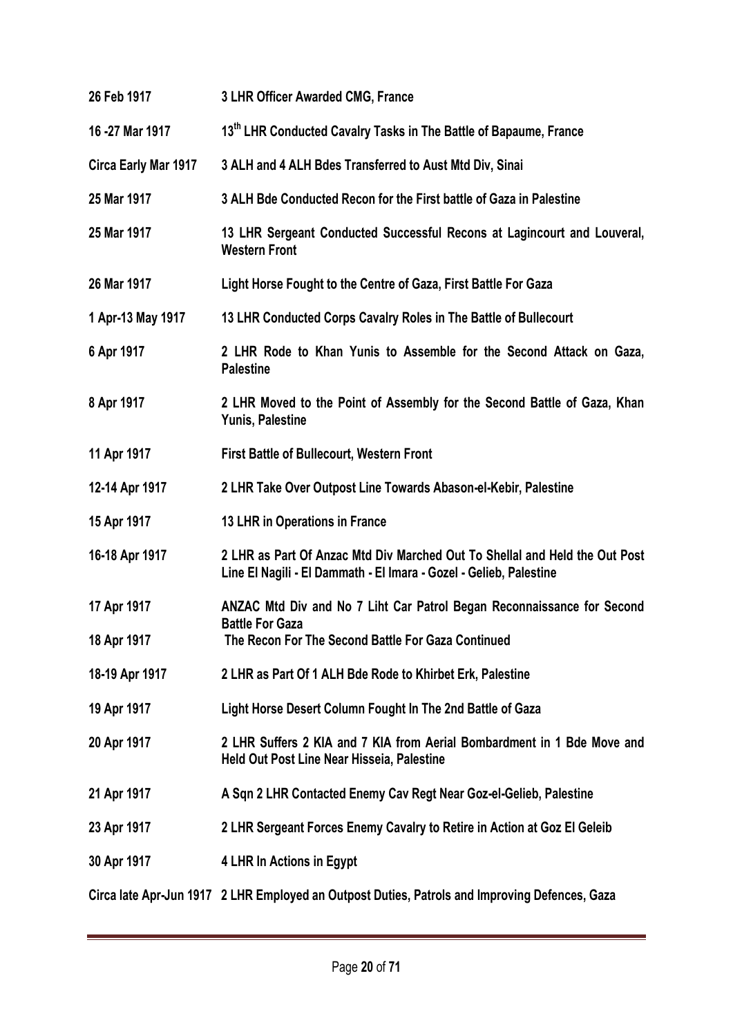**26 Feb 1917** **3 LHR Officer Awarded CMG, France**

**16 -27 Mar 1917** **13th LHR Conducted Cavalry Tasks in The Battle of Bapaume, France**

**Circa Early Mar 1917** **3 ALH and 4 ALH Bdes Transferred to Aust Mtd Div, Sinai**

**25 Mar 1917** **3 ALH Bde Conducted Recon for the First battle of Gaza in Palestine**

**25 Mar 1917** **13 LHR Sergeant Conducted Successful Recons at Lagincourt and Louveral, Western Front**

**26 Mar 1917** **Light Horse Fought to the Centre of Gaza, First Battle For Gaza**

**1 Apr-13 May 1917** **13 LHR Conducted Corps Cavalry Roles in The Battle of Bullecourt**

**6 Apr 1917** **2 LHR Rode to Khan Yunis to Assemble for the Second Attack on Gaza, Palestine**

**8 Apr 1917** **2 LHR Moved to the Point of Assembly for the Second Battle of Gaza, Khan Yunis, Palestine**

**11 Apr 1917** **First Battle of Bullecourt, Western Front**

**12-14 Apr 1917** **2 LHR Take Over Outpost Line Towards Abason-el-Kebir, Palestine**

**15 Apr 1917** **13 LHR in Operations in France**

**16-18 Apr 1917** **2 LHR as Part Of Anzac Mtd Div Marched Out To Shellal and Held the Out Post Line El Nagili - El Dammath - El Imara - Gozel - Gelieb, Palestine**

**17 Apr 1917** **ANZAC Mtd Div and No 7 Liht Car Patrol Began Reconnaissance for Second Battle For Gaza**

**18 Apr 1917** **The Recon For The Second Battle For Gaza Continued**

**18-19 Apr 1917** **2 LHR as Part Of 1 ALH Bde Rode to Khirbet Erk, Palestine**

**19 Apr 1917** **Light Horse Desert Column Fought In The 2nd Battle of Gaza**

**20 Apr 1917** **2 LHR Suffers 2 KIA and 7 KIA from Aerial Bombardment in 1 Bde Move and Held Out Post Line Near Hisseia, Palestine**

**21 Apr 1917** **A Sqn 2 LHR Contacted Enemy Cav Regt Near Goz-el-Gelieb, Palestine**

**23 Apr 1917** **2 LHR Sergeant Forces Enemy Cavalry to Retire in Action at Goz El Geleib**

**30 Apr 1917** **4 LHR In Actions in Egypt**

**Circa late Apr-Jun 1917** **2 LHR Employed an Outpost Duties, Patrols and Improving Defences, Gaza**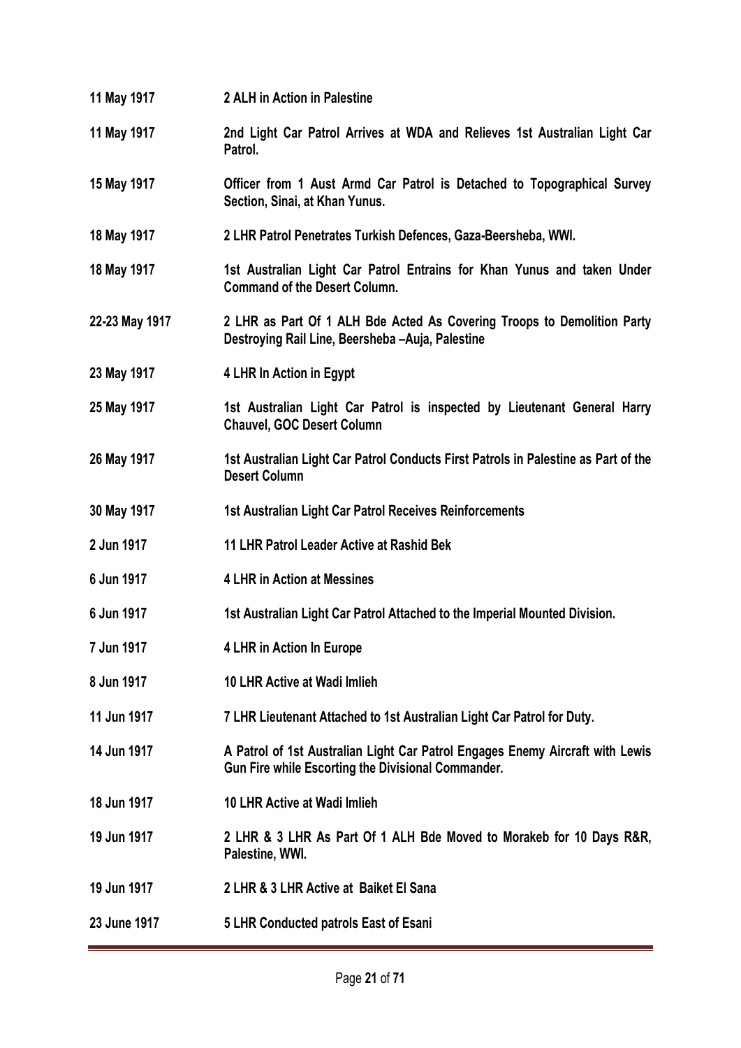| | |
|---|---|
| **11 May 1917** | **2 ALH in Action in Palestine** |
| **11 May 1917** | **2nd Light Car Patrol Arrives at WDA and Relieves 1st Australian Light Car Patrol.** |
| **15 May 1917** | **Officer from 1 Aust Armd Car Patrol is Detached to Topographical Survey Section, Sinai, at Khan Yunus.** |
| **18 May 1917** | **2 LHR Patrol Penetrates Turkish Defences, Gaza-Beersheba, WWI.** |
| **18 May 1917** | **1st Australian Light Car Patrol Entrains for Khan Yunus and taken Under Command of the Desert Column.** |
| **22-23 May 1917** | **2 LHR as Part Of 1 ALH Bde Acted As Covering Troops to Demolition Party Destroying Rail Line, Beersheba –Auja, Palestine** |
| **23 May 1917** | **4 LHR In Action in Egypt** |
| **25 May 1917** | **1st Australian Light Car Patrol is inspected by Lieutenant General Harry Chauvel, GOC Desert Column** |
| **26 May 1917** | **1st Australian Light Car Patrol Conducts First Patrols in Palestine as Part of the Desert Column** |
| **30 May 1917** | **1st Australian Light Car Patrol Receives Reinforcements** |
| **2 Jun 1917** | **11 LHR Patrol Leader Active at Rashid Bek** |
| **6 Jun 1917** | **4 LHR in Action at Messines** |
| **6 Jun 1917** | **1st Australian Light Car Patrol Attached to the Imperial Mounted Division.** |
| **7 Jun 1917** | **4 LHR in Action In Europe** |
| **8 Jun 1917** | **10 LHR Active at Wadi Imlieh** |
| **11 Jun 1917** | **7 LHR Lieutenant Attached to 1st Australian Light Car Patrol for Duty.** |
| **14 Jun 1917** | **A Patrol of 1st Australian Light Car Patrol Engages Enemy Aircraft with Lewis Gun Fire while Escorting the Divisional Commander.** |
| **18 Jun 1917** | **10 LHR Active at Wadi Imlieh** |
| **19 Jun 1917** | **2 LHR & 3 LHR As Part Of 1 ALH Bde Moved to Morakeb for 10 Days R&R, Palestine, WWI.** |
| **19 Jun 1917** | **2 LHR & 3 LHR Active at Baiket El Sana** |
| **23 June 1917** | **5 LHR Conducted patrols East of Esani** |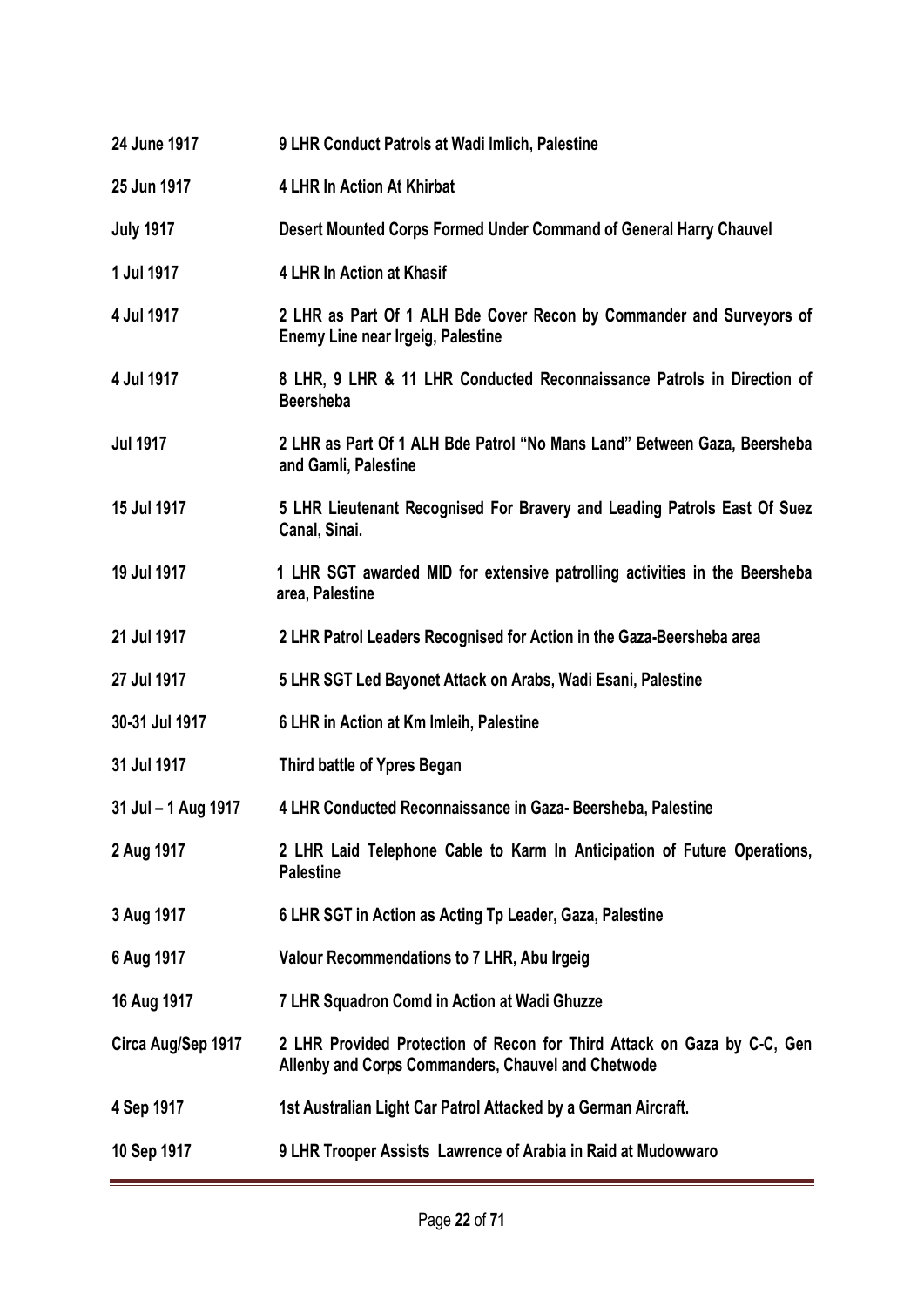| | |
|---|---|
| **24 June 1917** | **9 LHR Conduct Patrols at Wadi Imlich, Palestine** |
| **25 Jun 1917** | **4 LHR In Action At Khirbat** |
| **July 1917** | **Desert Mounted Corps Formed Under Command of General Harry Chauvel** |
| **1 Jul 1917** | **4 LHR In Action at Khasif** |
| **4 Jul 1917** | **2 LHR as Part Of 1 ALH Bde Cover Recon by Commander and Surveyors of Enemy Line near Irgeig, Palestine** |
| **4 Jul 1917** | **8 LHR, 9 LHR & 11 LHR Conducted Reconnaissance Patrols in Direction of Beersheba** |
| **Jul 1917** | **2 LHR as Part Of 1 ALH Bde Patrol "No Mans Land" Between Gaza, Beersheba and Gamli, Palestine** |
| **15 Jul 1917** | **5 LHR Lieutenant Recognised For Bravery and Leading Patrols East Of Suez Canal, Sinai.** |
| **19 Jul 1917** | **1 LHR SGT awarded MID for extensive patrolling activities in the Beersheba area, Palestine** |
| **21 Jul 1917** | **2 LHR Patrol Leaders Recognised for Action in the Gaza-Beersheba area** |
| **27 Jul 1917** | **5 LHR SGT Led Bayonet Attack on Arabs, Wadi Esani, Palestine** |
| **30-31 Jul 1917** | **6 LHR in Action at Km Imleih, Palestine** |
| **31 Jul 1917** | **Third battle of Ypres Began** |
| **31 Jul – 1 Aug 1917** | **4 LHR Conducted Reconnaissance in Gaza- Beersheba, Palestine** |
| **2 Aug 1917** | **2 LHR Laid Telephone Cable to Karm In Anticipation of Future Operations, Palestine** |
| **3 Aug 1917** | **6 LHR SGT in Action as Acting Tp Leader, Gaza, Palestine** |
| **6 Aug 1917** | **Valour Recommendations to 7 LHR, Abu Irgeig** |
| **16 Aug 1917** | **7 LHR Squadron Comd in Action at Wadi Ghuzze** |
| **Circa Aug/Sep 1917** | **2 LHR Provided Protection of Recon for Third Attack on Gaza by C-C, Gen Allenby and Corps Commanders, Chauvel and Chetwode** |
| **4 Sep 1917** | **1st Australian Light Car Patrol Attacked by a German Aircraft.** |
| **10 Sep 1917** | **9 LHR Trooper Assists Lawrence of Arabia in Raid at Mudowwaro** |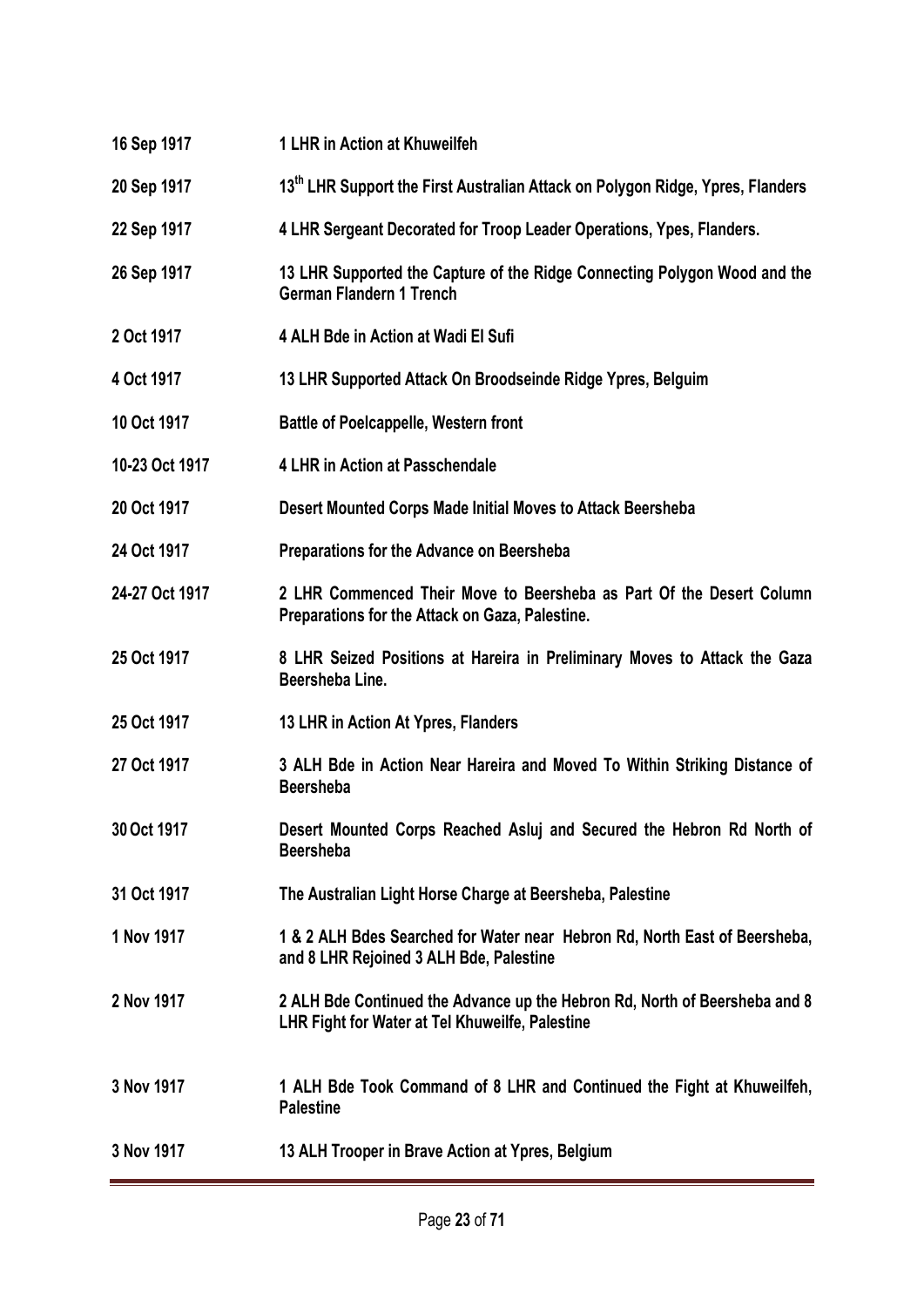| | |
|---|---|
| **16 Sep 1917** | **1 LHR in Action at Khuweilfeh** |
| **20 Sep 1917** | **13th LHR Support the First Australian Attack on Polygon Ridge, Ypres, Flanders** |
| **22 Sep 1917** | **4 LHR Sergeant Decorated for Troop Leader Operations, Ypes, Flanders.** |
| **26 Sep 1917** | **13 LHR Supported the Capture of the Ridge Connecting Polygon Wood and the German Flandern 1 Trench** |
| **2 Oct 1917** | **4 ALH Bde in Action at Wadi El Sufi** |
| **4 Oct 1917** | **13 LHR Supported Attack On Broodseinde Ridge Ypres, Belguim** |
| **10 Oct 1917** | **Battle of Poelcappelle, Western front** |
| **10-23 Oct 1917** | **4 LHR in Action at Passchendale** |
| **20 Oct 1917** | **Desert Mounted Corps Made Initial Moves to Attack Beersheba** |
| **24 Oct 1917** | **Preparations for the Advance on Beersheba** |
| **24-27 Oct 1917** | **2 LHR Commenced Their Move to Beersheba as Part Of the Desert Column Preparations for the Attack on Gaza, Palestine.** |
| **25 Oct 1917** | **8 LHR Seized Positions at Hareira in Preliminary Moves to Attack the Gaza Beersheba Line.** |
| **25 Oct 1917** | **13 LHR in Action At Ypres, Flanders** |
| **27 Oct 1917** | **3 ALH Bde in Action Near Hareira and Moved To Within Striking Distance of Beersheba** |
| **30 Oct 1917** | **Desert Mounted Corps Reached Asluj and Secured the Hebron Rd North of Beersheba** |
| **31 Oct 1917** | **The Australian Light Horse Charge at Beersheba, Palestine** |
| **1 Nov 1917** | **1 & 2 ALH Bdes Searched for Water near Hebron Rd, North East of Beersheba, and 8 LHR Rejoined 3 ALH Bde, Palestine** |
| **2 Nov 1917** | **2 ALH Bde Continued the Advance up the Hebron Rd, North of Beersheba and 8 LHR Fight for Water at Tel Khuweilfe, Palestine** |
| **3 Nov 1917** | **1 ALH Bde Took Command of 8 LHR and Continued the Fight at Khuweilfeh, Palestine** |
| **3 Nov 1917** | **13 ALH Trooper in Brave Action at Ypres, Belgium** |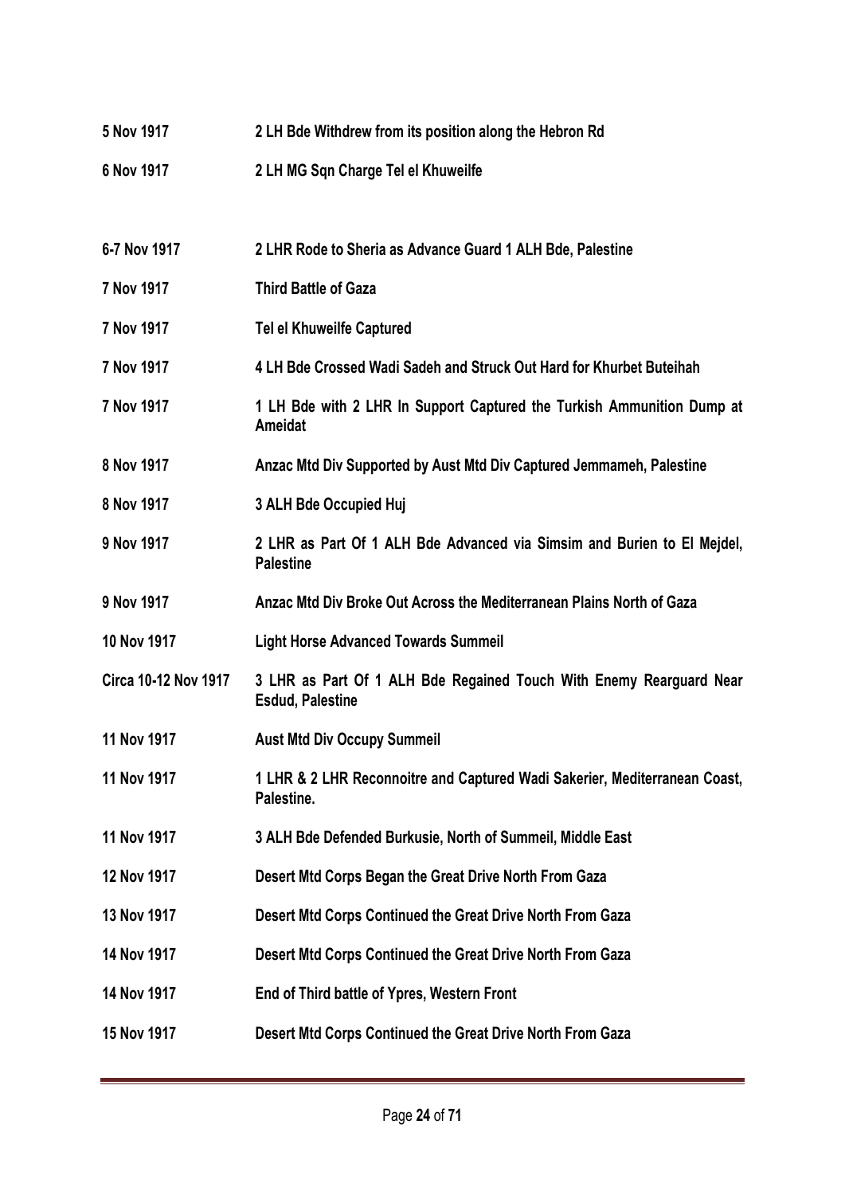| | |
|---|---|
| **5 Nov 1917** | **2 LH Bde Withdrew from its position along the Hebron Rd** |
| **6 Nov 1917** | **2 LH MG Sqn Charge Tel el Khuweilfe** |
| **6-7 Nov 1917** | **2 LHR Rode to Sheria as Advance Guard 1 ALH Bde, Palestine** |
| **7 Nov 1917** | **Third Battle of Gaza** |
| **7 Nov 1917** | **Tel el Khuweilfe Captured** |
| **7 Nov 1917** | **4 LH Bde Crossed Wadi Sadeh and Struck Out Hard for Khurbet Buteihah** |
| **7 Nov 1917** | **1 LH Bde with 2 LHR In Support Captured the Turkish Ammunition Dump at Ameidat** |
| **8 Nov 1917** | **Anzac Mtd Div Supported by Aust Mtd Div Captured Jemmameh, Palestine** |
| **8 Nov 1917** | **3 ALH Bde Occupied Huj** |
| **9 Nov 1917** | **2 LHR as Part Of 1 ALH Bde Advanced via Simsim and Burien to El Mejdel, Palestine** |
| **9 Nov 1917** | **Anzac Mtd Div Broke Out Across the Mediterranean Plains North of Gaza** |
| **10 Nov 1917** | **Light Horse Advanced Towards Summeil** |
| **Circa 10-12 Nov 1917** | **3 LHR as Part Of 1 ALH Bde Regained Touch With Enemy Rearguard Near Esdud, Palestine** |
| **11 Nov 1917** | **Aust Mtd Div Occupy Summeil** |
| **11 Nov 1917** | **1 LHR & 2 LHR Reconnoitre and Captured Wadi Sakerier, Mediterranean Coast, Palestine.** |
| **11 Nov 1917** | **3 ALH Bde Defended Burkusie, North of Summeil, Middle East** |
| **12 Nov 1917** | **Desert Mtd Corps Began the Great Drive North From Gaza** |
| **13 Nov 1917** | **Desert Mtd Corps Continued the Great Drive North From Gaza** |
| **14 Nov 1917** | **Desert Mtd Corps Continued the Great Drive North From Gaza** |
| **14 Nov 1917** | **End of Third battle of Ypres, Western Front** |
| **15 Nov 1917** | **Desert Mtd Corps Continued the Great Drive North From Gaza** |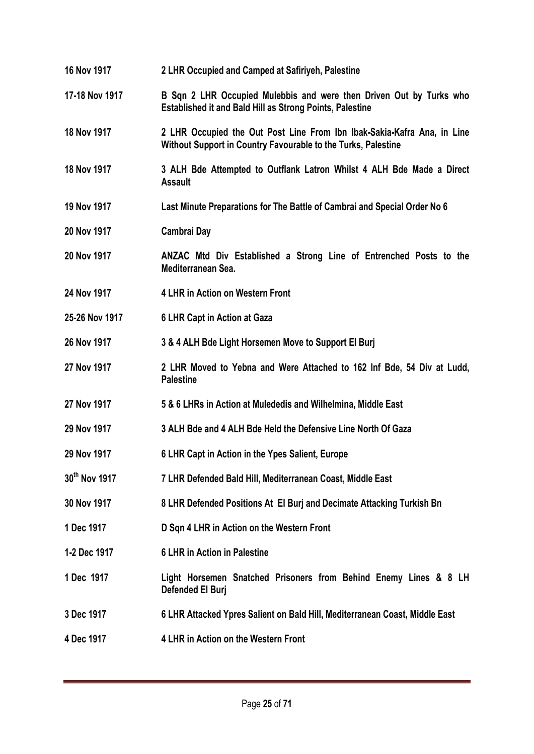| | |
|---|---|
| **16 Nov 1917** | **2 LHR Occupied and Camped at Safiriyeh, Palestine** |
| **17-18 Nov 1917** | **B Sqn 2 LHR Occupied Mulebbis and were then Driven Out by Turks who Established it and Bald Hill as Strong Points, Palestine** |
| **18 Nov 1917** | **2 LHR Occupied the Out Post Line From Ibn Ibak-Sakia-Kafra Ana, in Line Without Support in Country Favourable to the Turks, Palestine** |
| **18 Nov 1917** | **3 ALH Bde Attempted to Outflank Latron Whilst 4 ALH Bde Made a Direct Assault** |
| **19 Nov 1917** | **Last Minute Preparations for The Battle of Cambrai and Special Order No 6** |
| **20 Nov 1917** | **Cambrai Day** |
| **20 Nov 1917** | **ANZAC Mtd Div Established a Strong Line of Entrenched Posts to the Mediterranean Sea.** |
| **24 Nov 1917** | **4 LHR in Action on Western Front** |
| **25-26 Nov 1917** | **6 LHR Capt in Action at Gaza** |
| **26 Nov 1917** | **3 & 4 ALH Bde Light Horsemen Move to Support El Burj** |
| **27 Nov 1917** | **2 LHR Moved to Yebna and Were Attached to 162 Inf Bde, 54 Div at Ludd, Palestine** |
| **27 Nov 1917** | **5 & 6 LHRs in Action at Mulededis and Wilhelmina, Middle East** |
| **29 Nov 1917** | **3 ALH Bde and 4 ALH Bde Held the Defensive Line North Of Gaza** |
| **29 Nov 1917** | **6 LHR Capt in Action in the Ypes Salient, Europe** |
| **30th Nov 1917** | **7 LHR Defended Bald Hill, Mediterranean Coast, Middle East** |
| **30 Nov 1917** | **8 LHR Defended Positions At El Burj and Decimate Attacking Turkish Bn** |
| **1 Dec 1917** | **D Sqn 4 LHR in Action on the Western Front** |
| **1-2 Dec 1917** | **6 LHR in Action in Palestine** |
| **1 Dec 1917** | **Light Horsemen Snatched Prisoners from Behind Enemy Lines & 8 LH Defended El Burj** |
| **3 Dec 1917** | **6 LHR Attacked Ypres Salient on Bald Hill, Mediterranean Coast, Middle East** |
| **4 Dec 1917** | **4 LHR in Action on the Western Front** |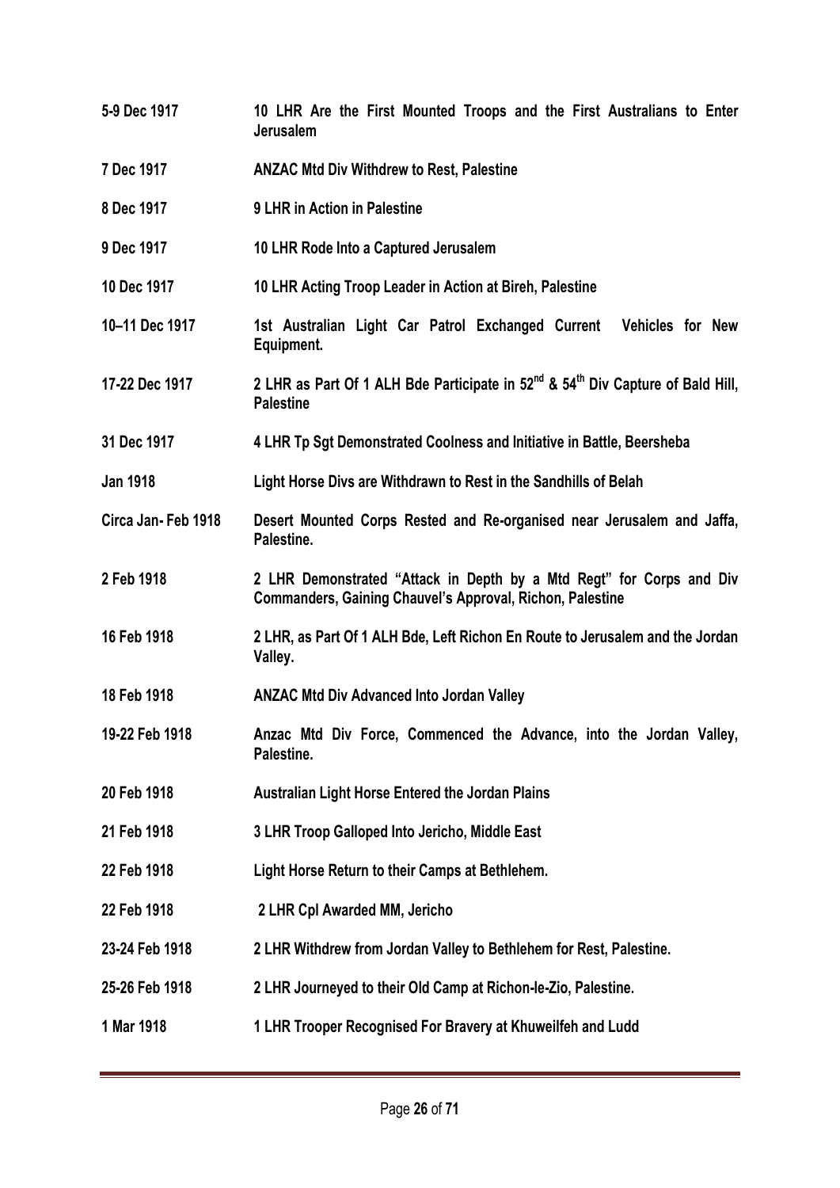| | |
|---|---|
| **5-9 Dec 1917** | **10 LHR Are the First Mounted Troops and the First Australians to Enter Jerusalem** |
| **7 Dec 1917** | **ANZAC Mtd Div Withdrew to Rest, Palestine** |
| **8 Dec 1917** | **9 LHR in Action in Palestine** |
| **9 Dec 1917** | **10 LHR Rode Into a Captured Jerusalem** |
| **10 Dec 1917** | **10 LHR Acting Troop Leader in Action at Bireh, Palestine** |
| **10–11 Dec 1917** | **1st Australian Light Car Patrol Exchanged Current Vehicles for New Equipment.** |
| **17-22 Dec 1917** | **2 LHR as Part Of 1 ALH Bde Participate in 52nd & 54th Div Capture of Bald Hill, Palestine** |
| **31 Dec 1917** | **4 LHR Tp Sgt Demonstrated Coolness and Initiative in Battle, Beersheba** |
| **Jan 1918** | **Light Horse Divs are Withdrawn to Rest in the Sandhills of Belah** |
| **Circa Jan- Feb 1918** | **Desert Mounted Corps Rested and Re-organised near Jerusalem and Jaffa, Palestine.** |
| **2 Feb 1918** | **2 LHR Demonstrated "Attack in Depth by a Mtd Regt" for Corps and Div Commanders, Gaining Chauvel's Approval, Richon, Palestine** |
| **16 Feb 1918** | **2 LHR, as Part Of 1 ALH Bde, Left Richon En Route to Jerusalem and the Jordan Valley.** |
| **18 Feb 1918** | **ANZAC Mtd Div Advanced Into Jordan Valley** |
| **19-22 Feb 1918** | **Anzac Mtd Div Force, Commenced the Advance, into the Jordan Valley, Palestine.** |
| **20 Feb 1918** | **Australian Light Horse Entered the Jordan Plains** |
| **21 Feb 1918** | **3 LHR Troop Galloped Into Jericho, Middle East** |
| **22 Feb 1918** | **Light Horse Return to their Camps at Bethlehem.** |
| **22 Feb 1918** | **2 LHR Cpl Awarded MM, Jericho** |
| **23-24 Feb 1918** | **2 LHR Withdrew from Jordan Valley to Bethlehem for Rest, Palestine.** |
| **25-26 Feb 1918** | **2 LHR Journeyed to their Old Camp at Richon-le-Zio, Palestine.** |
| **1 Mar 1918** | **1 LHR Trooper Recognised For Bravery at Khuweilfeh and Ludd** |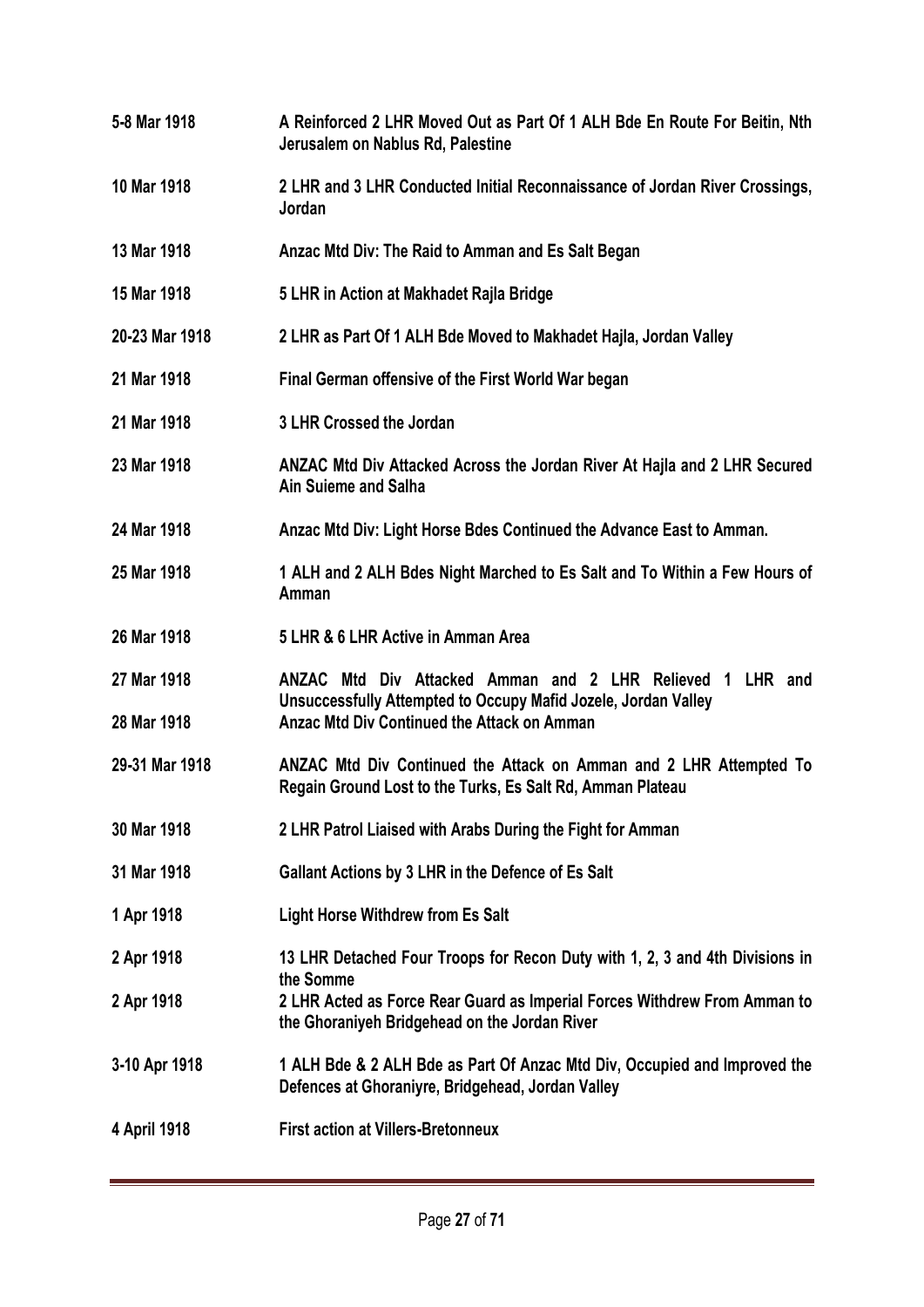| | |
|---|---|
| **5-8 Mar 1918** | **A Reinforced 2 LHR Moved Out as Part Of 1 ALH Bde En Route For Beitin, Nth Jerusalem on Nablus Rd, Palestine** |
| **10 Mar 1918** | **2 LHR and 3 LHR Conducted Initial Reconnaissance of Jordan River Crossings, Jordan** |
| **13 Mar 1918** | **Anzac Mtd Div: The Raid to Amman and Es Salt Began** |
| **15 Mar 1918** | **5 LHR in Action at Makhadet Rajla Bridge** |
| **20-23 Mar 1918** | **2 LHR as Part Of 1 ALH Bde Moved to Makhadet Hajla, Jordan Valley** |
| **21 Mar 1918** | **Final German offensive of the First World War began** |
| **21 Mar 1918** | **3 LHR Crossed the Jordan** |
| **23 Mar 1918** | **ANZAC Mtd Div Attacked Across the Jordan River At Hajla and 2 LHR Secured Ain Suieme and Salha** |
| **24 Mar 1918** | **Anzac Mtd Div: Light Horse Bdes Continued the Advance East to Amman.** |
| **25 Mar 1918** | **1 ALH and 2 ALH Bdes Night Marched to Es Salt and To Within a Few Hours of Amman** |
| **26 Mar 1918** | **5 LHR & 6 LHR Active in Amman Area** |
| **27 Mar 1918** | **ANZAC Mtd Div Attacked Amman and 2 LHR Relieved 1 LHR and Unsuccessfully Attempted to Occupy Mafid Jozele, Jordan Valley** |
| **28 Mar 1918** | **Anzac Mtd Div Continued the Attack on Amman** |
| **29-31 Mar 1918** | **ANZAC Mtd Div Continued the Attack on Amman and 2 LHR Attempted To Regain Ground Lost to the Turks, Es Salt Rd, Amman Plateau** |
| **30 Mar 1918** | **2 LHR Patrol Liaised with Arabs During the Fight for Amman** |
| **31 Mar 1918** | **Gallant Actions by 3 LHR in the Defence of Es Salt** |
| **1 Apr 1918** | **Light Horse Withdrew from Es Salt** |
| **2 Apr 1918** | **13 LHR Detached Four Troops for Recon Duty with 1, 2, 3 and 4th Divisions in the Somme** |
| **2 Apr 1918** | **2 LHR Acted as Force Rear Guard as Imperial Forces Withdrew From Amman to the Ghoraniyeh Bridgehead on the Jordan River** |
| **3-10 Apr 1918** | **1 ALH Bde & 2 ALH Bde as Part Of Anzac Mtd Div, Occupied and Improved the Defences at Ghoraniyre, Bridgehead, Jordan Valley** |
| **4 April 1918** | **First action at Villers-Bretonneux** |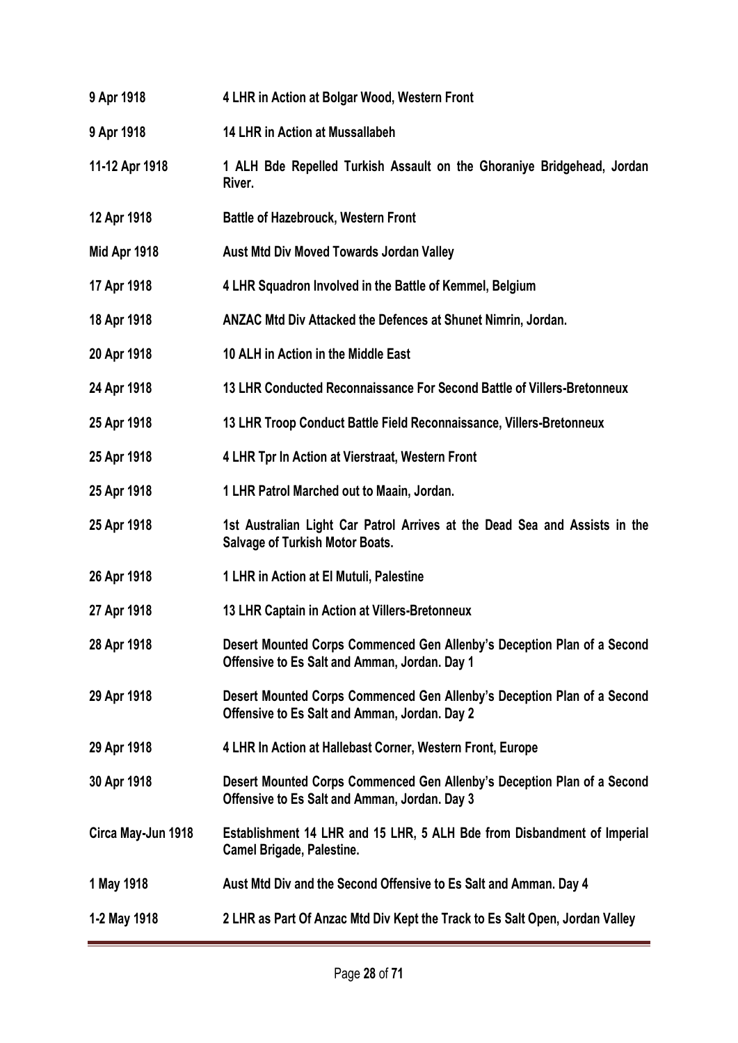| | |
|---|---|
| **9 Apr 1918** | **4 LHR in Action at Bolgar Wood, Western Front** |
| **9 Apr 1918** | **14 LHR in Action at Mussallabeh** |
| **11-12 Apr 1918** | **1 ALH Bde Repelled Turkish Assault on the Ghoraniye Bridgehead, Jordan River.** |
| **12 Apr 1918** | **Battle of Hazebrouck, Western Front** |
| **Mid Apr 1918** | **Aust Mtd Div Moved Towards Jordan Valley** |
| **17 Apr 1918** | **4 LHR Squadron Involved in the Battle of Kemmel, Belgium** |
| **18 Apr 1918** | **ANZAC Mtd Div Attacked the Defences at Shunet Nimrin, Jordan.** |
| **20 Apr 1918** | **10 ALH in Action in the Middle East** |
| **24 Apr 1918** | **13 LHR Conducted Reconnaissance For Second Battle of Villers-Bretonneux** |
| **25 Apr 1918** | **13 LHR Troop Conduct Battle Field Reconnaissance, Villers-Bretonneux** |
| **25 Apr 1918** | **4 LHR Tpr In Action at Vierstraat, Western Front** |
| **25 Apr 1918** | **1 LHR Patrol Marched out to Maain, Jordan.** |
| **25 Apr 1918** | **1st Australian Light Car Patrol Arrives at the Dead Sea and Assists in the Salvage of Turkish Motor Boats.** |
| **26 Apr 1918** | **1 LHR in Action at El Mutuli, Palestine** |
| **27 Apr 1918** | **13 LHR Captain in Action at Villers-Bretonneux** |
| **28 Apr 1918** | **Desert Mounted Corps Commenced Gen Allenby's Deception Plan of a Second Offensive to Es Salt and Amman, Jordan. Day 1** |
| **29 Apr 1918** | **Desert Mounted Corps Commenced Gen Allenby's Deception Plan of a Second Offensive to Es Salt and Amman, Jordan. Day 2** |
| **29 Apr 1918** | **4 LHR In Action at Hallebast Corner, Western Front, Europe** |
| **30 Apr 1918** | **Desert Mounted Corps Commenced Gen Allenby's Deception Plan of a Second Offensive to Es Salt and Amman, Jordan. Day 3** |
| **Circa May-Jun 1918** | **Establishment 14 LHR and 15 LHR, 5 ALH Bde from Disbandment of Imperial Camel Brigade, Palestine.** |
| **1 May 1918** | **Aust Mtd Div and the Second Offensive to Es Salt and Amman. Day 4** |
| **1-2 May 1918** | **2 LHR as Part Of Anzac Mtd Div Kept the Track to Es Salt Open, Jordan Valley** |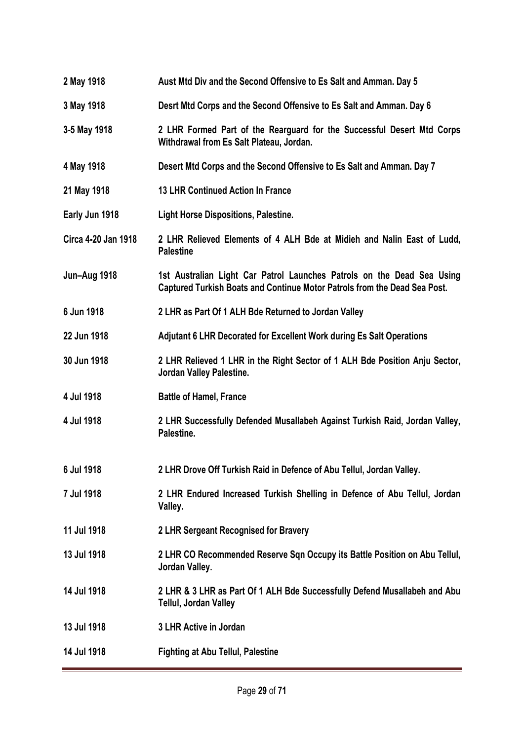| | |
|---|---|
| **2 May 1918** | **Aust Mtd Div and the Second Offensive to Es Salt and Amman. Day 5** |
| **3 May 1918** | **Desrt Mtd Corps and the Second Offensive to Es Salt and Amman. Day 6** |
| **3-5 May 1918** | **2 LHR Formed Part of the Rearguard for the Successful Desert Mtd Corps Withdrawal from Es Salt Plateau, Jordan.** |
| **4 May 1918** | **Desert Mtd Corps and the Second Offensive to Es Salt and Amman. Day 7** |
| **21 May 1918** | **13 LHR Continued Action In France** |
| **Early Jun 1918** | **Light Horse Dispositions, Palestine.** |
| **Circa 4-20 Jan 1918** | **2 LHR Relieved Elements of 4 ALH Bde at Midieh and Nalin East of Ludd, Palestine** |
| **Jun–Aug 1918** | **1st Australian Light Car Patrol Launches Patrols on the Dead Sea Using Captured Turkish Boats and Continue Motor Patrols from the Dead Sea Post.** |
| **6 Jun 1918** | **2 LHR as Part Of 1 ALH Bde Returned to Jordan Valley** |
| **22 Jun 1918** | **Adjutant 6 LHR Decorated for Excellent Work during Es Salt Operations** |
| **30 Jun 1918** | **2 LHR Relieved 1 LHR in the Right Sector of 1 ALH Bde Position Anju Sector, Jordan Valley Palestine.** |
| **4 Jul 1918** | **Battle of Hamel, France** |
| **4 Jul 1918** | **2 LHR Successfully Defended Musallabeh Against Turkish Raid, Jordan Valley, Palestine.** |
| **6 Jul 1918** | **2 LHR Drove Off Turkish Raid in Defence of Abu Tellul, Jordan Valley.** |
| **7 Jul 1918** | **2 LHR Endured Increased Turkish Shelling in Defence of Abu Tellul, Jordan Valley.** |
| **11 Jul 1918** | **2 LHR Sergeant Recognised for Bravery** |
| **13 Jul 1918** | **2 LHR CO Recommended Reserve Sqn Occupy its Battle Position on Abu Tellul, Jordan Valley.** |
| **14 Jul 1918** | **2 LHR & 3 LHR as Part Of 1 ALH Bde Successfully Defend Musallabeh and Abu Tellul, Jordan Valley** |
| **13 Jul 1918** | **3 LHR Active in Jordan** |
| **14 Jul 1918** | **Fighting at Abu Tellul, Palestine** |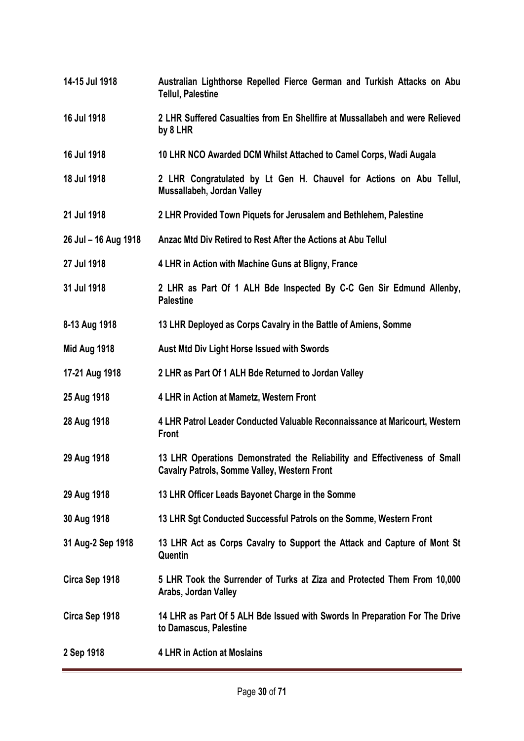| | |
|---|---|
| **14-15 Jul 1918** | **Australian Lighthorse Repelled Fierce German and Turkish Attacks on Abu Tellul, Palestine** |
| **16 Jul 1918** | **2 LHR Suffered Casualties from En Shellfire at Mussallabeh and were Relieved by 8 LHR** |
| **16 Jul 1918** | **10 LHR NCO Awarded DCM Whilst Attached to Camel Corps, Wadi Augala** |
| **18 Jul 1918** | **2 LHR Congratulated by Lt Gen H. Chauvel for Actions on Abu Tellul, Mussallabeh, Jordan Valley** |
| **21 Jul 1918** | **2 LHR Provided Town Piquets for Jerusalem and Bethlehem, Palestine** |
| **26 Jul – 16 Aug 1918** | **Anzac Mtd Div Retired to Rest After the Actions at Abu Tellul** |
| **27 Jul 1918** | **4 LHR in Action with Machine Guns at Bligny, France** |
| **31 Jul 1918** | **2 LHR as Part Of 1 ALH Bde Inspected By C-C Gen Sir Edmund Allenby, Palestine** |
| **8-13 Aug 1918** | **13 LHR Deployed as Corps Cavalry in the Battle of Amiens, Somme** |
| **Mid Aug 1918** | **Aust Mtd Div Light Horse Issued with Swords** |
| **17-21 Aug 1918** | **2 LHR as Part Of 1 ALH Bde Returned to Jordan Valley** |
| **25 Aug 1918** | **4 LHR in Action at Mametz, Western Front** |
| **28 Aug 1918** | **4 LHR Patrol Leader Conducted Valuable Reconnaissance at Maricourt, Western Front** |
| **29 Aug 1918** | **13 LHR Operations Demonstrated the Reliability and Effectiveness of Small Cavalry Patrols, Somme Valley, Western Front** |
| **29 Aug 1918** | **13 LHR Officer Leads Bayonet Charge in the Somme** |
| **30 Aug 1918** | **13 LHR Sgt Conducted Successful Patrols on the Somme, Western Front** |
| **31 Aug-2 Sep 1918** | **13 LHR Act as Corps Cavalry to Support the Attack and Capture of Mont St Quentin** |
| **Circa Sep 1918** | **5 LHR Took the Surrender of Turks at Ziza and Protected Them From 10,000 Arabs, Jordan Valley** |
| **Circa Sep 1918** | **14 LHR as Part Of 5 ALH Bde Issued with Swords In Preparation For The Drive to Damascus, Palestine** |
| **2 Sep 1918** | **4 LHR in Action at Moslains** |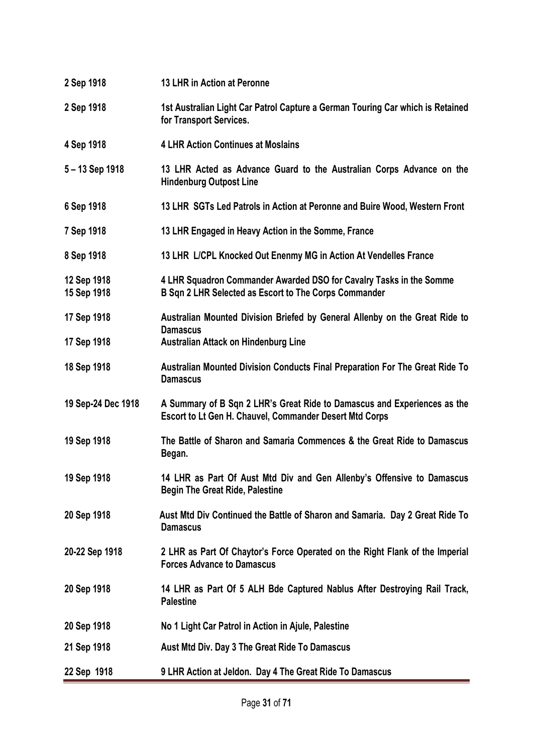| | |
|---|---|
| **2 Sep 1918** | **13 LHR in Action at Peronne** |
| **2 Sep 1918** | **1st Australian Light Car Patrol Capture a German Touring Car which is Retained for Transport Services.** |
| **4 Sep 1918** | **4 LHR Action Continues at Moslains** |
| **5 – 13 Sep 1918** | **13 LHR Acted as Advance Guard to the Australian Corps Advance on the Hindenburg Outpost Line** |
| **6 Sep 1918** | **13 LHR SGTs Led Patrols in Action at Peronne and Buire Wood, Western Front** |
| **7 Sep 1918** | **13 LHR Engaged in Heavy Action in the Somme, France** |
| **8 Sep 1918** | **13 LHR L/CPL Knocked Out Enenmy MG in Action At Vendelles France** |
| **12 Sep 1918** | **4 LHR Squadron Commander Awarded DSO for Cavalry Tasks in the Somme** |
| **15 Sep 1918** | **B Sqn 2 LHR Selected as Escort to The Corps Commander** |
| **17 Sep 1918** | **Australian Mounted Division Briefed by General Allenby on the Great Ride to Damascus** |
| **17 Sep 1918** | **Australian Attack on Hindenburg Line** |
| **18 Sep 1918** | **Australian Mounted Division Conducts Final Preparation For The Great Ride To Damascus** |
| **19 Sep-24 Dec 1918** | **A Summary of B Sqn 2 LHR's Great Ride to Damascus and Experiences as the Escort to Lt Gen H. Chauvel, Commander Desert Mtd Corps** |
| **19 Sep 1918** | **The Battle of Sharon and Samaria Commences & the Great Ride to Damascus Began.** |
| **19 Sep 1918** | **14 LHR as Part Of Aust Mtd Div and Gen Allenby's Offensive to Damascus Begin The Great Ride, Palestine** |
| **20 Sep 1918** | **Aust Mtd Div Continued the Battle of Sharon and Samaria. Day 2 Great Ride To Damascus** |
| **20-22 Sep 1918** | **2 LHR as Part Of Chaytor's Force Operated on the Right Flank of the Imperial Forces Advance to Damascus** |
| **20 Sep 1918** | **14 LHR as Part Of 5 ALH Bde Captured Nablus After Destroying Rail Track, Palestine** |
| **20 Sep 1918** | **No 1 Light Car Patrol in Action in Ajule, Palestine** |
| **21 Sep 1918** | **Aust Mtd Div. Day 3 The Great Ride To Damascus** |
| **22 Sep 1918** | **9 LHR Action at Jeldon. Day 4 The Great Ride To Damascus** |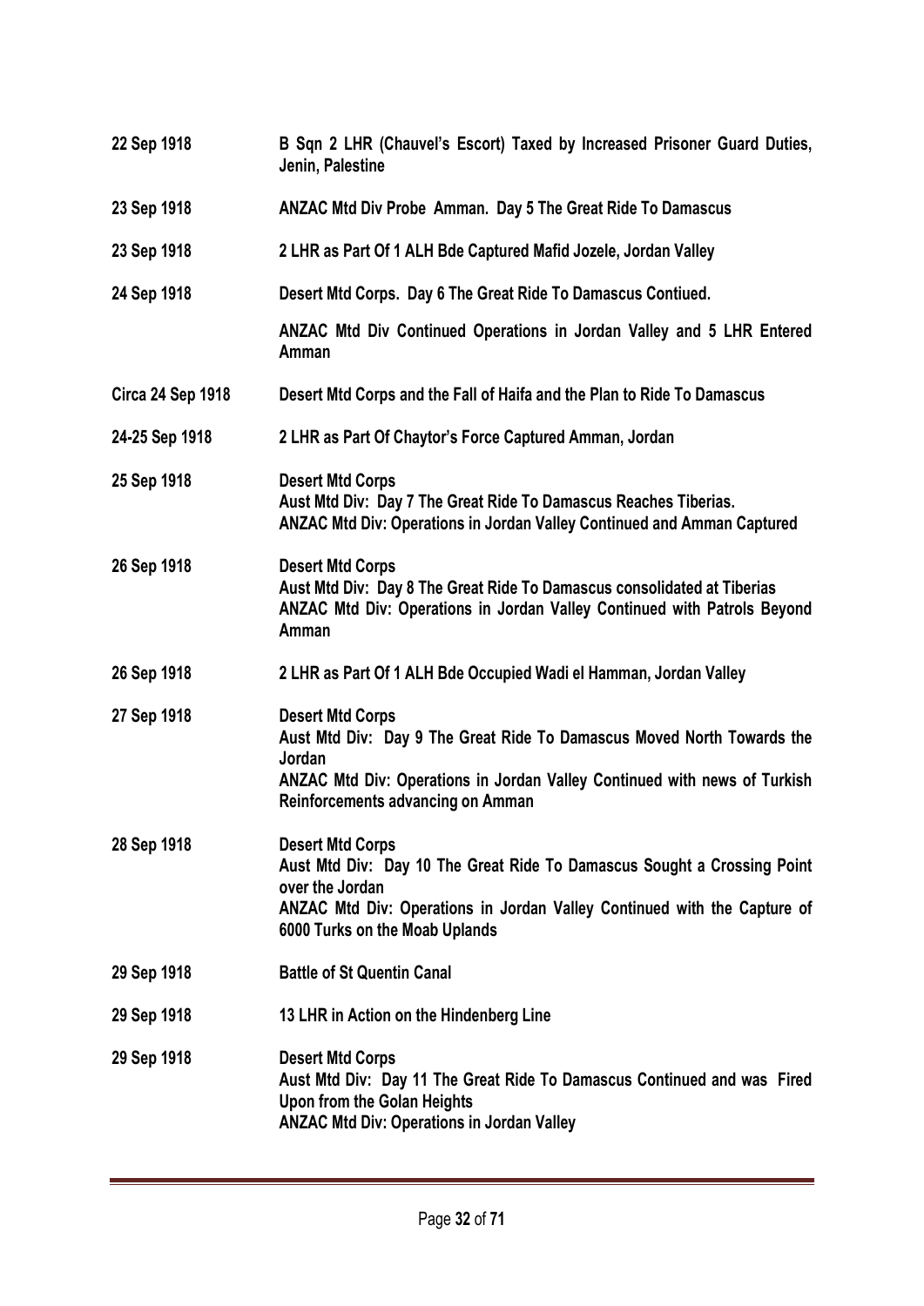| | |
|---|---|
| **22 Sep 1918** | **B Sqn 2 LHR (Chauvel's Escort) Taxed by Increased Prisoner Guard Duties, Jenin, Palestine** |
| **23 Sep 1918** | **ANZAC Mtd Div Probe Amman. Day 5 The Great Ride To Damascus** |
| **23 Sep 1918** | **2 LHR as Part Of 1 ALH Bde Captured Mafid Jozele, Jordan Valley** |
| **24 Sep 1918** | **Desert Mtd Corps. Day 6 The Great Ride To Damascus Contiued.**<br><br>**ANZAC Mtd Div Continued Operations in Jordan Valley and 5 LHR Entered Amman** |
| **Circa 24 Sep 1918** | **Desert Mtd Corps and the Fall of Haifa and the Plan to Ride To Damascus** |
| **24-25 Sep 1918** | **2 LHR as Part Of Chaytor's Force Captured Amman, Jordan** |
| **25 Sep 1918** | **Desert Mtd Corps**<br>**Aust Mtd Div: Day 7 The Great Ride To Damascus Reaches Tiberias.**<br>**ANZAC Mtd Div: Operations in Jordan Valley Continued and Amman Captured** |
| **26 Sep 1918** | **Desert Mtd Corps**<br>**Aust Mtd Div: Day 8 The Great Ride To Damascus consolidated at Tiberias**<br>**ANZAC Mtd Div: Operations in Jordan Valley Continued with Patrols Beyond Amman** |
| **26 Sep 1918** | **2 LHR as Part Of 1 ALH Bde Occupied Wadi el Hamman, Jordan Valley** |
| **27 Sep 1918** | **Desert Mtd Corps**<br>**Aust Mtd Div: Day 9 The Great Ride To Damascus Moved North Towards the Jordan**<br>**ANZAC Mtd Div: Operations in Jordan Valley Continued with news of Turkish Reinforcements advancing on Amman** |
| **28 Sep 1918** | **Desert Mtd Corps**<br>**Aust Mtd Div: Day 10 The Great Ride To Damascus Sought a Crossing Point over the Jordan**<br>**ANZAC Mtd Div: Operations in Jordan Valley Continued with the Capture of 6000 Turks on the Moab Uplands** |
| **29 Sep 1918** | **Battle of St Quentin Canal** |
| **29 Sep 1918** | **13 LHR in Action on the Hindenberg Line** |
| **29 Sep 1918** | **Desert Mtd Corps**<br>**Aust Mtd Div: Day 11 The Great Ride To Damascus Continued and was Fired Upon from the Golan Heights**<br>**ANZAC Mtd Div: Operations in Jordan Valley** |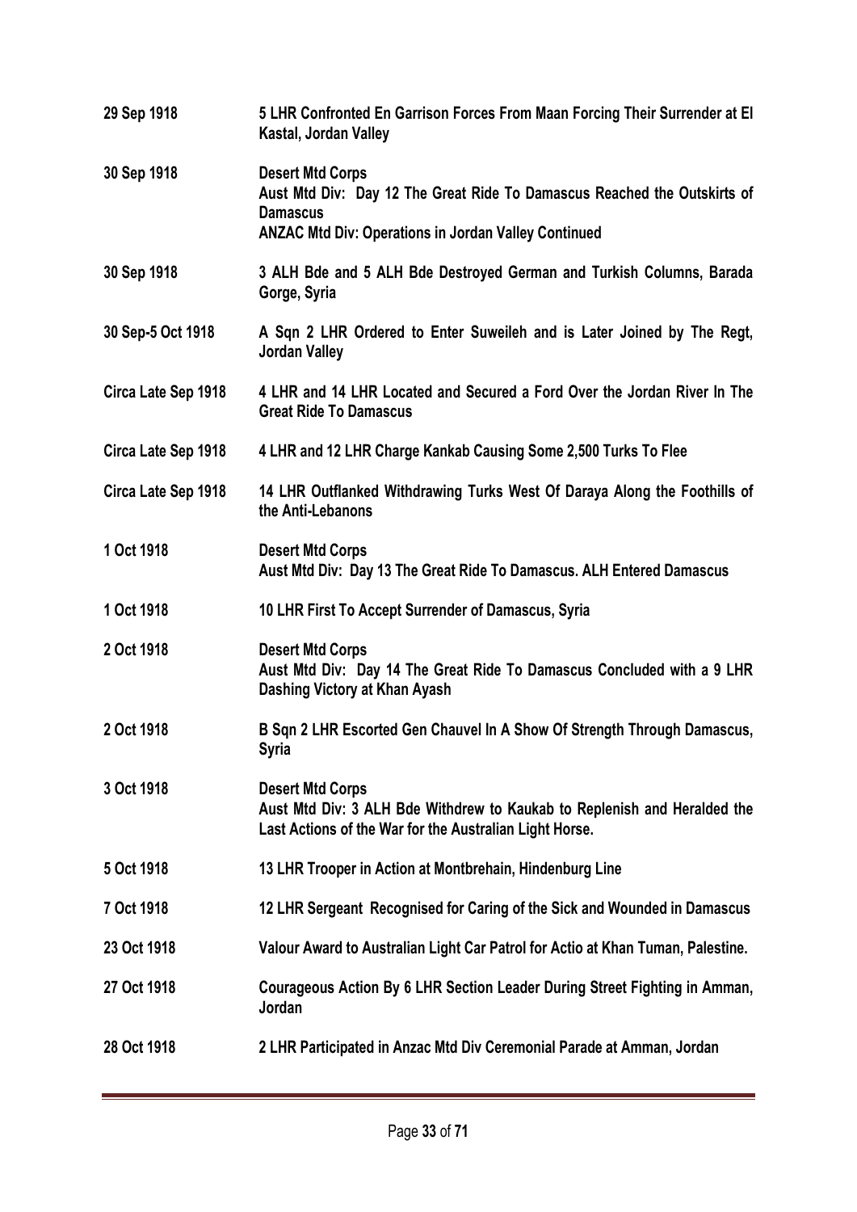| | |
|---|---|
| **29 Sep 1918** | **5 LHR Confronted En Garrison Forces From Maan Forcing Their Surrender at El Kastal, Jordan Valley** |
| **30 Sep 1918** | **Desert Mtd Corps**<br>**Aust Mtd Div: Day 12 The Great Ride To Damascus Reached the Outskirts of Damascus**<br>**ANZAC Mtd Div: Operations in Jordan Valley Continued** |
| **30 Sep 1918** | **3 ALH Bde and 5 ALH Bde Destroyed German and Turkish Columns, Barada Gorge, Syria** |
| **30 Sep-5 Oct 1918** | **A Sqn 2 LHR Ordered to Enter Suweileh and is Later Joined by The Regt, Jordan Valley** |
| **Circa Late Sep 1918** | **4 LHR and 14 LHR Located and Secured a Ford Over the Jordan River In The Great Ride To Damascus** |
| **Circa Late Sep 1918** | **4 LHR and 12 LHR Charge Kankab Causing Some 2,500 Turks To Flee** |
| **Circa Late Sep 1918** | **14 LHR Outflanked Withdrawing Turks West Of Daraya Along the Foothills of the Anti-Lebanons** |
| **1 Oct 1918** | **Desert Mtd Corps**<br>**Aust Mtd Div: Day 13 The Great Ride To Damascus. ALH Entered Damascus** |
| **1 Oct 1918** | **10 LHR First To Accept Surrender of Damascus, Syria** |
| **2 Oct 1918** | **Desert Mtd Corps**<br>**Aust Mtd Div: Day 14 The Great Ride To Damascus Concluded with a 9 LHR Dashing Victory at Khan Ayash** |
| **2 Oct 1918** | **B Sqn 2 LHR Escorted Gen Chauvel In A Show Of Strength Through Damascus, Syria** |
| **3 Oct 1918** | **Desert Mtd Corps**<br>**Aust Mtd Div: 3 ALH Bde Withdrew to Kaukab to Replenish and Heralded the Last Actions of the War for the Australian Light Horse.** |
| **5 Oct 1918** | **13 LHR Trooper in Action at Montbrehain, Hindenburg Line** |
| **7 Oct 1918** | **12 LHR Sergeant Recognised for Caring of the Sick and Wounded in Damascus** |
| **23 Oct 1918** | **Valour Award to Australian Light Car Patrol for Actio at Khan Tuman, Palestine.** |
| **27 Oct 1918** | **Courageous Action By 6 LHR Section Leader During Street Fighting in Amman, Jordan** |
| **28 Oct 1918** | **2 LHR Participated in Anzac Mtd Div Ceremonial Parade at Amman, Jordan** |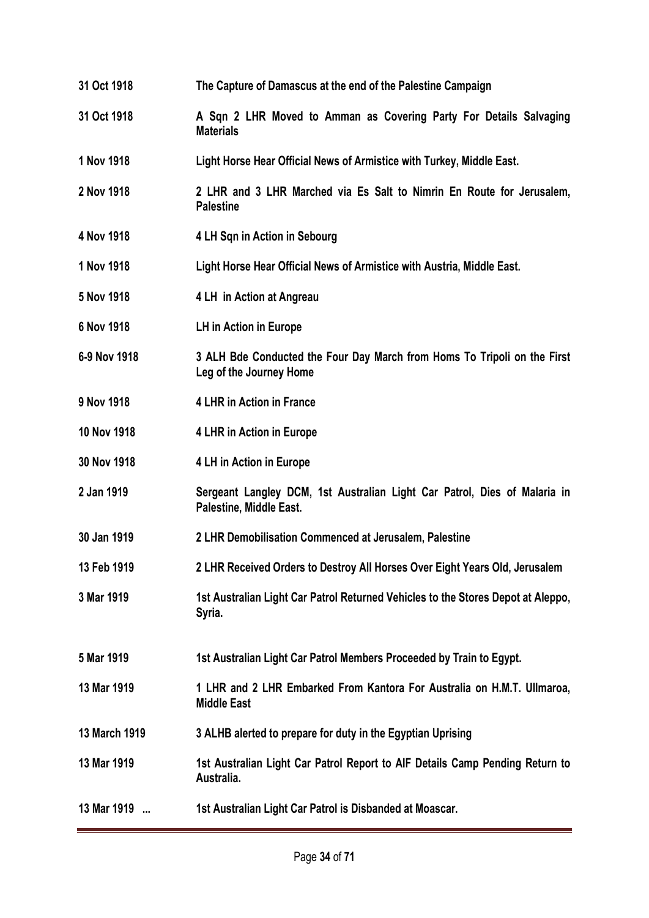| | |
|---|---|
| **31 Oct 1918** | **The Capture of Damascus at the end of the Palestine Campaign** |
| **31 Oct 1918** | **A Sqn 2 LHR Moved to Amman as Covering Party For Details Salvaging Materials** |
| **1 Nov 1918** | **Light Horse Hear Official News of Armistice with Turkey, Middle East.** |
| **2 Nov 1918** | **2 LHR and 3 LHR Marched via Es Salt to Nimrin En Route for Jerusalem, Palestine** |
| **4 Nov 1918** | **4 LH Sqn in Action in Sebourg** |
| **1 Nov 1918** | **Light Horse Hear Official News of Armistice with Austria, Middle East.** |
| **5 Nov 1918** | **4 LH in Action at Angreau** |
| **6 Nov 1918** | **LH in Action in Europe** |
| **6-9 Nov 1918** | **3 ALH Bde Conducted the Four Day March from Homs To Tripoli on the First Leg of the Journey Home** |
| **9 Nov 1918** | **4 LHR in Action in France** |
| **10 Nov 1918** | **4 LHR in Action in Europe** |
| **30 Nov 1918** | **4 LH in Action in Europe** |
| **2 Jan 1919** | **Sergeant Langley DCM, 1st Australian Light Car Patrol, Dies of Malaria in Palestine, Middle East.** |
| **30 Jan 1919** | **2 LHR Demobilisation Commenced at Jerusalem, Palestine** |
| **13 Feb 1919** | **2 LHR Received Orders to Destroy All Horses Over Eight Years Old, Jerusalem** |
| **3 Mar 1919** | **1st Australian Light Car Patrol Returned Vehicles to the Stores Depot at Aleppo, Syria.** |
| **5 Mar 1919** | **1st Australian Light Car Patrol Members Proceeded by Train to Egypt.** |
| **13 Mar 1919** | **1 LHR and 2 LHR Embarked From Kantora For Australia on H.M.T. Ullmaroa, Middle East** |
| **13 March 1919** | **3 ALHB alerted to prepare for duty in the Egyptian Uprising** |
| **13 Mar 1919** | **1st Australian Light Car Patrol Report to AIF Details Camp Pending Return to Australia.** |
| **13 Mar 1919 ...** | **1st Australian Light Car Patrol is Disbanded at Moascar.** |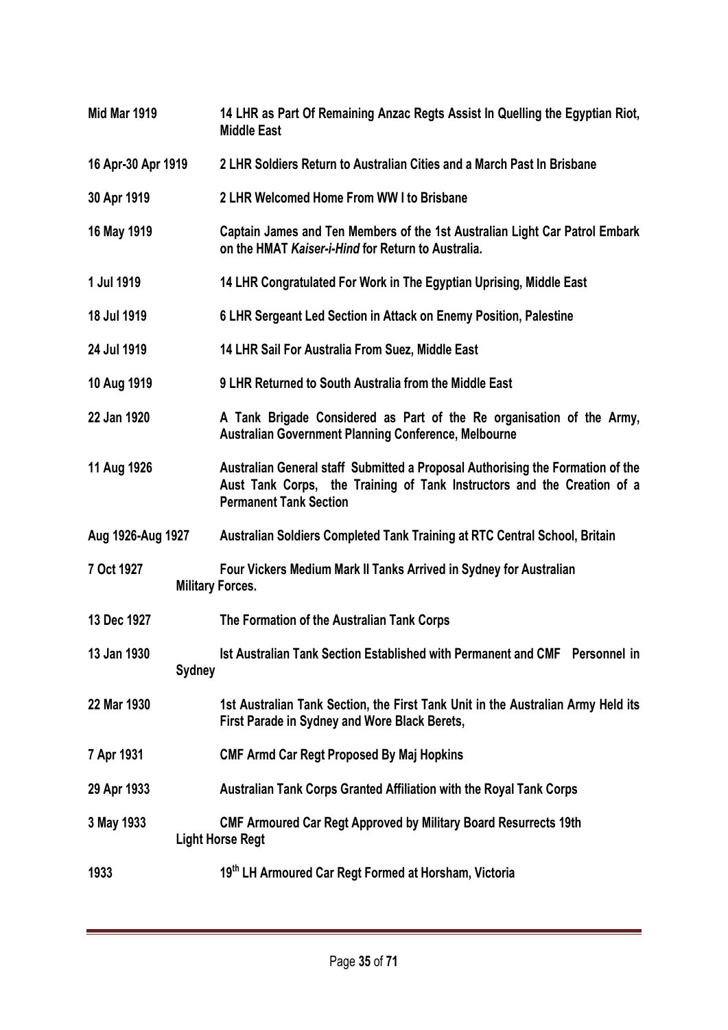**Mid Mar 1919** **14 LHR as Part Of Remaining Anzac Regts Assist In Quelling the Egyptian Riot, Middle East**

**16 Apr-30 Apr 1919** **2 LHR Soldiers Return to Australian Cities and a March Past In Brisbane**

**30 Apr 1919** **2 LHR Welcomed Home From WW I to Brisbane**

**16 May 1919** **Captain James and Ten Members of the 1st Australian Light Car Patrol Embark on the HMAT *Kaiser-i-Hind* for Return to Australia.**

**1 Jul 1919** **14 LHR Congratulated For Work in The Egyptian Uprising, Middle East**

**18 Jul 1919** **6 LHR Sergeant Led Section in Attack on Enemy Position, Palestine**

**24 Jul 1919** **14 LHR Sail For Australia From Suez, Middle East**

**10 Aug 1919** **9 LHR Returned to South Australia from the Middle East**

**22 Jan 1920** **A Tank Brigade Considered as Part of the Re organisation of the Army, Australian Government Planning Conference, Melbourne**

**11 Aug 1926** **Australian General staff Submitted a Proposal Authorising the Formation of the Aust Tank Corps, the Training of Tank Instructors and the Creation of a Permanent Tank Section**

**Aug 1926-Aug 1927** **Australian Soldiers Completed Tank Training at RTC Central School, Britain**

**7 Oct 1927** **Four Vickers Medium Mark II Tanks Arrived in Sydney for Australian Military Forces.**

**13 Dec 1927** **The Formation of the Australian Tank Corps**

**13 Jan 1930** **Ist Australian Tank Section Established with Permanent and CMF Personnel in Sydney**

**22 Mar 1930** **1st Australian Tank Section, the First Tank Unit in the Australian Army Held its First Parade in Sydney and Wore Black Berets,**

**7 Apr 1931** **CMF Armd Car Regt Proposed By Maj Hopkins**

**29 Apr 1933** **Australian Tank Corps Granted Affiliation with the Royal Tank Corps**

**3 May 1933** **CMF Armoured Car Regt Approved by Military Board Resurrects 19th Light Horse Regt**

**1933** **19th LH Armoured Car Regt Formed at Horsham, Victoria**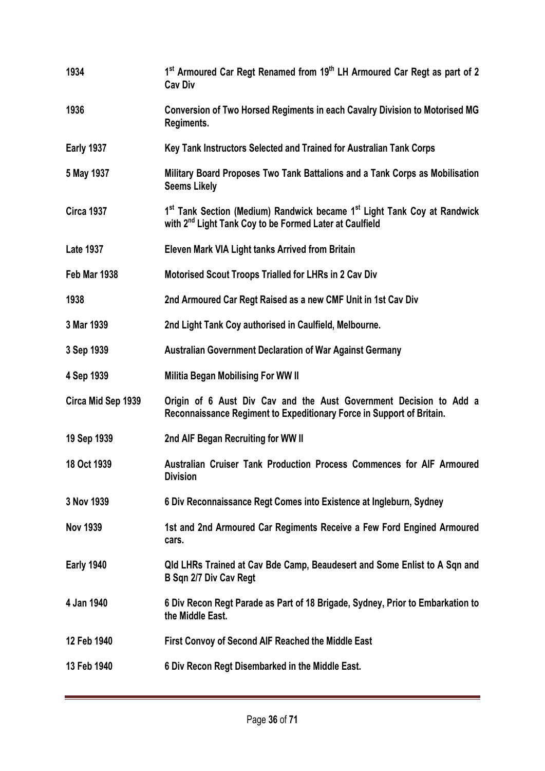| | |
|---|---|
| **1934** | **1[st] Armoured Car Regt Renamed from 19[th] LH Armoured Car Regt as part of 2 Cav Div** |
| **1936** | **Conversion of Two Horsed Regiments in each Cavalry Division to Motorised MG Regiments.** |
| **Early 1937** | **Key Tank Instructors Selected and Trained for Australian Tank Corps** |
| **5 May 1937** | **Military Board Proposes Two Tank Battalions and a Tank Corps as Mobilisation Seems Likely** |
| **Circa 1937** | **1[st] Tank Section (Medium) Randwick became 1[st] Light Tank Coy at Randwick with 2[nd] Light Tank Coy to be Formed Later at Caulfield** |
| **Late 1937** | **Eleven Mark VIA Light tanks Arrived from Britain** |
| **Feb Mar 1938** | **Motorised Scout Troops Trialled for LHRs in 2 Cav Div** |
| **1938** | **2nd Armoured Car Regt Raised as a new CMF Unit in 1st Cav Div** |
| **3 Mar 1939** | **2nd Light Tank Coy authorised in Caulfield, Melbourne.** |
| **3 Sep 1939** | **Australian Government Declaration of War Against Germany** |
| **4 Sep 1939** | **Militia Began Mobilising For WW II** |
| **Circa Mid Sep 1939** | **Origin of 6 Aust Div Cav and the Aust Government Decision to Add a Reconnaissance Regiment to Expeditionary Force in Support of Britain.** |
| **19 Sep 1939** | **2nd AIF Began Recruiting for WW II** |
| **18 Oct 1939** | **Australian Cruiser Tank Production Process Commences for AIF Armoured Division** |
| **3 Nov 1939** | **6 Div Reconnaissance Regt Comes into Existence at Ingleburn, Sydney** |
| **Nov 1939** | **1st and 2nd Armoured Car Regiments Receive a Few Ford Engined Armoured cars.** |
| **Early 1940** | **Qld LHRs Trained at Cav Bde Camp, Beaudesert and Some Enlist to A Sqn and B Sqn 2/7 Div Cav Regt** |
| **4 Jan 1940** | **6 Div Recon Regt Parade as Part of 18 Brigade, Sydney, Prior to Embarkation to the Middle East.** |
| **12 Feb 1940** | **First Convoy of Second AIF Reached the Middle East** |
| **13 Feb 1940** | **6 Div Recon Regt Disembarked in the Middle East.** |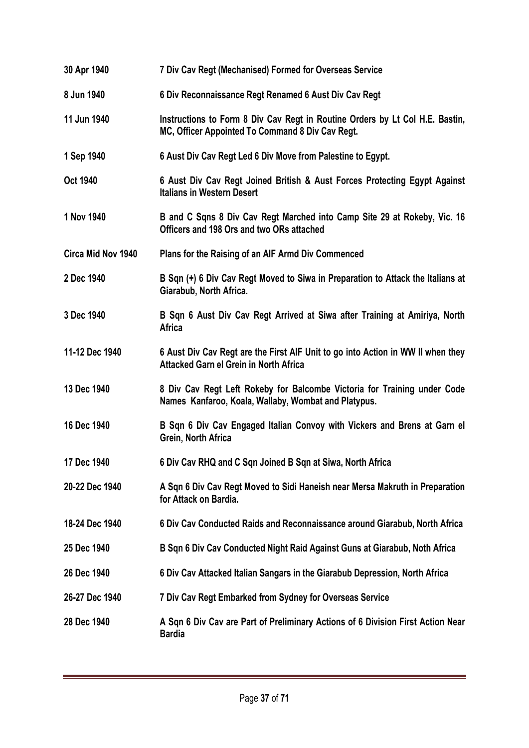| | |
|---|---|
| **30 Apr 1940** | **7 Div Cav Regt (Mechanised) Formed for Overseas Service** |
| **8 Jun 1940** | **6 Div Reconnaissance Regt Renamed 6 Aust Div Cav Regt** |
| **11 Jun 1940** | **Instructions to Form 8 Div Cav Regt in Routine Orders by Lt Col H.E. Bastin, MC, Officer Appointed To Command 8 Div Cav Regt.** |
| **1 Sep 1940** | **6 Aust Div Cav Regt Led 6 Div Move from Palestine to Egypt.** |
| **Oct 1940** | **6 Aust Div Cav Regt Joined British & Aust Forces Protecting Egypt Against Italians in Western Desert** |
| **1 Nov 1940** | **B and C Sqns 8 Div Cav Regt Marched into Camp Site 29 at Rokeby, Vic. 16 Officers and 198 Ors and two ORs attached** |
| **Circa Mid Nov 1940** | **Plans for the Raising of an AIF Armd Div Commenced** |
| **2 Dec 1940** | **B Sqn (+) 6 Div Cav Regt Moved to Siwa in Preparation to Attack the Italians at Giarabub, North Africa.** |
| **3 Dec 1940** | **B Sqn 6 Aust Div Cav Regt Arrived at Siwa after Training at Amiriya, North Africa** |
| **11-12 Dec 1940** | **6 Aust Div Cav Regt are the First AIF Unit to go into Action in WW II when they Attacked Garn el Grein in North Africa** |
| **13 Dec 1940** | **8 Div Cav Regt Left Rokeby for Balcombe Victoria for Training under Code Names Kanfaroo, Koala, Wallaby, Wombat and Platypus.** |
| **16 Dec 1940** | **B Sqn 6 Div Cav Engaged Italian Convoy with Vickers and Brens at Garn el Grein, North Africa** |
| **17 Dec 1940** | **6 Div Cav RHQ and C Sqn Joined B Sqn at Siwa, North Africa** |
| **20-22 Dec 1940** | **A Sqn 6 Div Cav Regt Moved to Sidi Haneish near Mersa Makruth in Preparation for Attack on Bardia.** |
| **18-24 Dec 1940** | **6 Div Cav Conducted Raids and Reconnaissance around Giarabub, North Africa** |
| **25 Dec 1940** | **B Sqn 6 Div Cav Conducted Night Raid Against Guns at Giarabub, Noth Africa** |
| **26 Dec 1940** | **6 Div Cav Attacked Italian Sangars in the Giarabub Depression, North Africa** |
| **26-27 Dec 1940** | **7 Div Cav Regt Embarked from Sydney for Overseas Service** |
| **28 Dec 1940** | **A Sqn 6 Div Cav are Part of Preliminary Actions of 6 Division First Action Near Bardia** |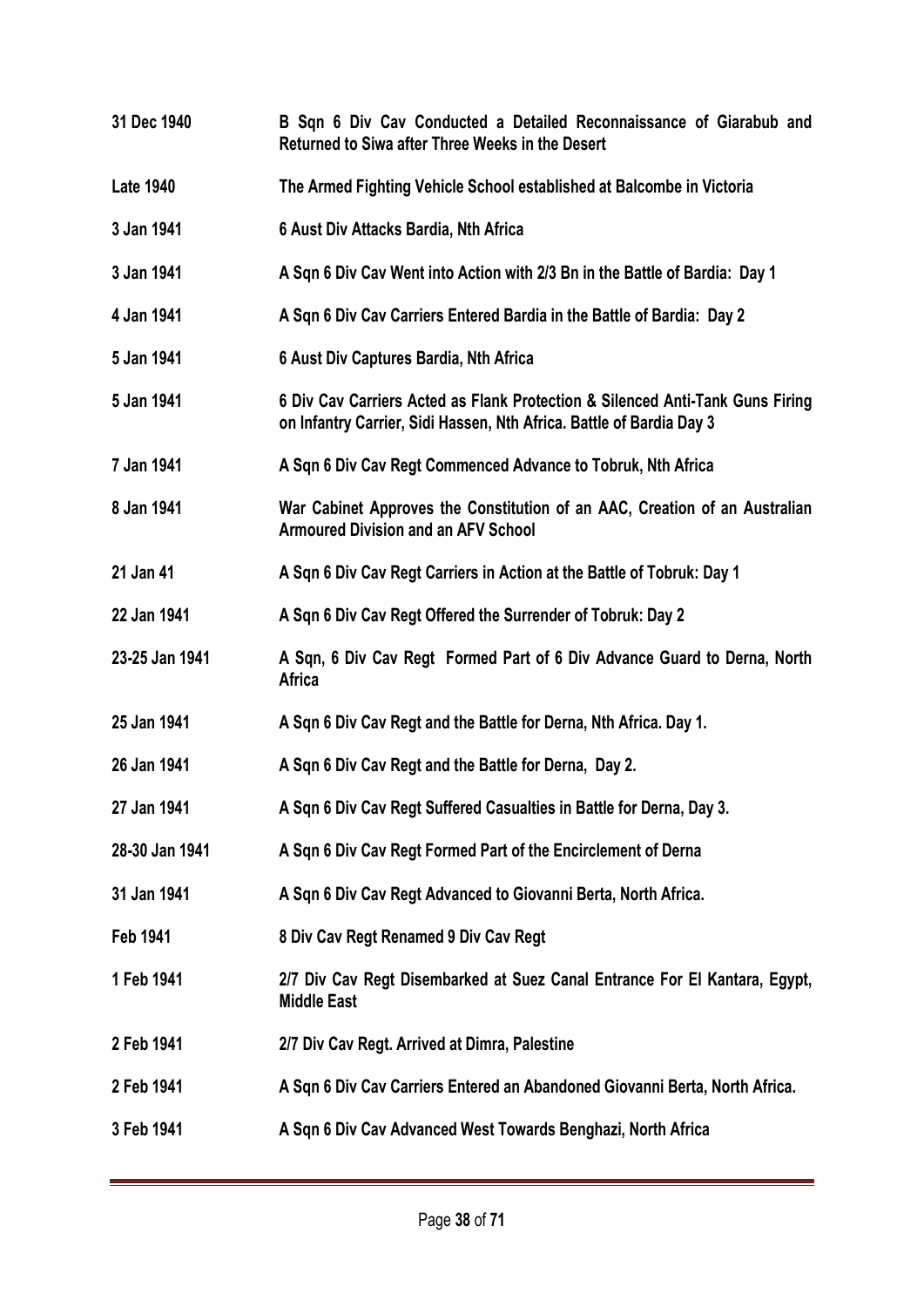| | |
|---|---|
| **31 Dec 1940** | **B Sqn 6 Div Cav Conducted a Detailed Reconnaissance of Giarabub and Returned to Siwa after Three Weeks in the Desert** |
| **Late 1940** | **The Armed Fighting Vehicle School established at Balcombe in Victoria** |
| **3 Jan 1941** | **6 Aust Div Attacks Bardia, Nth Africa** |
| **3 Jan 1941** | **A Sqn 6 Div Cav Went into Action with 2/3 Bn in the Battle of Bardia: Day 1** |
| **4 Jan 1941** | **A Sqn 6 Div Cav Carriers Entered Bardia in the Battle of Bardia: Day 2** |
| **5 Jan 1941** | **6 Aust Div Captures Bardia, Nth Africa** |
| **5 Jan 1941** | **6 Div Cav Carriers Acted as Flank Protection & Silenced Anti-Tank Guns Firing on Infantry Carrier, Sidi Hassen, Nth Africa. Battle of Bardia Day 3** |
| **7 Jan 1941** | **A Sqn 6 Div Cav Regt Commenced Advance to Tobruk, Nth Africa** |
| **8 Jan 1941** | **War Cabinet Approves the Constitution of an AAC, Creation of an Australian Armoured Division and an AFV School** |
| **21 Jan 41** | **A Sqn 6 Div Cav Regt Carriers in Action at the Battle of Tobruk: Day 1** |
| **22 Jan 1941** | **A Sqn 6 Div Cav Regt Offered the Surrender of Tobruk: Day 2** |
| **23-25 Jan 1941** | **A Sqn, 6 Div Cav Regt Formed Part of 6 Div Advance Guard to Derna, North Africa** |
| **25 Jan 1941** | **A Sqn 6 Div Cav Regt and the Battle for Derna, Nth Africa. Day 1.** |
| **26 Jan 1941** | **A Sqn 6 Div Cav Regt and the Battle for Derna, Day 2.** |
| **27 Jan 1941** | **A Sqn 6 Div Cav Regt Suffered Casualties in Battle for Derna, Day 3.** |
| **28-30 Jan 1941** | **A Sqn 6 Div Cav Regt Formed Part of the Encirclement of Derna** |
| **31 Jan 1941** | **A Sqn 6 Div Cav Regt Advanced to Giovanni Berta, North Africa.** |
| **Feb 1941** | **8 Div Cav Regt Renamed 9 Div Cav Regt** |
| **1 Feb 1941** | **2/7 Div Cav Regt Disembarked at Suez Canal Entrance For El Kantara, Egypt, Middle East** |
| **2 Feb 1941** | **2/7 Div Cav Regt. Arrived at Dimra, Palestine** |
| **2 Feb 1941** | **A Sqn 6 Div Cav Carriers Entered an Abandoned Giovanni Berta, North Africa.** |
| **3 Feb 1941** | **A Sqn 6 Div Cav Advanced West Towards Benghazi, North Africa** |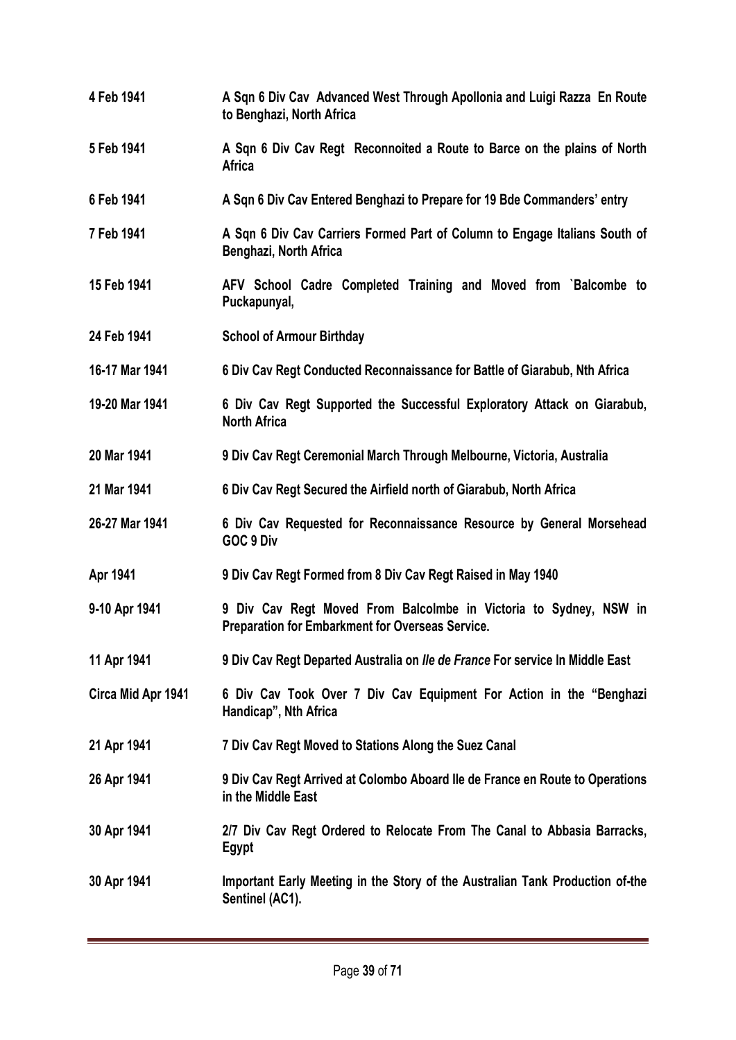| | |
|---|---|
| **4 Feb 1941** | **A Sqn 6 Div Cav Advanced West Through Apollonia and Luigi Razza En Route to Benghazi, North Africa** |
| **5 Feb 1941** | **A Sqn 6 Div Cav Regt Reconnoited a Route to Barce on the plains of North Africa** |
| **6 Feb 1941** | **A Sqn 6 Div Cav Entered Benghazi to Prepare for 19 Bde Commanders' entry** |
| **7 Feb 1941** | **A Sqn 6 Div Cav Carriers Formed Part of Column to Engage Italians South of Benghazi, North Africa** |
| **15 Feb 1941** | **AFV School Cadre Completed Training and Moved from `Balcombe to Puckapunyal,** |
| **24 Feb 1941** | **School of Armour Birthday** |
| **16-17 Mar 1941** | **6 Div Cav Regt Conducted Reconnaissance for Battle of Giarabub, Nth Africa** |
| **19-20 Mar 1941** | **6 Div Cav Regt Supported the Successful Exploratory Attack on Giarabub, North Africa** |
| **20 Mar 1941** | **9 Div Cav Regt Ceremonial March Through Melbourne, Victoria, Australia** |
| **21 Mar 1941** | **6 Div Cav Regt Secured the Airfield north of Giarabub, North Africa** |
| **26-27 Mar 1941** | **6 Div Cav Requested for Reconnaissance Resource by General Morsehead GOC 9 Div** |
| **Apr 1941** | **9 Div Cav Regt Formed from 8 Div Cav Regt Raised in May 1940** |
| **9-10 Apr 1941** | **9 Div Cav Regt Moved From Balcolmbe in Victoria to Sydney, NSW in Preparation for Embarkment for Overseas Service.** |
| **11 Apr 1941** | **9 Div Cav Regt Departed Australia on *Ile de France* For service In Middle East** |
| **Circa Mid Apr 1941** | **6 Div Cav Took Over 7 Div Cav Equipment For Action in the "Benghazi Handicap", Nth Africa** |
| **21 Apr 1941** | **7 Div Cav Regt Moved to Stations Along the Suez Canal** |
| **26 Apr 1941** | **9 Div Cav Regt Arrived at Colombo Aboard Ile de France en Route to Operations in the Middle East** |
| **30 Apr 1941** | **2/7 Div Cav Regt Ordered to Relocate From The Canal to Abbasia Barracks, Egypt** |
| **30 Apr 1941** | **Important Early Meeting in the Story of the Australian Tank Production of-the Sentinel (AC1).** |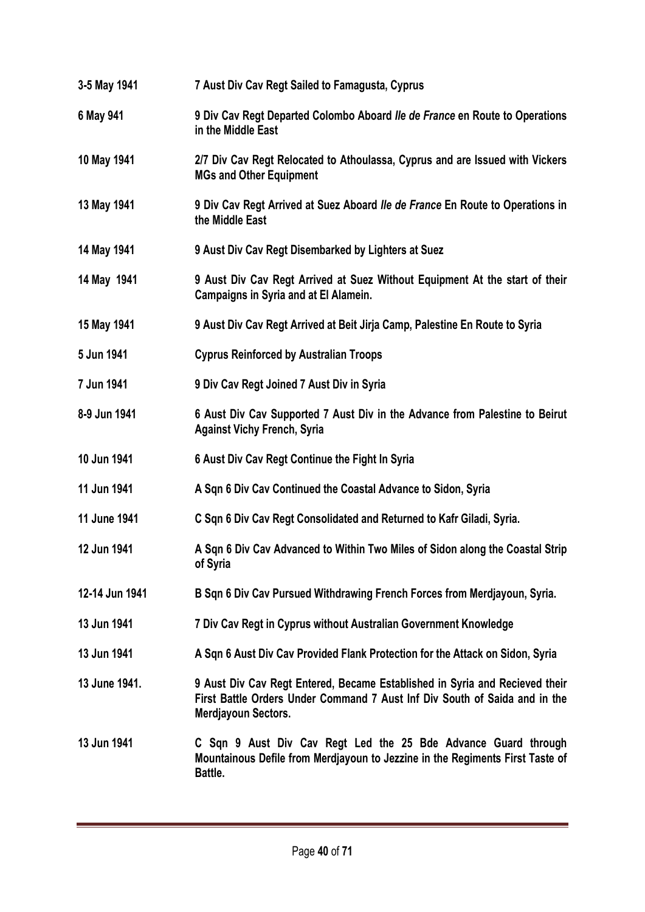| | |
|---|---|
| **3-5 May 1941** | **7 Aust Div Cav Regt Sailed to Famagusta, Cyprus** |
| **6 May 941** | **9 Div Cav Regt Departed Colombo Aboard *Ile de France* en Route to Operations in the Middle East** |
| **10 May 1941** | **2/7 Div Cav Regt Relocated to Athoulassa, Cyprus and are Issued with Vickers MGs and Other Equipment** |
| **13 May 1941** | **9 Div Cav Regt Arrived at Suez Aboard *Ile de France* En Route to Operations in the Middle East** |
| **14 May 1941** | **9 Aust Div Cav Regt Disembarked by Lighters at Suez** |
| **14 May 1941** | **9 Aust Div Cav Regt Arrived at Suez Without Equipment At the start of their Campaigns in Syria and at El Alamein.** |
| **15 May 1941** | **9 Aust Div Cav Regt Arrived at Beit Jirja Camp, Palestine En Route to Syria** |
| **5 Jun 1941** | **Cyprus Reinforced by Australian Troops** |
| **7 Jun 1941** | **9 Div Cav Regt Joined 7 Aust Div in Syria** |
| **8-9 Jun 1941** | **6 Aust Div Cav Supported 7 Aust Div in the Advance from Palestine to Beirut Against Vichy French, Syria** |
| **10 Jun 1941** | **6 Aust Div Cav Regt Continue the Fight In Syria** |
| **11 Jun 1941** | **A Sqn 6 Div Cav Continued the Coastal Advance to Sidon, Syria** |
| **11 June 1941** | **C Sqn 6 Div Cav Regt Consolidated and Returned to Kafr Giladi, Syria.** |
| **12 Jun 1941** | **A Sqn 6 Div Cav Advanced to Within Two Miles of Sidon along the Coastal Strip of Syria** |
| **12-14 Jun 1941** | **B Sqn 6 Div Cav Pursued Withdrawing French Forces from Merdjayoun, Syria.** |
| **13 Jun 1941** | **7 Div Cav Regt in Cyprus without Australian Government Knowledge** |
| **13 Jun 1941** | **A Sqn 6 Aust Div Cav Provided Flank Protection for the Attack on Sidon, Syria** |
| **13 June 1941.** | **9 Aust Div Cav Regt Entered, Became Established in Syria and Recieved their First Battle Orders Under Command 7 Aust Inf Div South of Saida and in the Merdjayoun Sectors.** |
| **13 Jun 1941** | **C Sqn 9 Aust Div Cav Regt Led the 25 Bde Advance Guard through Mountainous Defile from Merdjayoun to Jezzine in the Regiments First Taste of Battle.** |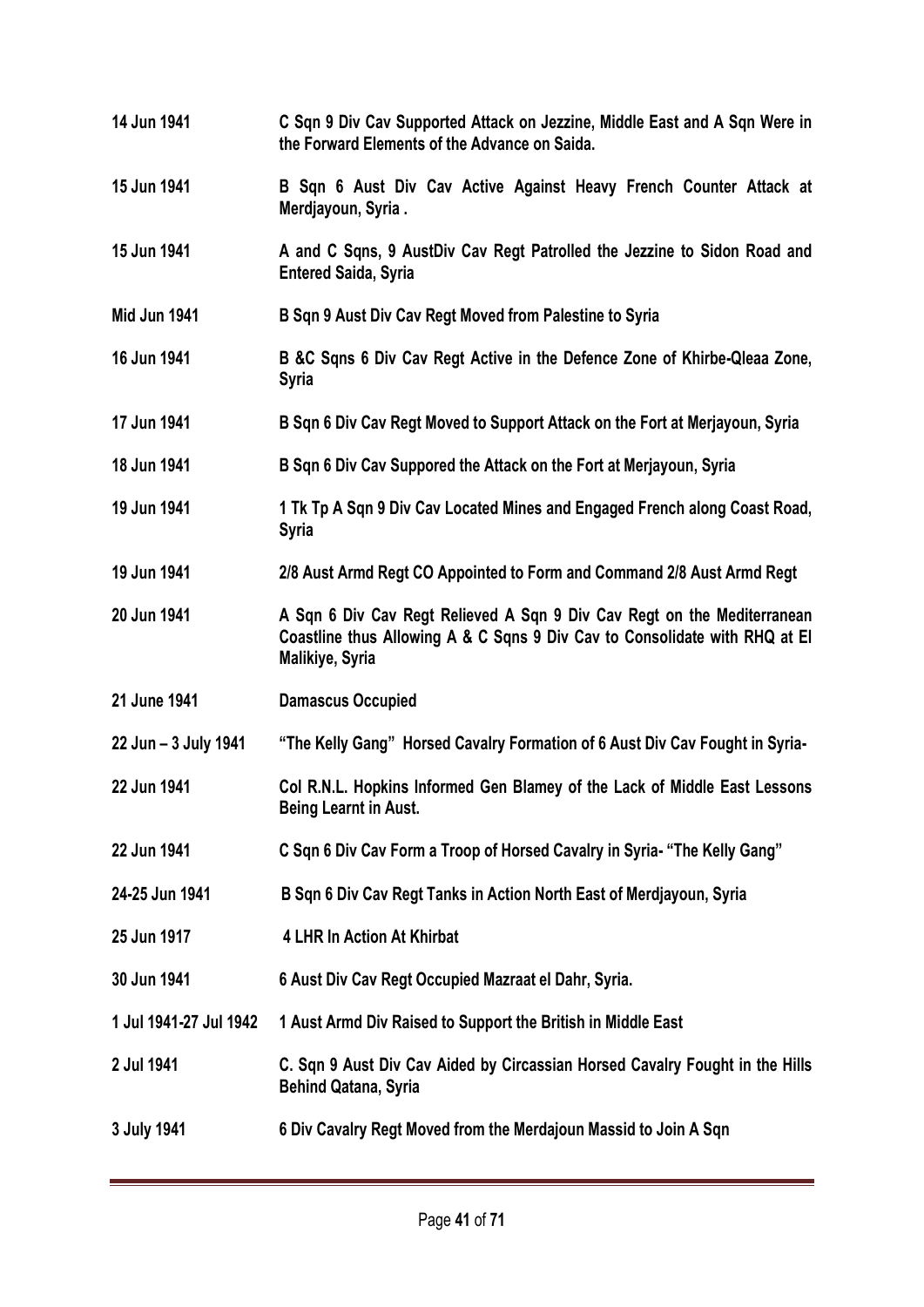| | |
|---|---|
| **14 Jun 1941** | **C Sqn 9 Div Cav Supported Attack on Jezzine, Middle East and A Sqn Were in the Forward Elements of the Advance on Saida.** |
| **15 Jun 1941** | **B Sqn 6 Aust Div Cav Active Against Heavy French Counter Attack at Merdjayoun, Syria .** |
| **15 Jun 1941** | **A and C Sqns, 9 AustDiv Cav Regt Patrolled the Jezzine to Sidon Road and Entered Saida, Syria** |
| **Mid Jun 1941** | **B Sqn 9 Aust Div Cav Regt Moved from Palestine to Syria** |
| **16 Jun 1941** | **B &C Sqns 6 Div Cav Regt Active in the Defence Zone of Khirbe-Qleaa Zone, Syria** |
| **17 Jun 1941** | **B Sqn 6 Div Cav Regt Moved to Support Attack on the Fort at Merjayoun, Syria** |
| **18 Jun 1941** | **B Sqn 6 Div Cav Suppored the Attack on the Fort at Merjayoun, Syria** |
| **19 Jun 1941** | **1 Tk Tp A Sqn 9 Div Cav Located Mines and Engaged French along Coast Road, Syria** |
| **19 Jun 1941** | **2/8 Aust Armd Regt CO Appointed to Form and Command 2/8 Aust Armd Regt** |
| **20 Jun 1941** | **A Sqn 6 Div Cav Regt Relieved A Sqn 9 Div Cav Regt on the Mediterranean Coastline thus Allowing A & C Sqns 9 Div Cav to Consolidate with RHQ at El Malikiye, Syria** |
| **21 June 1941** | **Damascus Occupied** |
| **22 Jun – 3 July 1941** | **"The Kelly Gang" Horsed Cavalry Formation of 6 Aust Div Cav Fought in Syria-** |
| **22 Jun 1941** | **Col R.N.L. Hopkins Informed Gen Blamey of the Lack of Middle East Lessons Being Learnt in Aust.** |
| **22 Jun 1941** | **C Sqn 6 Div Cav Form a Troop of Horsed Cavalry in Syria- "The Kelly Gang"** |
| **24-25 Jun 1941** | **B Sqn 6 Div Cav Regt Tanks in Action North East of Merdjayoun, Syria** |
| **25 Jun 1917** | **4 LHR In Action At Khirbat** |
| **30 Jun 1941** | **6 Aust Div Cav Regt Occupied Mazraat el Dahr, Syria.** |
| **1 Jul 1941-27 Jul 1942** | **1 Aust Armd Div Raised to Support the British in Middle East** |
| **2 Jul 1941** | **C. Sqn 9 Aust Div Cav Aided by Circassian Horsed Cavalry Fought in the Hills Behind Qatana, Syria** |
| **3 July 1941** | **6 Div Cavalry Regt Moved from the Merdajoun Massid to Join A Sqn** |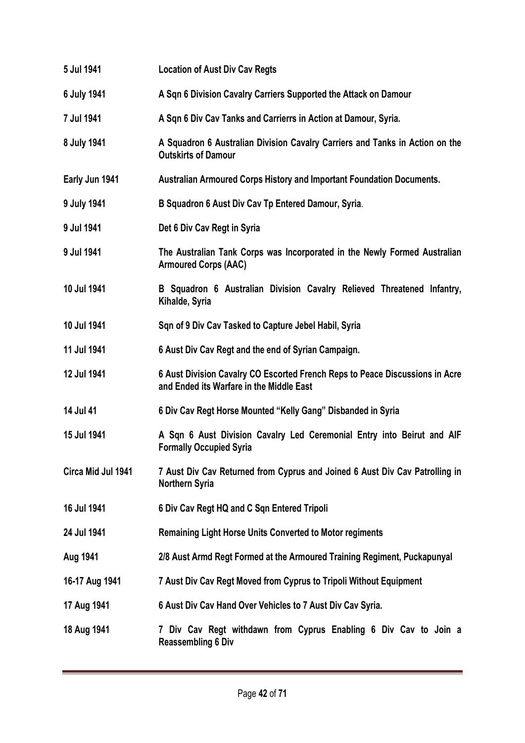| | |
|---|---|
| **5 Jul 1941** | **Location of Aust Div Cav Regts** |
| **6 July 1941** | **A Sqn 6 Division Cavalry Carriers Supported the Attack on Damour** |
| **7 Jul 1941** | **A Sqn 6 Div Cav Tanks and Carrierrs in Action at Damour, Syria.** |
| **8 July 1941** | **A Squadron 6 Australian Division Cavalry Carriers and Tanks in Action on the Outskirts of Damour** |
| **Early Jun 1941** | **Australian Armoured Corps History and Important Foundation Documents.** |
| **9 July 1941** | **B Squadron 6 Aust Div Cav Tp Entered Damour, Syria**. |
| **9 Jul 1941** | **Det 6 Div Cav Regt in Syria** |
| **9 Jul 1941** | **The Australian Tank Corps was Incorporated in the Newly Formed Australian Armoured Corps (AAC)** |
| **10 Jul 1941** | **B Squadron 6 Australian Division Cavalry Relieved Threatened Infantry, Kihalde, Syria** |
| **10 Jul 1941** | **Sqn of 9 Div Cav Tasked to Capture Jebel Habil, Syria** |
| **11 Jul 1941** | **6 Aust Div Cav Regt and the end of Syrian Campaign.** |
| **12 Jul 1941** | **6 Aust Division Cavalry CO Escorted French Reps to Peace Discussions in Acre and Ended its Warfare in the Middle East** |
| **14 Jul 41** | **6 Div Cav Regt Horse Mounted "Kelly Gang" Disbanded in Syria** |
| **15 Jul 1941** | **A Sqn 6 Aust Division Cavalry Led Ceremonial Entry into Beirut and AIF Formally Occupied Syria** |
| **Circa Mid Jul 1941** | **7 Aust Div Cav Returned from Cyprus and Joined 6 Aust Div Cav Patrolling in Northern Syria** |
| **16 Jul 1941** | **6 Div Cav Regt HQ and C Sqn Entered Tripoli** |
| **24 Jul 1941** | **Remaining Light Horse Units Converted to Motor regiments** |
| **Aug 1941** | **2/8 Aust Armd Regt Formed at the Armoured Training Regiment, Puckapunyal** |
| **16-17 Aug 1941** | **7 Aust Div Cav Regt Moved from Cyprus to Tripoli Without Equipment** |
| **17 Aug 1941** | **6 Aust Div Cav Hand Over Vehicles to 7 Aust Div Cav Syria.** |
| **18 Aug 1941** | **7 Div Cav Regt withdawn from Cyprus Enabling 6 Div Cav to Join a Reassembling 6 Div** |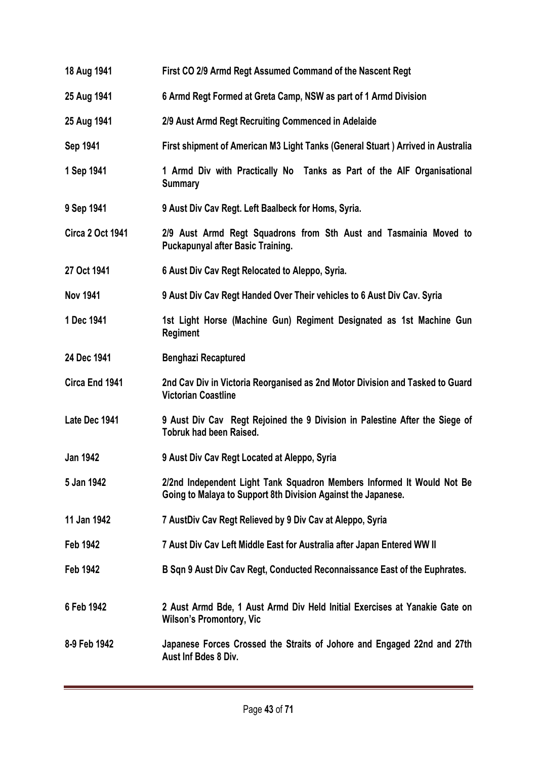| | |
|---|---|
| **18 Aug 1941** | **First CO 2/9 Armd Regt Assumed Command of the Nascent Regt** |
| **25 Aug 1941** | **6 Armd Regt Formed at Greta Camp, NSW as part of 1 Armd Division** |
| **25 Aug 1941** | **2/9 Aust Armd Regt Recruiting Commenced in Adelaide** |
| **Sep 1941** | **First shipment of American M3 Light Tanks (General Stuart ) Arrived in Australia** |
| **1 Sep 1941** | **1 Armd Div with Practically No Tanks as Part of the AIF Organisational Summary** |
| **9 Sep 1941** | **9 Aust Div Cav Regt. Left Baalbeck for Homs, Syria.** |
| **Circa 2 Oct 1941** | **2/9 Aust Armd Regt Squadrons from Sth Aust and Tasmainia Moved to Puckapunyal after Basic Training.** |
| **27 Oct 1941** | **6 Aust Div Cav Regt Relocated to Aleppo, Syria.** |
| **Nov 1941** | **9 Aust Div Cav Regt Handed Over Their vehicles to 6 Aust Div Cav. Syria** |
| **1 Dec 1941** | **1st Light Horse (Machine Gun) Regiment Designated as 1st Machine Gun Regiment** |
| **24 Dec 1941** | **Benghazi Recaptured** |
| **Circa End 1941** | **2nd Cav Div in Victoria Reorganised as 2nd Motor Division and Tasked to Guard Victorian Coastline** |
| **Late Dec 1941** | **9 Aust Div Cav Regt Rejoined the 9 Division in Palestine After the Siege of Tobruk had been Raised.** |
| **Jan 1942** | **9 Aust Div Cav Regt Located at Aleppo, Syria** |
| **5 Jan 1942** | **2/2nd Independent Light Tank Squadron Members Informed It Would Not Be Going to Malaya to Support 8th Division Against the Japanese.** |
| **11 Jan 1942** | **7 AustDiv Cav Regt Relieved by 9 Div Cav at Aleppo, Syria** |
| **Feb 1942** | **7 Aust Div Cav Left Middle East for Australia after Japan Entered WW II** |
| **Feb 1942** | **B Sqn 9 Aust Div Cav Regt, Conducted Reconnaissance East of the Euphrates.** |
| **6 Feb 1942** | **2 Aust Armd Bde, 1 Aust Armd Div Held Initial Exercises at Yanakie Gate on Wilson's Promontory, Vic** |
| **8-9 Feb 1942** | **Japanese Forces Crossed the Straits of Johore and Engaged 22nd and 27th Aust Inf Bdes 8 Div.** |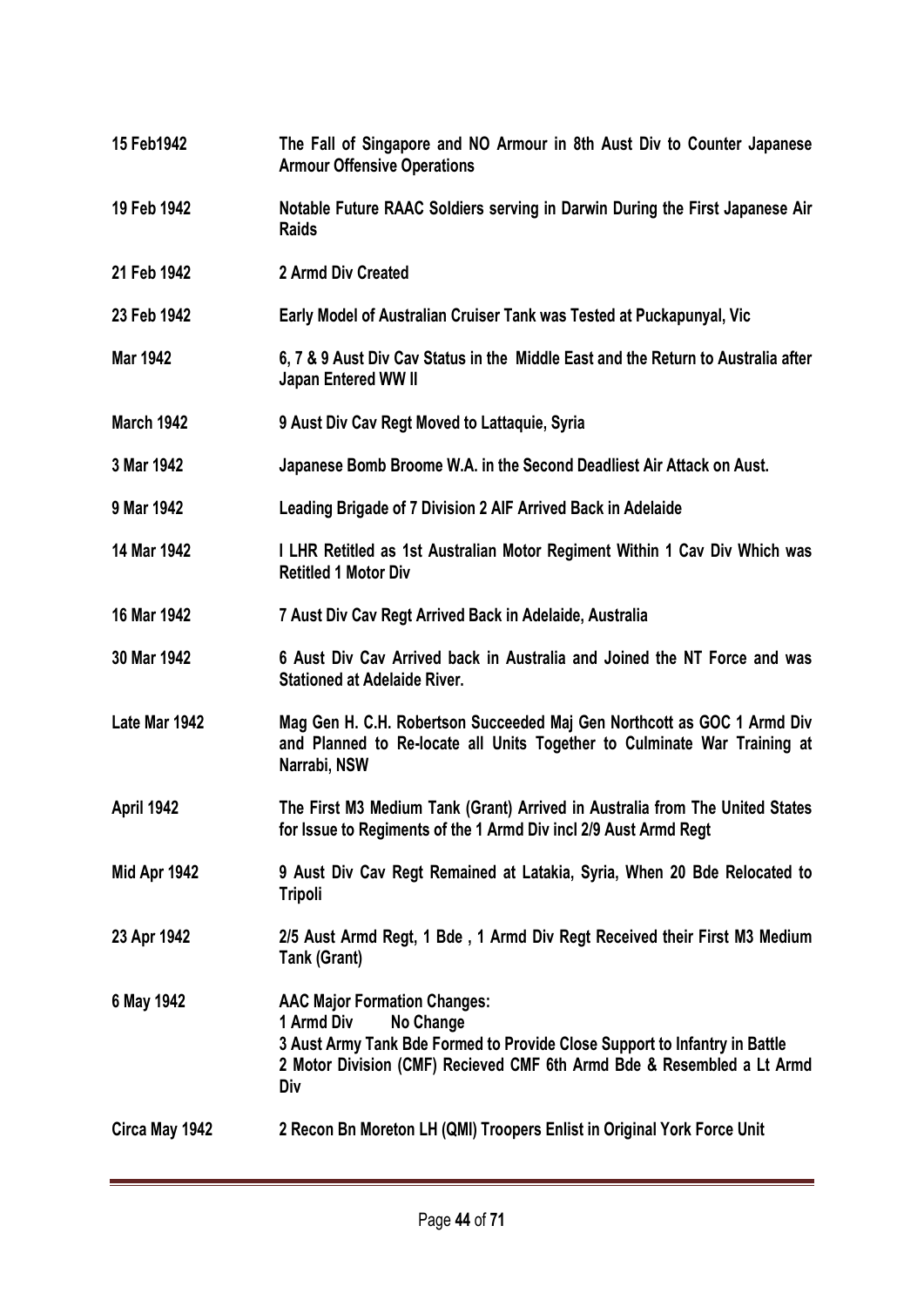| | |
|---|---|
| **15 Feb1942** | **The Fall of Singapore and NO Armour in 8th Aust Div to Counter Japanese Armour Offensive Operations** |
| **19 Feb 1942** | **Notable Future RAAC Soldiers serving in Darwin During the First Japanese Air Raids** |
| **21 Feb 1942** | **2 Armd Div Created** |
| **23 Feb 1942** | **Early Model of Australian Cruiser Tank was Tested at Puckapunyal, Vic** |
| **Mar 1942** | **6, 7 & 9 Aust Div Cav Status in the Middle East and the Return to Australia after Japan Entered WW II** |
| **March 1942** | **9 Aust Div Cav Regt Moved to Lattaquie, Syria** |
| **3 Mar 1942** | **Japanese Bomb Broome W.A. in the Second Deadliest Air Attack on Aust.** |
| **9 Mar 1942** | **Leading Brigade of 7 Division 2 AIF Arrived Back in Adelaide** |
| **14 Mar 1942** | **I LHR Retitled as 1st Australian Motor Regiment Within 1 Cav Div Which was Retitled 1 Motor Div** |
| **16 Mar 1942** | **7 Aust Div Cav Regt Arrived Back in Adelaide, Australia** |
| **30 Mar 1942** | **6 Aust Div Cav Arrived back in Australia and Joined the NT Force and was Stationed at Adelaide River.** |
| **Late Mar 1942** | **Mag Gen H. C.H. Robertson Succeeded Maj Gen Northcott as GOC 1 Armd Div and Planned to Re-locate all Units Together to Culminate War Training at Narrabi, NSW** |
| **April 1942** | **The First M3 Medium Tank (Grant) Arrived in Australia from The United States for Issue to Regiments of the 1 Armd Div incl 2/9 Aust Armd Regt** |
| **Mid Apr 1942** | **9 Aust Div Cav Regt Remained at Latakia, Syria, When 20 Bde Relocated to Tripoli** |
| **23 Apr 1942** | **2/5 Aust Armd Regt, 1 Bde , 1 Armd Div Regt Received their First M3 Medium Tank (Grant)** |
| **6 May 1942** | **AAC Major Formation Changes:**<br>**1 Armd Div No Change**<br>**3 Aust Army Tank Bde Formed to Provide Close Support to Infantry in Battle**<br>**2 Motor Division (CMF) Recieved CMF 6th Armd Bde & Resembled a Lt Armd Div** |
| **Circa May 1942** | **2 Recon Bn Moreton LH (QMI) Troopers Enlist in Original York Force Unit** |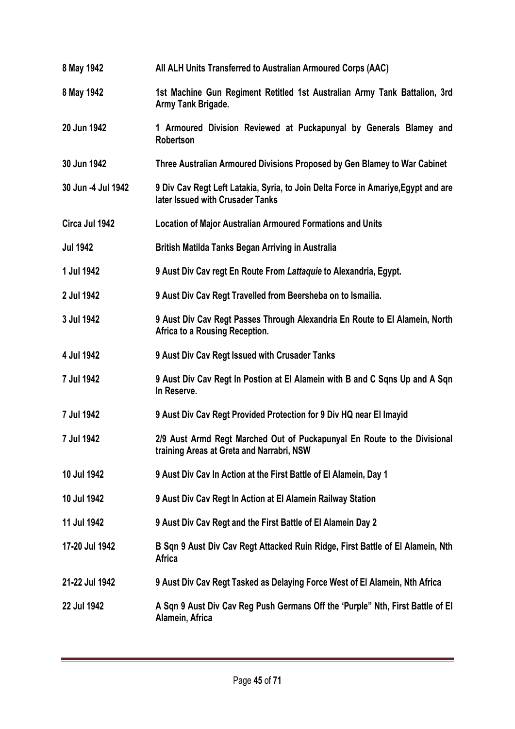| | |
|---|---|
| **8 May 1942** | **All ALH Units Transferred to Australian Armoured Corps (AAC)** |
| **8 May 1942** | **1st Machine Gun Regiment Retitled 1st Australian Army Tank Battalion, 3rd Army Tank Brigade.** |
| **20 Jun 1942** | **1 Armoured Division Reviewed at Puckapunyal by Generals Blamey and Robertson** |
| **30 Jun 1942** | **Three Australian Armoured Divisions Proposed by Gen Blamey to War Cabinet** |
| **30 Jun -4 Jul 1942** | **9 Div Cav Regt Left Latakia, Syria, to Join Delta Force in Amariye,Egypt and are later Issued with Crusader Tanks** |
| **Circa Jul 1942** | **Location of Major Australian Armoured Formations and Units** |
| **Jul 1942** | **British Matilda Tanks Began Arriving in Australia** |
| **1 Jul 1942** | **9 Aust Div Cav regt En Route From *Lattaquie* to Alexandria, Egypt.** |
| **2 Jul 1942** | **9 Aust Div Cav Regt Travelled from Beersheba on to Ismailia.** |
| **3 Jul 1942** | **9 Aust Div Cav Regt Passes Through Alexandria En Route to El Alamein, North Africa to a Rousing Reception.** |
| **4 Jul 1942** | **9 Aust Div Cav Regt Issued with Crusader Tanks** |
| **7 Jul 1942** | **9 Aust Div Cav Regt In Postion at El Alamein with B and C Sqns Up and A Sqn In Reserve.** |
| **7 Jul 1942** | **9 Aust Div Cav Regt Provided Protection for 9 Div HQ near El Imayid** |
| **7 Jul 1942** | **2/9 Aust Armd Regt Marched Out of Puckapunyal En Route to the Divisional training Areas at Greta and Narrabri, NSW** |
| **10 Jul 1942** | **9 Aust Div Cav In Action at the First Battle of El Alamein, Day 1** |
| **10 Jul 1942** | **9 Aust Div Cav Regt In Action at El Alamein Railway Station** |
| **11 Jul 1942** | **9 Aust Div Cav Regt and the First Battle of El Alamein Day 2** |
| **17-20 Jul 1942** | **B Sqn 9 Aust Div Cav Regt Attacked Ruin Ridge, First Battle of El Alamein, Nth Africa** |
| **21-22 Jul 1942** | **9 Aust Div Cav Regt Tasked as Delaying Force West of El Alamein, Nth Africa** |
| **22 Jul 1942** | **A Sqn 9 Aust Div Cav Reg Push Germans Off the 'Purple" Nth, First Battle of El Alamein, Africa** |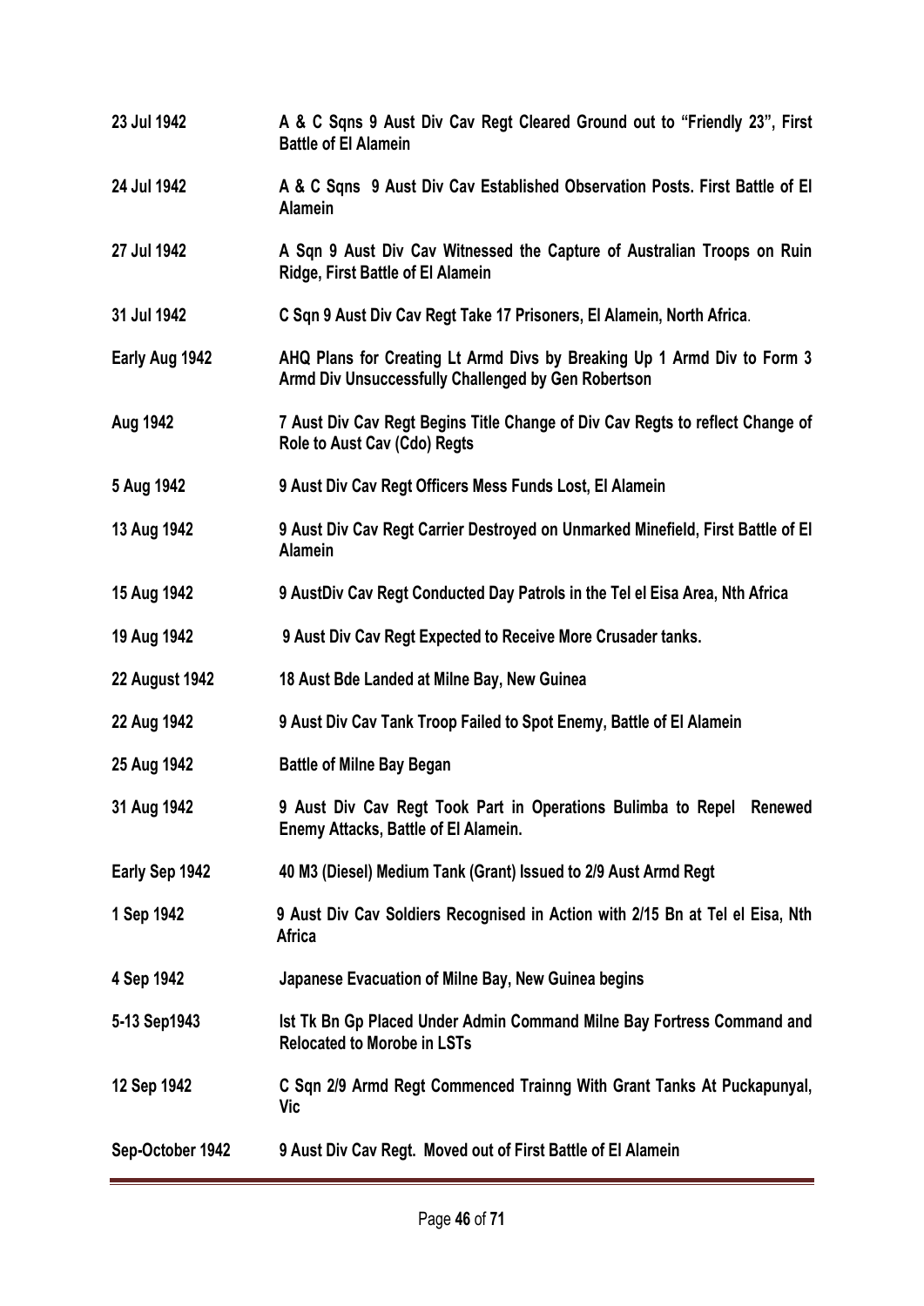| | |
|---|---|
| **23 Jul 1942** | **A & C Sqns 9 Aust Div Cav Regt Cleared Ground out to "Friendly 23", First Battle of El Alamein** |
| **24 Jul 1942** | **A & C Sqns 9 Aust Div Cav Established Observation Posts. First Battle of El Alamein** |
| **27 Jul 1942** | **A Sqn 9 Aust Div Cav Witnessed the Capture of Australian Troops on Ruin Ridge, First Battle of El Alamein** |
| **31 Jul 1942** | **C Sqn 9 Aust Div Cav Regt Take 17 Prisoners, El Alamein, North Africa**. |
| **Early Aug 1942** | **AHQ Plans for Creating Lt Armd Divs by Breaking Up 1 Armd Div to Form 3 Armd Div Unsuccessfully Challenged by Gen Robertson** |
| **Aug 1942** | **7 Aust Div Cav Regt Begins Title Change of Div Cav Regts to reflect Change of Role to Aust Cav (Cdo) Regts** |
| **5 Aug 1942** | **9 Aust Div Cav Regt Officers Mess Funds Lost, El Alamein** |
| **13 Aug 1942** | **9 Aust Div Cav Regt Carrier Destroyed on Unmarked Minefield, First Battle of El Alamein** |
| **15 Aug 1942** | **9 AustDiv Cav Regt Conducted Day Patrols in the Tel el Eisa Area, Nth Africa** |
| **19 Aug 1942** | **9 Aust Div Cav Regt Expected to Receive More Crusader tanks.** |
| **22 August 1942** | **18 Aust Bde Landed at Milne Bay, New Guinea** |
| **22 Aug 1942** | **9 Aust Div Cav Tank Troop Failed to Spot Enemy, Battle of El Alamein** |
| **25 Aug 1942** | **Battle of Milne Bay Began** |
| **31 Aug 1942** | **9 Aust Div Cav Regt Took Part in Operations Bulimba to Repel Renewed Enemy Attacks, Battle of El Alamein.** |
| **Early Sep 1942** | **40 M3 (Diesel) Medium Tank (Grant) Issued to 2/9 Aust Armd Regt** |
| **1 Sep 1942** | **9 Aust Div Cav Soldiers Recognised in Action with 2/15 Bn at Tel el Eisa, Nth Africa** |
| **4 Sep 1942** | **Japanese Evacuation of Milne Bay, New Guinea begins** |
| **5-13 Sep1943** | **Ist Tk Bn Gp Placed Under Admin Command Milne Bay Fortress Command and Relocated to Morobe in LSTs** |
| **12 Sep 1942** | **C Sqn 2/9 Armd Regt Commenced Trainng With Grant Tanks At Puckapunyal, Vic** |
| **Sep-October 1942** | **9 Aust Div Cav Regt. Moved out of First Battle of El Alamein** |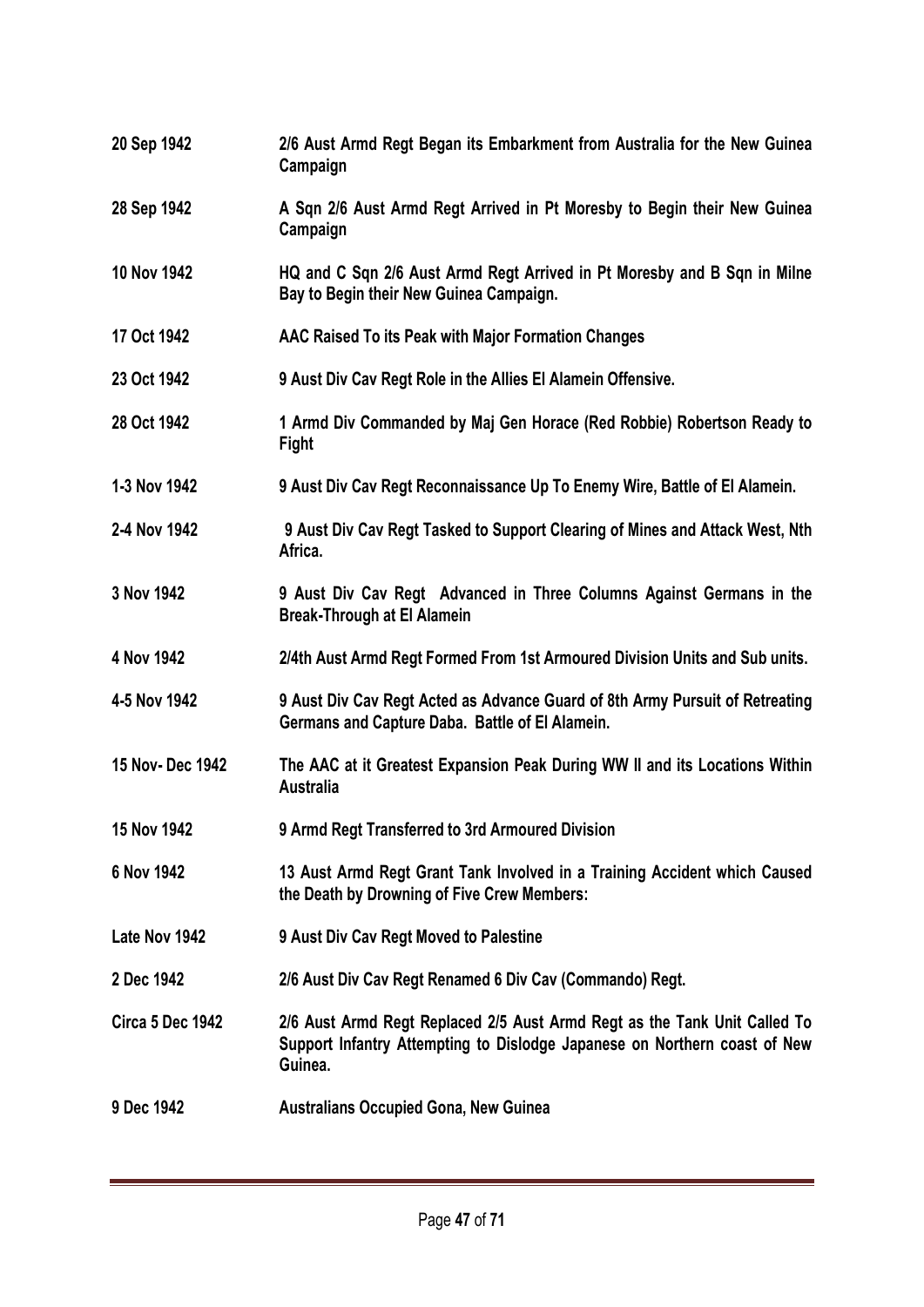| | |
|---|---|
| **20 Sep 1942** | **2/6 Aust Armd Regt Began its Embarkment from Australia for the New Guinea Campaign** |
| **28 Sep 1942** | **A Sqn 2/6 Aust Armd Regt Arrived in Pt Moresby to Begin their New Guinea Campaign** |
| **10 Nov 1942** | **HQ and C Sqn 2/6 Aust Armd Regt Arrived in Pt Moresby and B Sqn in Milne Bay to Begin their New Guinea Campaign.** |
| **17 Oct 1942** | **AAC Raised To its Peak with Major Formation Changes** |
| **23 Oct 1942** | **9 Aust Div Cav Regt Role in the Allies El Alamein Offensive.** |
| **28 Oct 1942** | **1 Armd Div Commanded by Maj Gen Horace (Red Robbie) Robertson Ready to Fight** |
| **1-3 Nov 1942** | **9 Aust Div Cav Regt Reconnaissance Up To Enemy Wire, Battle of El Alamein.** |
| **2-4 Nov 1942** | **9 Aust Div Cav Regt Tasked to Support Clearing of Mines and Attack West, Nth Africa.** |
| **3 Nov 1942** | **9 Aust Div Cav Regt Advanced in Three Columns Against Germans in the Break-Through at El Alamein** |
| **4 Nov 1942** | **2/4th Aust Armd Regt Formed From 1st Armoured Division Units and Sub units.** |
| **4-5 Nov 1942** | **9 Aust Div Cav Regt Acted as Advance Guard of 8th Army Pursuit of Retreating Germans and Capture Daba. Battle of El Alamein.** |
| **15 Nov- Dec 1942** | **The AAC at it Greatest Expansion Peak During WW II and its Locations Within Australia** |
| **15 Nov 1942** | **9 Armd Regt Transferred to 3rd Armoured Division** |
| **6 Nov 1942** | **13 Aust Armd Regt Grant Tank Involved in a Training Accident which Caused the Death by Drowning of Five Crew Members:** |
| **Late Nov 1942** | **9 Aust Div Cav Regt Moved to Palestine** |
| **2 Dec 1942** | **2/6 Aust Div Cav Regt Renamed 6 Div Cav (Commando) Regt.** |
| **Circa 5 Dec 1942** | **2/6 Aust Armd Regt Replaced 2/5 Aust Armd Regt as the Tank Unit Called To Support Infantry Attempting to Dislodge Japanese on Northern coast of New Guinea.** |
| **9 Dec 1942** | **Australians Occupied Gona, New Guinea** |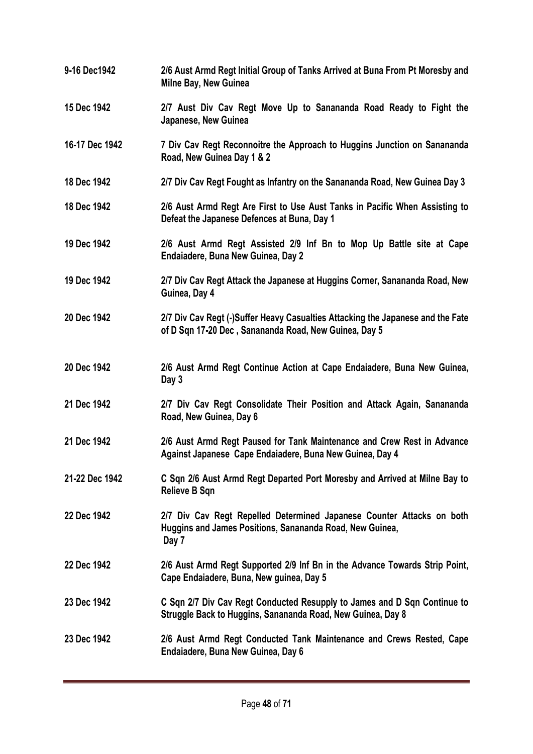| | |
|---|---|
| **9-16 Dec1942** | **2/6 Aust Armd Regt Initial Group of Tanks Arrived at Buna From Pt Moresby and Milne Bay, New Guinea** |
| **15 Dec 1942** | **2/7 Aust Div Cav Regt Move Up to Sananunda Road Ready to Fight the Japanese, New Guinea** |
| **16-17 Dec 1942** | **7 Div Cav Regt Reconnoitre the Approach to Huggins Junction on Sananunda Road, New Guinea Day 1 & 2** |
| **18 Dec 1942** | **2/7 Div Cav Regt Fought as Infantry on the Sananunda Road, New Guinea Day 3** |
| **18 Dec 1942** | **2/6 Aust Armd Regt Are First to Use Aust Tanks in Pacific When Assisting to Defeat the Japanese Defences at Buna, Day 1** |
| **19 Dec 1942** | **2/6 Aust Armd Regt Assisted 2/9 Inf Bn to Mop Up Battle site at Cape Endaiadere, Buna New Guinea, Day 2** |
| **19 Dec 1942** | **2/7 Div Cav Regt Attack the Japanese at Huggins Corner, Sananunda Road, New Guinea, Day 4** |
| **20 Dec 1942** | **2/7 Div Cav Regt (-)Suffer Heavy Casualties Attacking the Japanese and the Fate of D Sqn 17-20 Dec , Sananunda Road, New Guinea, Day 5** |
| **20 Dec 1942** | **2/6 Aust Armd Regt Continue Action at Cape Endaiadere, Buna New Guinea, Day 3** |
| **21 Dec 1942** | **2/7 Div Cav Regt Consolidate Their Position and Attack Again, Sananunda Road, New Guinea, Day 6** |
| **21 Dec 1942** | **2/6 Aust Armd Regt Paused for Tank Maintenance and Crew Rest in Advance Against Japanese Cape Endaiadere, Buna New Guinea, Day 4** |
| **21-22 Dec 1942** | **C Sqn 2/6 Aust Armd Regt Departed Port Moresby and Arrived at Milne Bay to Relieve B Sqn** |
| **22 Dec 1942** | **2/7 Div Cav Regt Repelled Determined Japanese Counter Attacks on both Huggins and James Positions, Sananunda Road, New Guinea, Day 7** |
| **22 Dec 1942** | **2/6 Aust Armd Regt Supported 2/9 Inf Bn in the Advance Towards Strip Point, Cape Endaiadere, Buna, New guinea, Day 5** |
| **23 Dec 1942** | **C Sqn 2/7 Div Cav Regt Conducted Resupply to James and D Sqn Continue to Struggle Back to Huggins, Sananunda Road, New Guinea, Day 8** |
| **23 Dec 1942** | **2/6 Aust Armd Regt Conducted Tank Maintenance and Crews Rested, Cape Endaiadere, Buna New Guinea, Day 6** |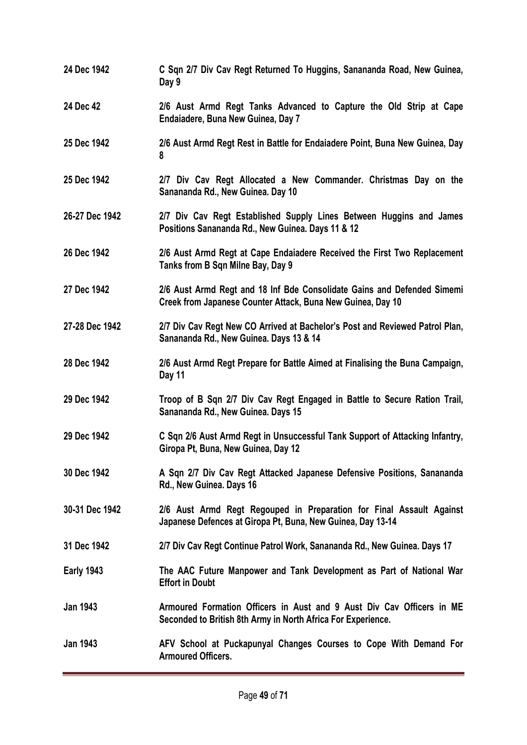| | |
|---|---|
| **24 Dec 1942** | **C Sqn 2/7 Div Cav Regt Returned To Huggins, Sananda Road, New Guinea, Day 9** |
| **24 Dec 42** | **2/6 Aust Armd Regt Tanks Advanced to Capture the Old Strip at Cape Endaiadere, Buna New Guinea, Day 7** |
| **25 Dec 1942** | **2/6 Aust Armd Regt Rest in Battle for Endaiadere Point, Buna New Guinea, Day 8** |
| **25 Dec 1942** | **2/7 Div Cav Regt Allocated a New Commander. Christmas Day on the Sananda Rd., New Guinea. Day 10** |
| **26-27 Dec 1942** | **2/7 Div Cav Regt Established Supply Lines Between Huggins and James Positions Sananda Rd., New Guinea. Days 11 & 12** |
| **26 Dec 1942** | **2/6 Aust Armd Regt at Cape Endaiadere Received the First Two Replacement Tanks from B Sqn Milne Bay, Day 9** |
| **27 Dec 1942** | **2/6 Aust Armd Regt and 18 Inf Bde Consolidate Gains and Defended Simemi Creek from Japanese Counter Attack, Buna New Guinea, Day 10** |
| **27-28 Dec 1942** | **2/7 Div Cav Regt New CO Arrived at Bachelor's Post and Reviewed Patrol Plan, Sananda Rd., New Guinea. Days 13 & 14** |
| **28 Dec 1942** | **2/6 Aust Armd Regt Prepare for Battle Aimed at Finalising the Buna Campaign, Day 11** |
| **29 Dec 1942** | **Troop of B Sqn 2/7 Div Cav Regt Engaged in Battle to Secure Ration Trail, Sananda Rd., New Guinea. Days 15** |
| **29 Dec 1942** | **C Sqn 2/6 Aust Armd Regt in Unsuccessful Tank Support of Attacking Infantry, Giropa Pt, Buna, New Guinea, Day 12** |
| **30 Dec 1942** | **A Sqn 2/7 Div Cav Regt Attacked Japanese Defensive Positions, Sananda Rd., New Guinea. Days 16** |
| **30-31 Dec 1942** | **2/6 Aust Armd Regt Regouped in Preparation for Final Assault Against Japanese Defences at Giropa Pt, Buna, New Guinea, Day 13-14** |
| **31 Dec 1942** | **2/7 Div Cav Regt Continue Patrol Work, Sananda Rd., New Guinea. Days 17** |
| **Early 1943** | **The AAC Future Manpower and Tank Development as Part of National War Effort in Doubt** |
| **Jan 1943** | **Armoured Formation Officers in Aust and 9 Aust Div Cav Officers in ME Seconded to British 8th Army in North Africa For Experience.** |
| **Jan 1943** | **AFV School at Puckapunyal Changes Courses to Cope With Demand For Armoured Officers.** |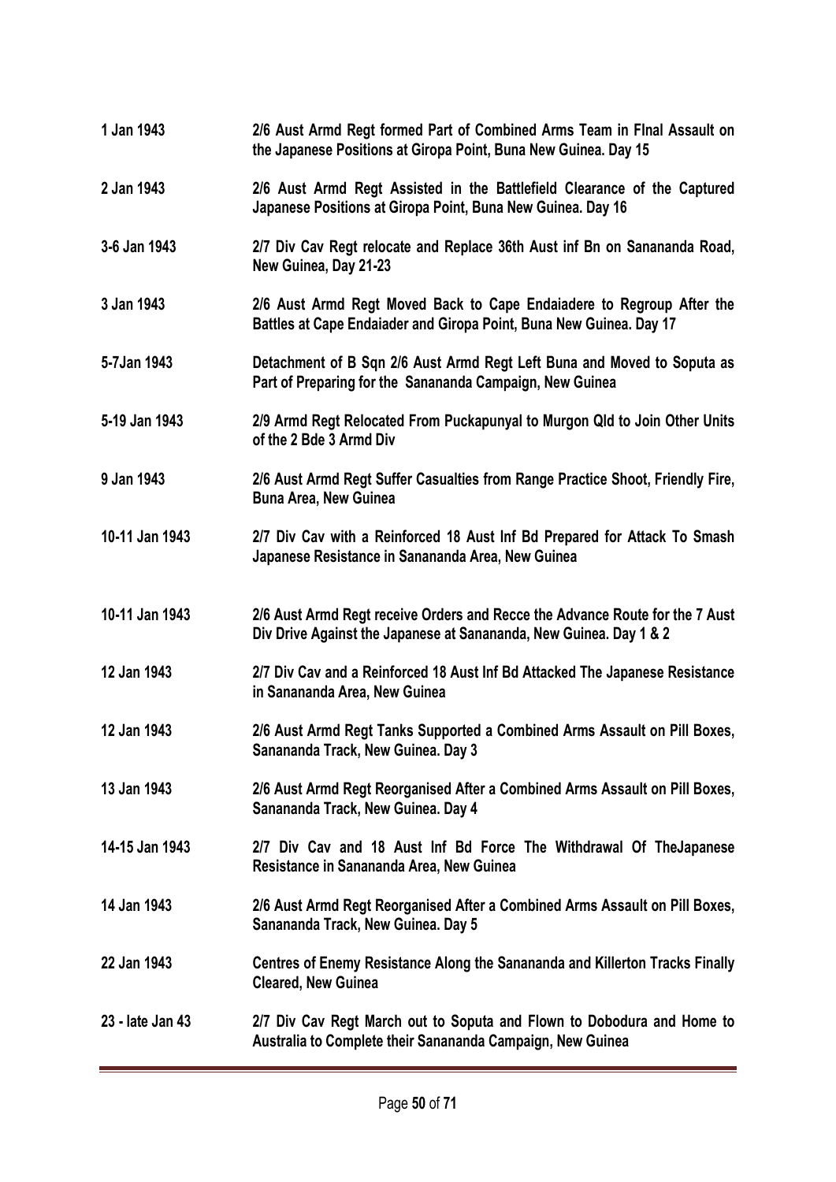| | |
|---|---|
| **1 Jan 1943** | **2/6 Aust Armd Regt formed Part of Combined Arms Team in FInal Assault on the Japanese Positions at Giropa Point, Buna New Guinea. Day 15** |
| **2 Jan 1943** | **2/6 Aust Armd Regt Assisted in the Battlefield Clearance of the Captured Japanese Positions at Giropa Point, Buna New Guinea. Day 16** |
| **3-6 Jan 1943** | **2/7 Div Cav Regt relocate and Replace 36th Aust inf Bn on Sananada Road, New Guinea, Day 21-23** |
| **3 Jan 1943** | **2/6 Aust Armd Regt Moved Back to Cape Endaiadere to Regroup After the Battles at Cape Endaiader and Giropa Point, Buna New Guinea. Day 17** |
| **5-7Jan 1943** | **Detachment of B Sqn 2/6 Aust Armd Regt Left Buna and Moved to Soputa as Part of Preparing for the Sananada Campaign, New Guinea** |
| **5-19 Jan 1943** | **2/9 Armd Regt Relocated From Puckapunyal to Murgon Qld to Join Other Units of the 2 Bde 3 Armd Div** |
| **9 Jan 1943** | **2/6 Aust Armd Regt Suffer Casualties from Range Practice Shoot, Friendly Fire, Buna Area, New Guinea** |
| **10-11 Jan 1943** | **2/7 Div Cav with a Reinforced 18 Aust Inf Bd Prepared for Attack To Smash Japanese Resistance in Sananada Area, New Guinea** |
| **10-11 Jan 1943** | **2/6 Aust Armd Regt receive Orders and Recce the Advance Route for the 7 Aust Div Drive Against the Japanese at Sananada, New Guinea. Day 1 & 2** |
| **12 Jan 1943** | **2/7 Div Cav and a Reinforced 18 Aust Inf Bd Attacked The Japanese Resistance in Sananada Area, New Guinea** |
| **12 Jan 1943** | **2/6 Aust Armd Regt Tanks Supported a Combined Arms Assault on Pill Boxes, Sananada Track, New Guinea. Day 3** |
| **13 Jan 1943** | **2/6 Aust Armd Regt Reorganised After a Combined Arms Assault on Pill Boxes, Sananada Track, New Guinea. Day 4** |
| **14-15 Jan 1943** | **2/7 Div Cav and 18 Aust Inf Bd Force The Withdrawal Of TheJapanese Resistance in Sananada Area, New Guinea** |
| **14 Jan 1943** | **2/6 Aust Armd Regt Reorganised After a Combined Arms Assault on Pill Boxes, Sananada Track, New Guinea. Day 5** |
| **22 Jan 1943** | **Centres of Enemy Resistance Along the Sananada and Killerton Tracks Finally Cleared, New Guinea** |
| **23 - late Jan 43** | **2/7 Div Cav Regt March out to Soputa and Flown to Dobodura and Home to Australia to Complete their Sananada Campaign, New Guinea** |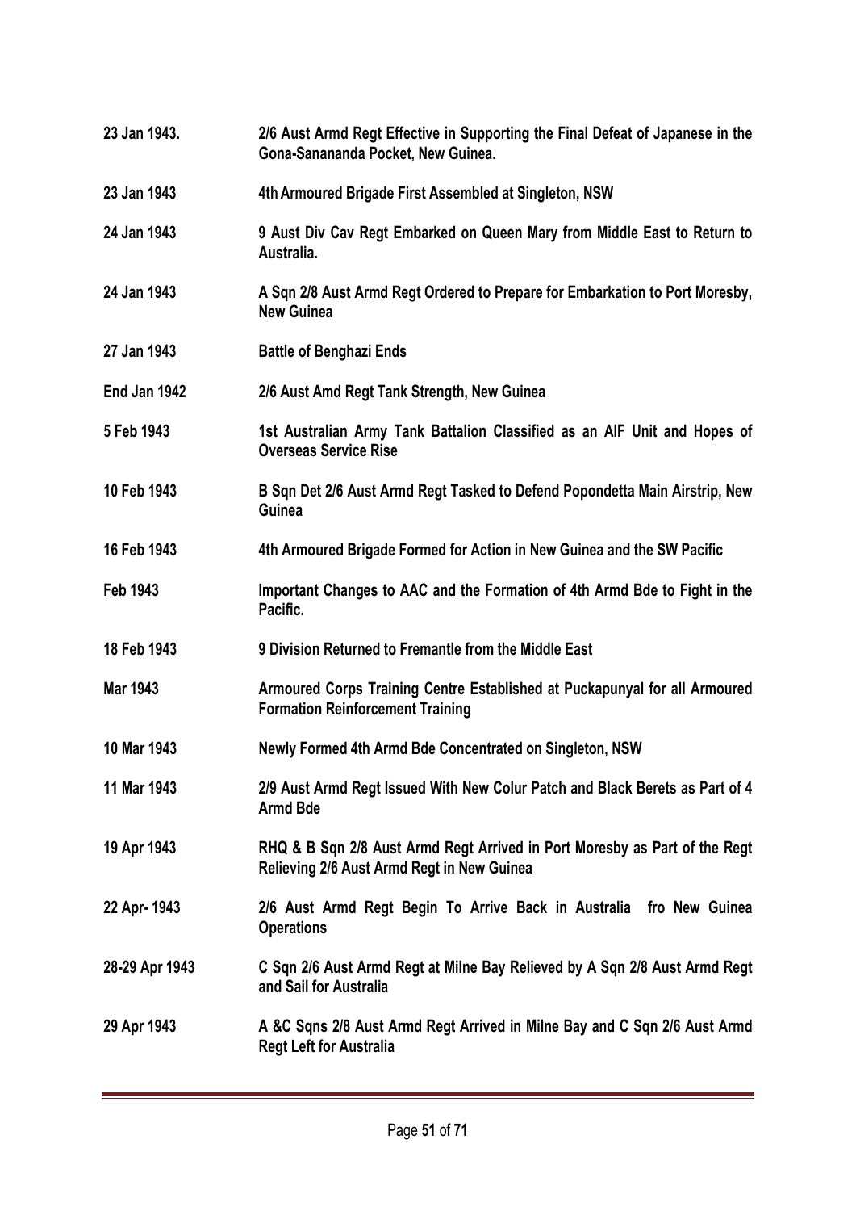| | |
|---|---|
| **23 Jan 1943.** | **2/6 Aust Armd Regt Effective in Supporting the Final Defeat of Japanese in the Gona-Sanananda Pocket, New Guinea.** |
| **23 Jan 1943** | **4th Armoured Brigade First Assembled at Singleton, NSW** |
| **24 Jan 1943** | **9 Aust Div Cav Regt Embarked on Queen Mary from Middle East to Return to Australia.** |
| **24 Jan 1943** | **A Sqn 2/8 Aust Armd Regt Ordered to Prepare for Embarkation to Port Moresby, New Guinea** |
| **27 Jan 1943** | **Battle of Benghazi Ends** |
| **End Jan 1942** | **2/6 Aust Amd Regt Tank Strength, New Guinea** |
| **5 Feb 1943** | **1st Australian Army Tank Battalion Classified as an AIF Unit and Hopes of Overseas Service Rise** |
| **10 Feb 1943** | **B Sqn Det 2/6 Aust Armd Regt Tasked to Defend Popondetta Main Airstrip, New Guinea** |
| **16 Feb 1943** | **4th Armoured Brigade Formed for Action in New Guinea and the SW Pacific** |
| **Feb 1943** | **Important Changes to AAC and the Formation of 4th Armd Bde to Fight in the Pacific.** |
| **18 Feb 1943** | **9 Division Returned to Fremantle from the Middle East** |
| **Mar 1943** | **Armoured Corps Training Centre Established at Puckapunyal for all Armoured Formation Reinforcement Training** |
| **10 Mar 1943** | **Newly Formed 4th Armd Bde Concentrated on Singleton, NSW** |
| **11 Mar 1943** | **2/9 Aust Armd Regt Issued With New Colur Patch and Black Berets as Part of 4 Armd Bde** |
| **19 Apr 1943** | **RHQ & B Sqn 2/8 Aust Armd Regt Arrived in Port Moresby as Part of the Regt Relieving 2/6 Aust Armd Regt in New Guinea** |
| **22 Apr- 1943** | **2/6 Aust Armd Regt Begin To Arrive Back in Australia fro New Guinea Operations** |
| **28-29 Apr 1943** | **C Sqn 2/6 Aust Armd Regt at Milne Bay Relieved by A Sqn 2/8 Aust Armd Regt and Sail for Australia** |
| **29 Apr 1943** | **A &C Sqns 2/8 Aust Armd Regt Arrived in Milne Bay and C Sqn 2/6 Aust Armd Regt Left for Australia** |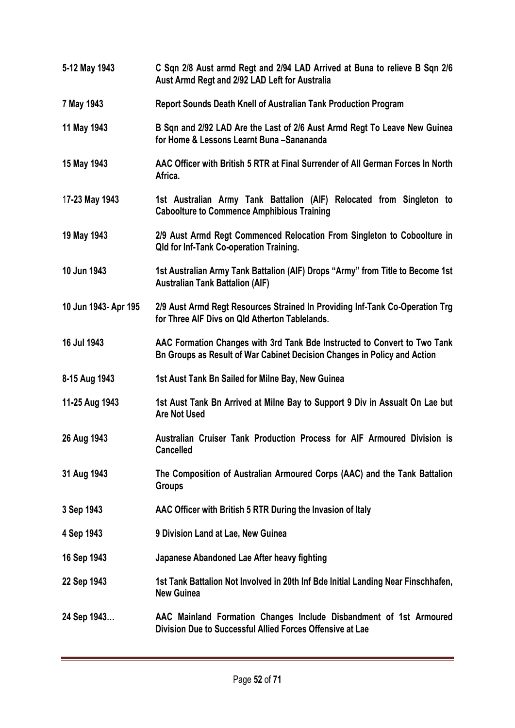| | |
|---|---|
| **5-12 May 1943** | **C Sqn 2/8 Aust armd Regt and 2/94 LAD Arrived at Buna to relieve B Sqn 2/6 Aust Armd Regt and 2/92 LAD Left for Australia** |
| **7 May 1943** | **Report Sounds Death Knell of Australian Tank Production Program** |
| **11 May 1943** | **B Sqn and 2/92 LAD Are the Last of 2/6 Aust Armd Regt To Leave New Guinea for Home & Lessons Learnt Buna –Sananada** |
| **15 May 1943** | **AAC Officer with British 5 RTR at Final Surrender of All German Forces In North Africa.** |
| **17-23 May 1943** | **1st Australian Army Tank Battalion (AIF) Relocated from Singleton to Caboolture to Commence Amphibious Training** |
| **19 May 1943** | **2/9 Aust Armd Regt Commenced Relocation From Singleton to Coboolture in Qld for Inf-Tank Co-operation Training.** |
| **10 Jun 1943** | **1st Australian Army Tank Battalion (AIF) Drops "Army" from Title to Become 1st Australian Tank Battalion (AIF)** |
| **10 Jun 1943- Apr 195** | **2/9 Aust Armd Regt Resources Strained In Providing Inf-Tank Co-Operation Trg for Three AIF Divs on Qld Atherton Tablelands.** |
| **16 Jul 1943** | **AAC Formation Changes with 3rd Tank Bde Instructed to Convert to Two Tank Bn Groups as Result of War Cabinet Decision Changes in Policy and Action** |
| **8-15 Aug 1943** | **1st Aust Tank Bn Sailed for Milne Bay, New Guinea** |
| **11-25 Aug 1943** | **1st Aust Tank Bn Arrived at Milne Bay to Support 9 Div in Assualt On Lae but Are Not Used** |
| **26 Aug 1943** | **Australian Cruiser Tank Production Process for AIF Armoured Division is Cancelled** |
| **31 Aug 1943** | **The Composition of Australian Armoured Corps (AAC) and the Tank Battalion Groups** |
| **3 Sep 1943** | **AAC Officer with British 5 RTR During the Invasion of Italy** |
| **4 Sep 1943** | **9 Division Land at Lae, New Guinea** |
| **16 Sep 1943** | **Japanese Abandoned Lae After heavy fighting** |
| **22 Sep 1943** | **1st Tank Battalion Not Involved in 20th Inf Bde Initial Landing Near Finschhafen, New Guinea** |
| **24 Sep 1943…** | **AAC Mainland Formation Changes Include Disbandment of 1st Armoured Division Due to Successful Allied Forces Offensive at Lae** |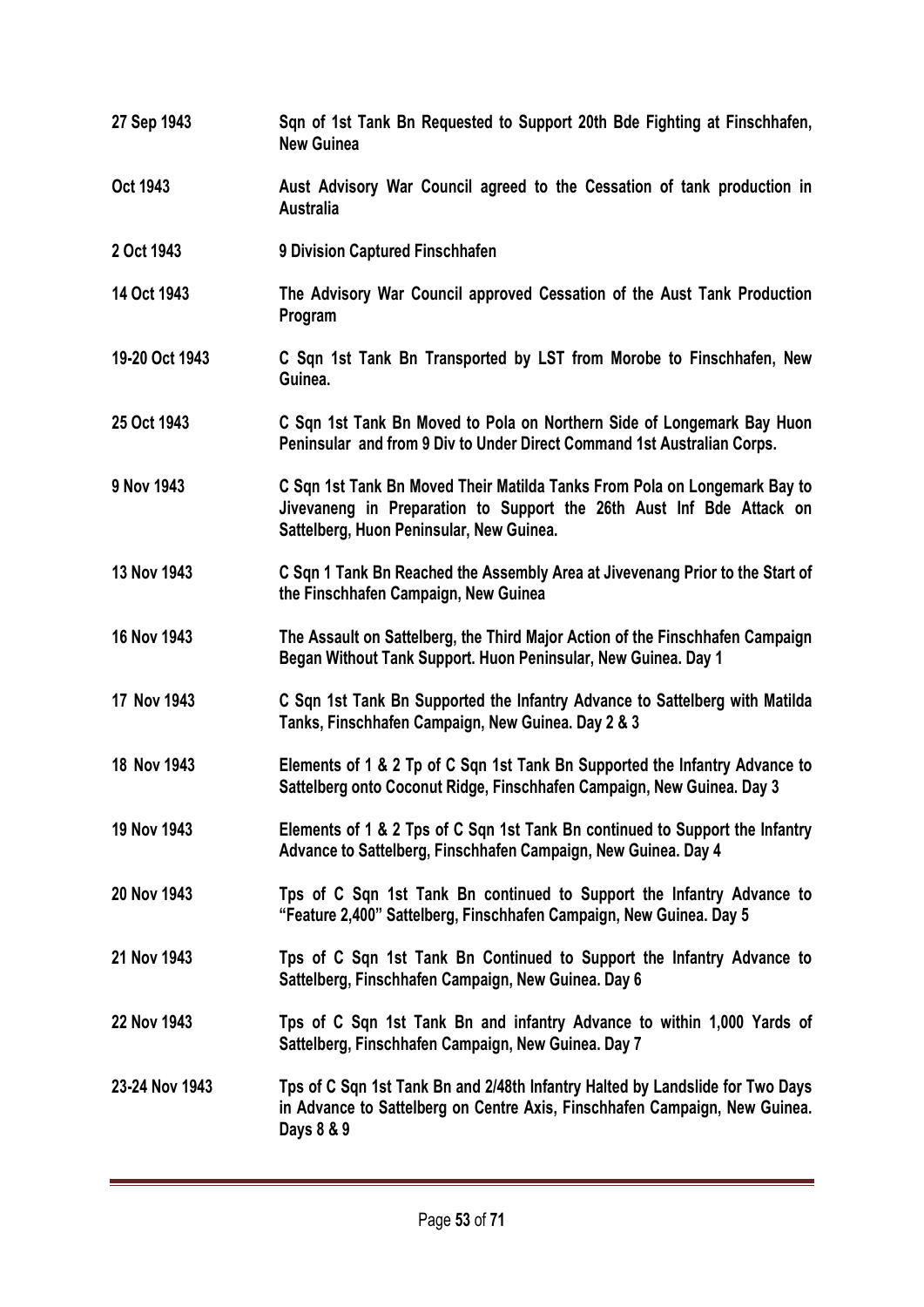| | |
|---|---|
| **27 Sep 1943** | **Sqn of 1st Tank Bn Requested to Support 20th Bde Fighting at Finschhafen, New Guinea** |
| **Oct 1943** | **Aust Advisory War Council agreed to the Cessation of tank production in Australia** |
| **2 Oct 1943** | **9 Division Captured Finschhafen** |
| **14 Oct 1943** | **The Advisory War Council approved Cessation of the Aust Tank Production Program** |
| **19-20 Oct 1943** | **C Sqn 1st Tank Bn Transported by LST from Morobe to Finschhafen, New Guinea.** |
| **25 Oct 1943** | **C Sqn 1st Tank Bn Moved to Pola on Northern Side of Longemark Bay Huon Peninsular and from 9 Div to Under Direct Command 1st Australian Corps.** |
| **9 Nov 1943** | **C Sqn 1st Tank Bn Moved Their Matilda Tanks From Pola on Longemark Bay to Jivevaneng in Preparation to Support the 26th Aust Inf Bde Attack on Sattelberg, Huon Peninsular, New Guinea.** |
| **13 Nov 1943** | **C Sqn 1 Tank Bn Reached the Assembly Area at Jivevenang Prior to the Start of the Finschhafen Campaign, New Guinea** |
| **16 Nov 1943** | **The Assault on Sattelberg, the Third Major Action of the Finschhafen Campaign Began Without Tank Support. Huon Peninsular, New Guinea. Day 1** |
| **17 Nov 1943** | **C Sqn 1st Tank Bn Supported the Infantry Advance to Sattelberg with Matilda Tanks, Finschhafen Campaign, New Guinea. Day 2 & 3** |
| **18 Nov 1943** | **Elements of 1 & 2 Tp of C Sqn 1st Tank Bn Supported the Infantry Advance to Sattelberg onto Coconut Ridge, Finschhafen Campaign, New Guinea. Day 3** |
| **19 Nov 1943** | **Elements of 1 & 2 Tps of C Sqn 1st Tank Bn continued to Support the Infantry Advance to Sattelberg, Finschhafen Campaign, New Guinea. Day 4** |
| **20 Nov 1943** | **Tps of C Sqn 1st Tank Bn continued to Support the Infantry Advance to "Feature 2,400" Sattelberg, Finschhafen Campaign, New Guinea. Day 5** |
| **21 Nov 1943** | **Tps of C Sqn 1st Tank Bn Continued to Support the Infantry Advance to Sattelberg, Finschhafen Campaign, New Guinea. Day 6** |
| **22 Nov 1943** | **Tps of C Sqn 1st Tank Bn and infantry Advance to within 1,000 Yards of Sattelberg, Finschhafen Campaign, New Guinea. Day 7** |
| **23-24 Nov 1943** | **Tps of C Sqn 1st Tank Bn and 2/48th Infantry Halted by Landslide for Two Days in Advance to Sattelberg on Centre Axis, Finschhafen Campaign, New Guinea. Days 8 & 9** |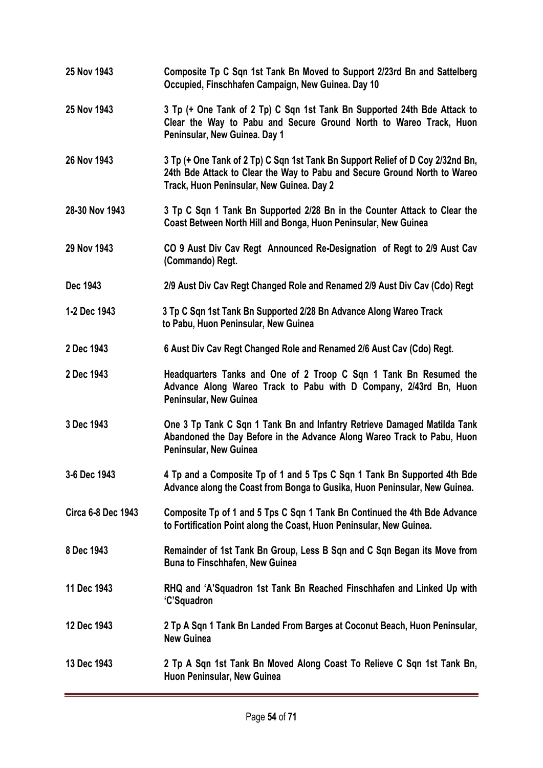| | |
|---|---|
| **25 Nov 1943** | **Composite Tp C Sqn 1st Tank Bn Moved to Support 2/23rd Bn and Sattelberg Occupied, Finschhafen Campaign, New Guinea. Day 10** |
| **25 Nov 1943** | **3 Tp (+ One Tank of 2 Tp) C Sqn 1st Tank Bn Supported 24th Bde Attack to Clear the Way to Pabu and Secure Ground North to Wareo Track, Huon Peninsular, New Guinea. Day 1** |
| **26 Nov 1943** | **3 Tp (+ One Tank of 2 Tp) C Sqn 1st Tank Bn Support Relief of D Coy 2/32nd Bn, 24th Bde Attack to Clear the Way to Pabu and Secure Ground North to Wareo Track, Huon Peninsular, New Guinea. Day 2** |
| **28-30 Nov 1943** | **3 Tp C Sqn 1 Tank Bn Supported 2/28 Bn in the Counter Attack to Clear the Coast Between North Hill and Bonga, Huon Peninsular, New Guinea** |
| **29 Nov 1943** | **CO 9 Aust Div Cav Regt Announced Re-Designation of Regt to 2/9 Aust Cav (Commando) Regt.** |
| **Dec 1943** | **2/9 Aust Div Cav Regt Changed Role and Renamed 2/9 Aust Div Cav (Cdo) Regt** |
| **1-2 Dec 1943** | **3 Tp C Sqn 1st Tank Bn Supported 2/28 Bn Advance Along Wareo Track to Pabu, Huon Peninsular, New Guinea** |
| **2 Dec 1943** | **6 Aust Div Cav Regt Changed Role and Renamed 2/6 Aust Cav (Cdo) Regt.** |
| **2 Dec 1943** | **Headquarters Tanks and One of 2 Troop C Sqn 1 Tank Bn Resumed the Advance Along Wareo Track to Pabu with D Company, 2/43rd Bn, Huon Peninsular, New Guinea** |
| **3 Dec 1943** | **One 3 Tp Tank C Sqn 1 Tank Bn and Infantry Retrieve Damaged Matilda Tank Abandoned the Day Before in the Advance Along Wareo Track to Pabu, Huon Peninsular, New Guinea** |
| **3-6 Dec 1943** | **4 Tp and a Composite Tp of 1 and 5 Tps C Sqn 1 Tank Bn Supported 4th Bde Advance along the Coast from Bonga to Gusika, Huon Peninsular, New Guinea.** |
| **Circa 6-8 Dec 1943** | **Composite Tp of 1 and 5 Tps C Sqn 1 Tank Bn Continued the 4th Bde Advance to Fortification Point along the Coast, Huon Peninsular, New Guinea.** |
| **8 Dec 1943** | **Remainder of 1st Tank Bn Group, Less B Sqn and C Sqn Began its Move from Buna to Finschhafen, New Guinea** |
| **11 Dec 1943** | **RHQ and 'A'Squadron 1st Tank Bn Reached Finschhafen and Linked Up with 'C'Squadron** |
| **12 Dec 1943** | **2 Tp A Sqn 1 Tank Bn Landed From Barges at Coconut Beach, Huon Peninsular, New Guinea** |
| **13 Dec 1943** | **2 Tp A Sqn 1st Tank Bn Moved Along Coast To Relieve C Sqn 1st Tank Bn, Huon Peninsular, New Guinea** |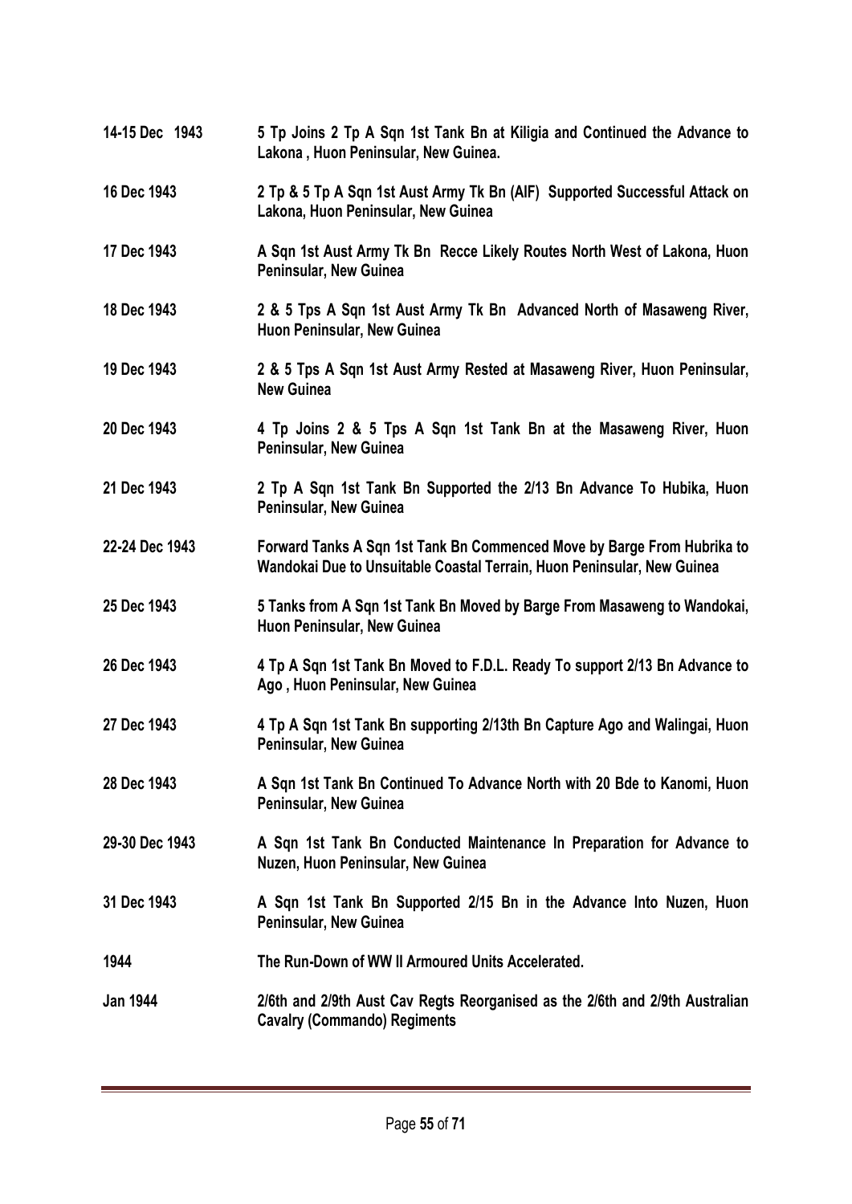| | |
|---|---|
| **14-15 Dec 1943** | **5 Tp Joins 2 Tp A Sqn 1st Tank Bn at Kiligia and Continued the Advance to Lakona , Huon Peninsular, New Guinea.** |
| **16 Dec 1943** | **2 Tp & 5 Tp A Sqn 1st Aust Army Tk Bn (AIF) Supported Successful Attack on Lakona, Huon Peninsular, New Guinea** |
| **17 Dec 1943** | **A Sqn 1st Aust Army Tk Bn Recce Likely Routes North West of Lakona, Huon Peninsular, New Guinea** |
| **18 Dec 1943** | **2 & 5 Tps A Sqn 1st Aust Army Tk Bn Advanced North of Masaweng River, Huon Peninsular, New Guinea** |
| **19 Dec 1943** | **2 & 5 Tps A Sqn 1st Aust Army Rested at Masaweng River, Huon Peninsular, New Guinea** |
| **20 Dec 1943** | **4 Tp Joins 2 & 5 Tps A Sqn 1st Tank Bn at the Masaweng River, Huon Peninsular, New Guinea** |
| **21 Dec 1943** | **2 Tp A Sqn 1st Tank Bn Supported the 2/13 Bn Advance To Hubika, Huon Peninsular, New Guinea** |
| **22-24 Dec 1943** | **Forward Tanks A Sqn 1st Tank Bn Commenced Move by Barge From Hubrika to Wandokai Due to Unsuitable Coastal Terrain, Huon Peninsular, New Guinea** |
| **25 Dec 1943** | **5 Tanks from A Sqn 1st Tank Bn Moved by Barge From Masaweng to Wandokai, Huon Peninsular, New Guinea** |
| **26 Dec 1943** | **4 Tp A Sqn 1st Tank Bn Moved to F.D.L. Ready To support 2/13 Bn Advance to Ago , Huon Peninsular, New Guinea** |
| **27 Dec 1943** | **4 Tp A Sqn 1st Tank Bn supporting 2/13th Bn Capture Ago and Walingai, Huon Peninsular, New Guinea** |
| **28 Dec 1943** | **A Sqn 1st Tank Bn Continued To Advance North with 20 Bde to Kanomi, Huon Peninsular, New Guinea** |
| **29-30 Dec 1943** | **A Sqn 1st Tank Bn Conducted Maintenance In Preparation for Advance to Nuzen, Huon Peninsular, New Guinea** |
| **31 Dec 1943** | **A Sqn 1st Tank Bn Supported 2/15 Bn in the Advance Into Nuzen, Huon Peninsular, New Guinea** |
| **1944** | **The Run-Down of WW II Armoured Units Accelerated.** |
| **Jan 1944** | **2/6th and 2/9th Aust Cav Regts Reorganised as the 2/6th and 2/9th Australian Cavalry (Commando) Regiments** |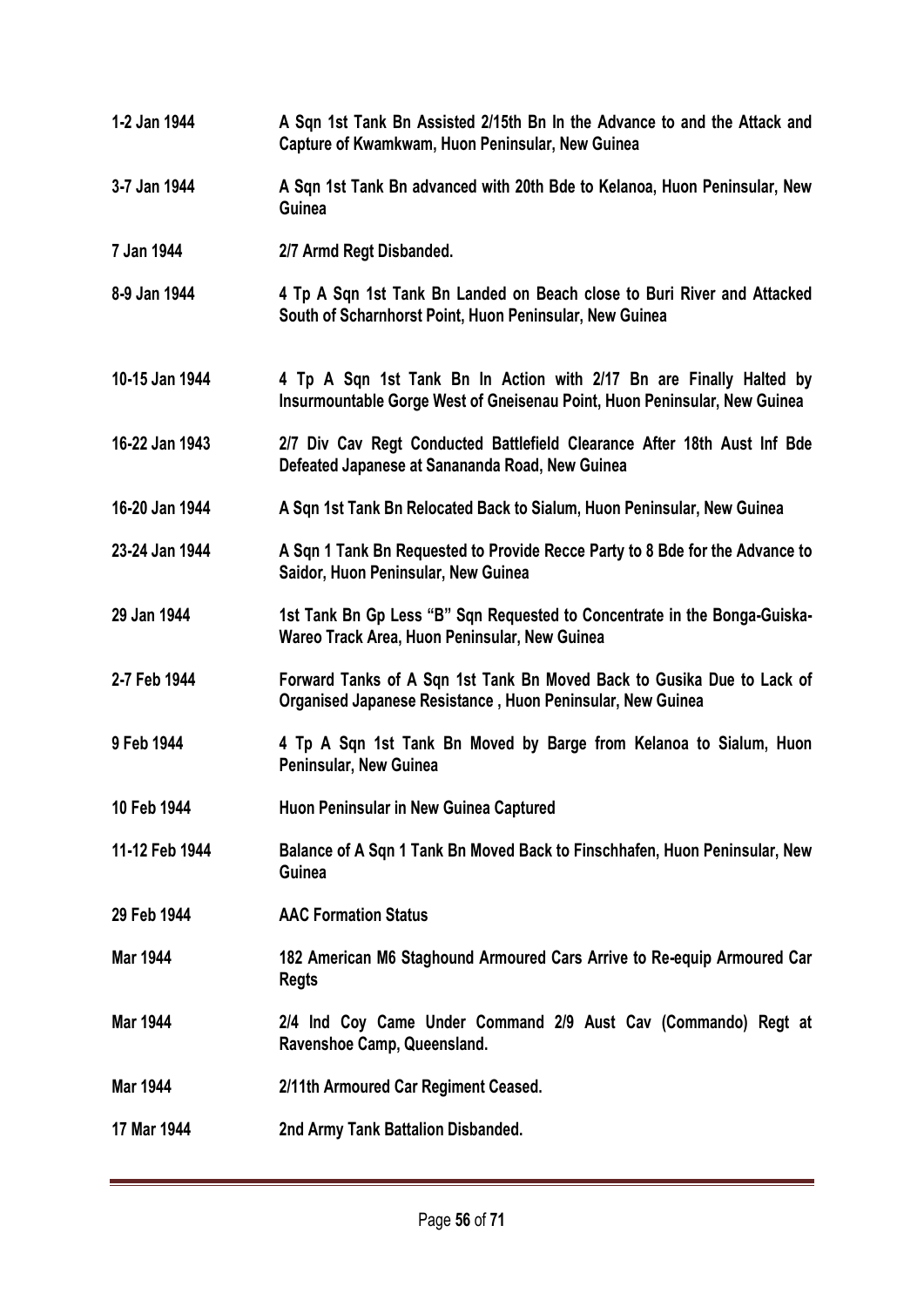| | |
|---|---|
| **1-2 Jan 1944** | **A Sqn 1st Tank Bn Assisted 2/15th Bn In the Advance to and the Attack and Capture of Kwamkwam, Huon Peninsular, New Guinea** |
| **3-7 Jan 1944** | **A Sqn 1st Tank Bn advanced with 20th Bde to Kelanoa, Huon Peninsular, New Guinea** |
| **7 Jan 1944** | **2/7 Armd Regt Disbanded.** |
| **8-9 Jan 1944** | **4 Tp A Sqn 1st Tank Bn Landed on Beach close to Buri River and Attacked South of Scharnhorst Point, Huon Peninsular, New Guinea** |
| **10-15 Jan 1944** | **4 Tp A Sqn 1st Tank Bn In Action with 2/17 Bn are Finally Halted by Insurmountable Gorge West of Gneisenau Point, Huon Peninsular, New Guinea** |
| **16-22 Jan 1943** | **2/7 Div Cav Regt Conducted Battlefield Clearance After 18th Aust Inf Bde Defeated Japanese at Sananada Road, New Guinea** |
| **16-20 Jan 1944** | **A Sqn 1st Tank Bn Relocated Back to Sialum, Huon Peninsular, New Guinea** |
| **23-24 Jan 1944** | **A Sqn 1 Tank Bn Requested to Provide Recce Party to 8 Bde for the Advance to Saidor, Huon Peninsular, New Guinea** |
| **29 Jan 1944** | **1st Tank Bn Gp Less "B" Sqn Requested to Concentrate in the Bonga-Guiska-Wareo Track Area, Huon Peninsular, New Guinea** |
| **2-7 Feb 1944** | **Forward Tanks of A Sqn 1st Tank Bn Moved Back to Gusika Due to Lack of Organised Japanese Resistance , Huon Peninsular, New Guinea** |
| **9 Feb 1944** | **4 Tp A Sqn 1st Tank Bn Moved by Barge from Kelanoa to Sialum, Huon Peninsular, New Guinea** |
| **10 Feb 1944** | **Huon Peninsular in New Guinea Captured** |
| **11-12 Feb 1944** | **Balance of A Sqn 1 Tank Bn Moved Back to Finschhafen, Huon Peninsular, New Guinea** |
| **29 Feb 1944** | **AAC Formation Status** |
| **Mar 1944** | **182 American M6 Staghound Armoured Cars Arrive to Re-equip Armoured Car Regts** |
| **Mar 1944** | **2/4 Ind Coy Came Under Command 2/9 Aust Cav (Commando) Regt at Ravenshoe Camp, Queensland.** |
| **Mar 1944** | **2/11th Armoured Car Regiment Ceased.** |
| **17 Mar 1944** | **2nd Army Tank Battalion Disbanded.** |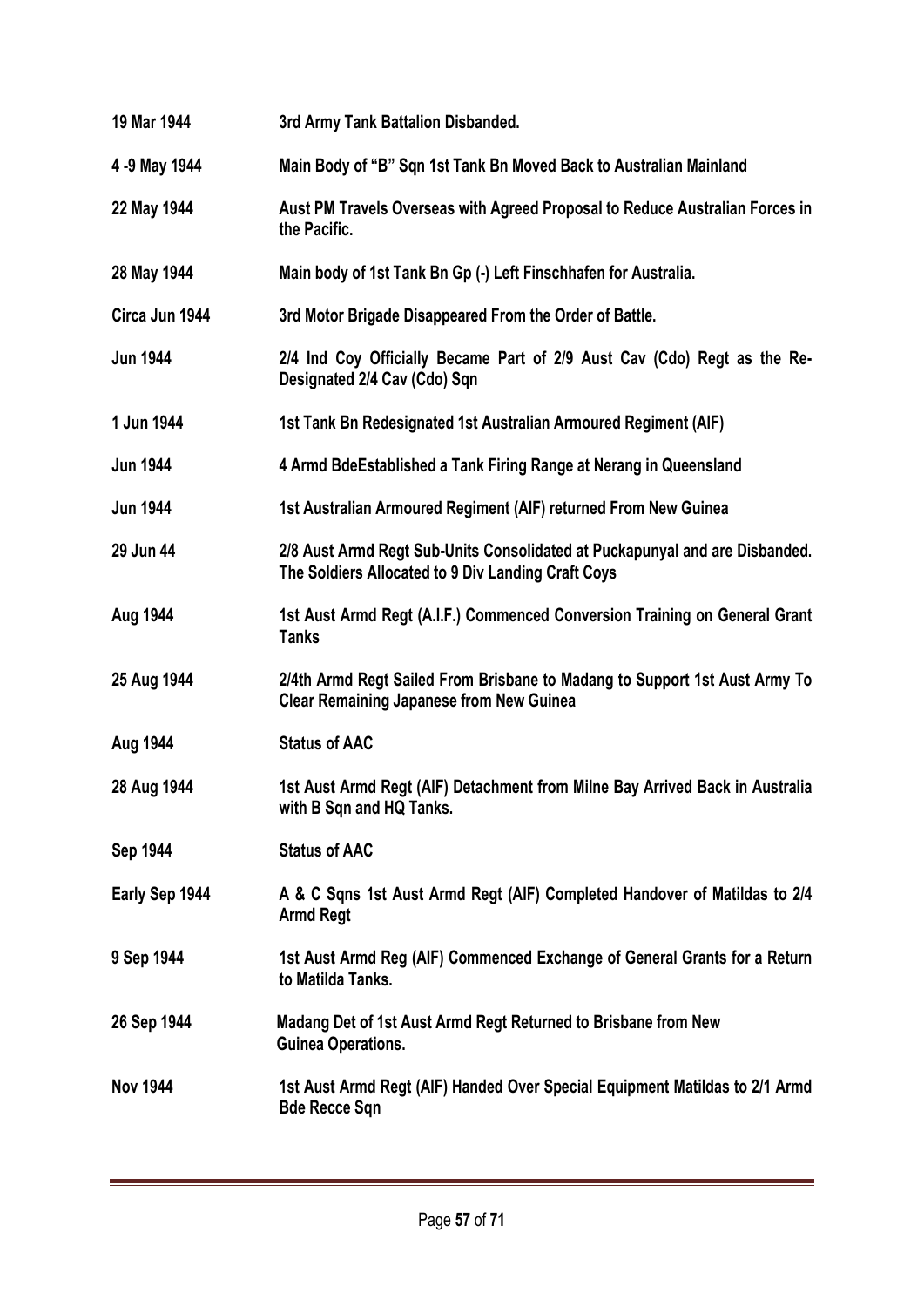| | |
|---|---|
| **19 Mar 1944** | **3rd Army Tank Battalion Disbanded.** |
| **4 -9 May 1944** | **Main Body of "B" Sqn 1st Tank Bn Moved Back to Australian Mainland** |
| **22 May 1944** | **Aust PM Travels Overseas with Agreed Proposal to Reduce Australian Forces in the Pacific.** |
| **28 May 1944** | **Main body of 1st Tank Bn Gp (-) Left Finschhafen for Australia.** |
| **Circa Jun 1944** | **3rd Motor Brigade Disappeared From the Order of Battle.** |
| **Jun 1944** | **2/4 Ind Coy Officially Became Part of 2/9 Aust Cav (Cdo) Regt as the Re-Designated 2/4 Cav (Cdo) Sqn** |
| **1 Jun 1944** | **1st Tank Bn Redesignated 1st Australian Armoured Regiment (AIF)** |
| **Jun 1944** | **4 Armd BdeEstablished a Tank Firing Range at Nerang in Queensland** |
| **Jun 1944** | **1st Australian Armoured Regiment (AIF) returned From New Guinea** |
| **29 Jun 44** | **2/8 Aust Armd Regt Sub-Units Consolidated at Puckapunyal and are Disbanded. The Soldiers Allocated to 9 Div Landing Craft Coys** |
| **Aug 1944** | **1st Aust Armd Regt (A.I.F.) Commenced Conversion Training on General Grant Tanks** |
| **25 Aug 1944** | **2/4th Armd Regt Sailed From Brisbane to Madang to Support 1st Aust Army To Clear Remaining Japanese from New Guinea** |
| **Aug 1944** | **Status of AAC** |
| **28 Aug 1944** | **1st Aust Armd Regt (AIF) Detachment from Milne Bay Arrived Back in Australia with B Sqn and HQ Tanks.** |
| **Sep 1944** | **Status of AAC** |
| **Early Sep 1944** | **A & C Sqns 1st Aust Armd Regt (AIF) Completed Handover of Matildas to 2/4 Armd Regt** |
| **9 Sep 1944** | **1st Aust Armd Reg (AIF) Commenced Exchange of General Grants for a Return to Matilda Tanks.** |
| **26 Sep 1944** | **Madang Det of 1st Aust Armd Regt Returned to Brisbane from New Guinea Operations.** |
| **Nov 1944** | **1st Aust Armd Regt (AIF) Handed Over Special Equipment Matildas to 2/1 Armd Bde Recce Sqn** |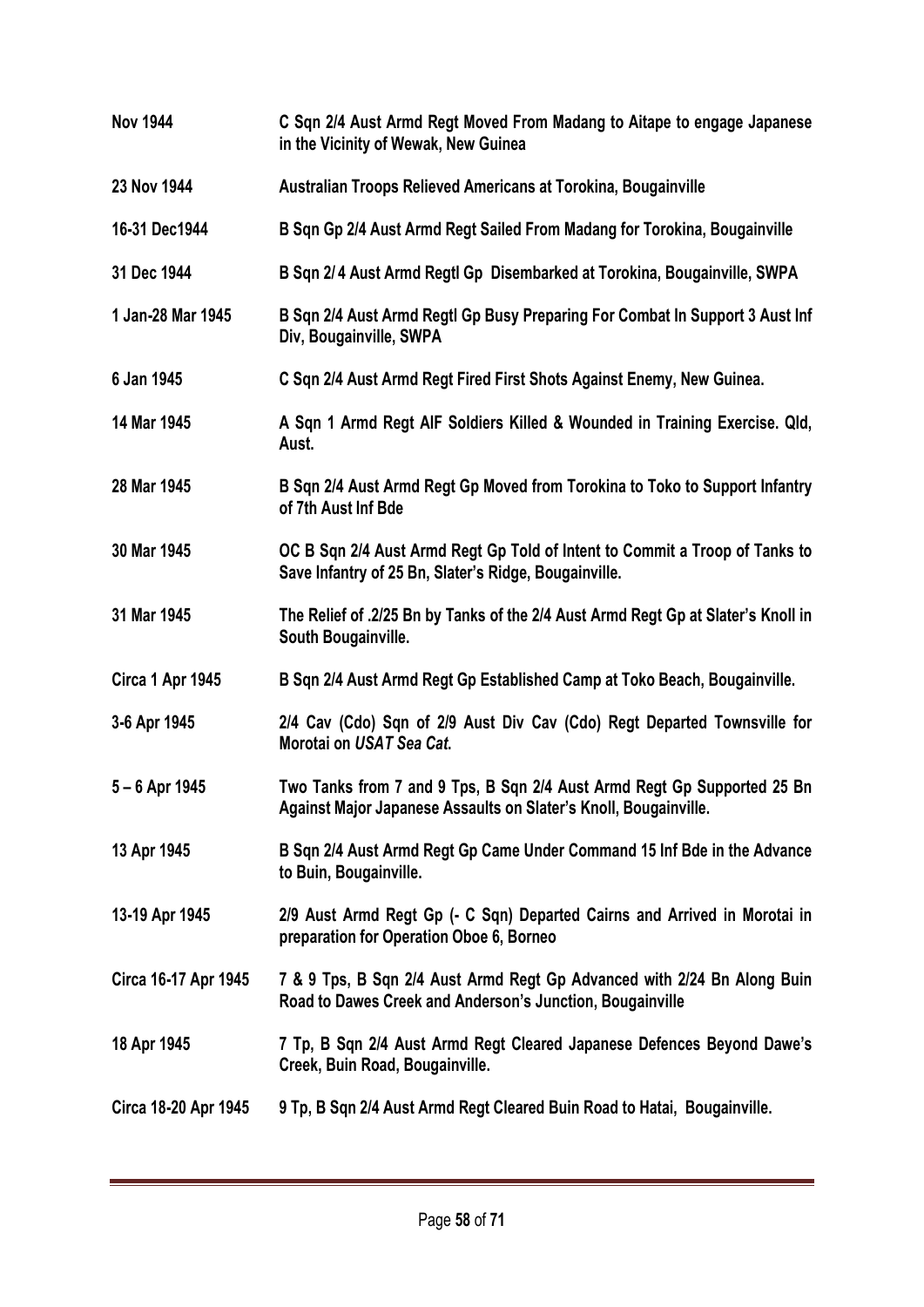| | |
|---|---|
| **Nov 1944** | **C Sqn 2/4 Aust Armd Regt Moved From Madang to Aitape to engage Japanese in the Vicinity of Wewak, New Guinea** |
| **23 Nov 1944** | **Australian Troops Relieved Americans at Torokina, Bougainville** |
| **16-31 Dec1944** | **B Sqn Gp 2/4 Aust Armd Regt Sailed From Madang for Torokina, Bougainville** |
| **31 Dec 1944** | **B Sqn 2/ 4 Aust Armd Regtl Gp Disembarked at Torokina, Bougainville, SWPA** |
| **1 Jan-28 Mar 1945** | **B Sqn 2/4 Aust Armd Regtl Gp Busy Preparing For Combat In Support 3 Aust Inf Div, Bougainville, SWPA** |
| **6 Jan 1945** | **C Sqn 2/4 Aust Armd Regt Fired First Shots Against Enemy, New Guinea.** |
| **14 Mar 1945** | **A Sqn 1 Armd Regt AIF Soldiers Killed & Wounded in Training Exercise. Qld, Aust.** |
| **28 Mar 1945** | **B Sqn 2/4 Aust Armd Regt Gp Moved from Torokina to Toko to Support Infantry of 7th Aust Inf Bde** |
| **30 Mar 1945** | **OC B Sqn 2/4 Aust Armd Regt Gp Told of Intent to Commit a Troop of Tanks to Save Infantry of 25 Bn, Slater's Ridge, Bougainville.** |
| **31 Mar 1945** | **The Relief of .2/25 Bn by Tanks of the 2/4 Aust Armd Regt Gp at Slater's Knoll in South Bougainville.** |
| **Circa 1 Apr 1945** | **B Sqn 2/4 Aust Armd Regt Gp Established Camp at Toko Beach, Bougainville.** |
| **3-6 Apr 1945** | **2/4 Cav (Cdo) Sqn of 2/9 Aust Div Cav (Cdo) Regt Departed Townsville for Morotai on *USAT Sea Cat.*** |
| **5 – 6 Apr 1945** | **Two Tanks from 7 and 9 Tps, B Sqn 2/4 Aust Armd Regt Gp Supported 25 Bn Against Major Japanese Assaults on Slater's Knoll, Bougainville.** |
| **13 Apr 1945** | **B Sqn 2/4 Aust Armd Regt Gp Came Under Command 15 Inf Bde in the Advance to Buin, Bougainville.** |
| **13-19 Apr 1945** | **2/9 Aust Armd Regt Gp (- C Sqn) Departed Cairns and Arrived in Morotai in preparation for Operation Oboe 6, Borneo** |
| **Circa 16-17 Apr 1945** | **7 & 9 Tps, B Sqn 2/4 Aust Armd Regt Gp Advanced with 2/24 Bn Along Buin Road to Dawes Creek and Anderson's Junction, Bougainville** |
| **18 Apr 1945** | **7 Tp, B Sqn 2/4 Aust Armd Regt Cleared Japanese Defences Beyond Dawe's Creek, Buin Road, Bougainville.** |
| **Circa 18-20 Apr 1945** | **9 Tp, B Sqn 2/4 Aust Armd Regt Cleared Buin Road to Hatai, Bougainville.** |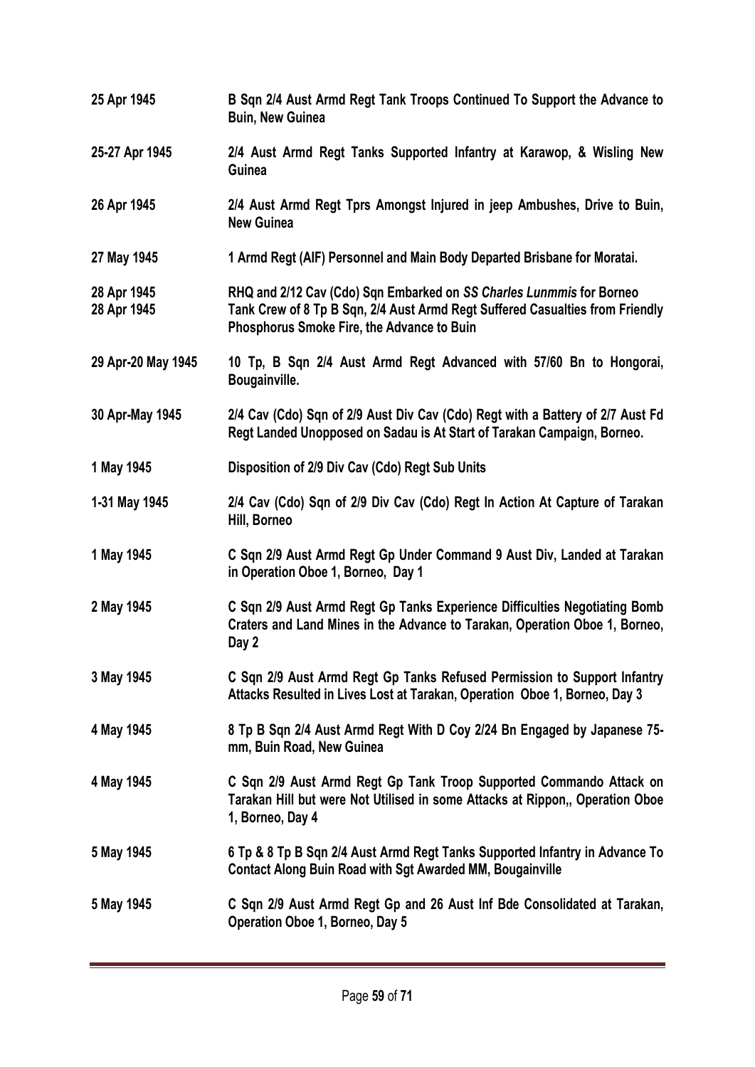| | |
|---|---|
| **25 Apr 1945** | **B Sqn 2/4 Aust Armd Regt Tank Troops Continued To Support the Advance to Buin, New Guinea** |
| **25-27 Apr 1945** | **2/4 Aust Armd Regt Tanks Supported Infantry at Karawop, & Wisling New Guinea** |
| **26 Apr 1945** | **2/4 Aust Armd Regt Tprs Amongst Injured in jeep Ambushes, Drive to Buin, New Guinea** |
| **27 May 1945** | **1 Armd Regt (AIF) Personnel and Main Body Departed Brisbane for Moratai.** |
| **28 Apr 1945** | **RHQ and 2/12 Cav (Cdo) Sqn Embarked on *SS Charles Lunmmis* for Borneo** |
| **28 Apr 1945** | **Tank Crew of 8 Tp B Sqn, 2/4 Aust Armd Regt Suffered Casualties from Friendly Phosphorus Smoke Fire, the Advance to Buin** |
| **29 Apr-20 May 1945** | **10 Tp, B Sqn 2/4 Aust Armd Regt Advanced with 57/60 Bn to Hongorai, Bougainville.** |
| **30 Apr-May 1945** | **2/4 Cav (Cdo) Sqn of 2/9 Aust Div Cav (Cdo) Regt with a Battery of 2/7 Aust Fd Regt Landed Unopposed on Sadau is At Start of Tarakan Campaign, Borneo.** |
| **1 May 1945** | **Disposition of 2/9 Div Cav (Cdo) Regt Sub Units** |
| **1-31 May 1945** | **2/4 Cav (Cdo) Sqn of 2/9 Div Cav (Cdo) Regt In Action At Capture of Tarakan Hill, Borneo** |
| **1 May 1945** | **C Sqn 2/9 Aust Armd Regt Gp Under Command 9 Aust Div, Landed at Tarakan in Operation Oboe 1, Borneo, Day 1** |
| **2 May 1945** | **C Sqn 2/9 Aust Armd Regt Gp Tanks Experience Difficulties Negotiating Bomb Craters and Land Mines in the Advance to Tarakan, Operation Oboe 1, Borneo, Day 2** |
| **3 May 1945** | **C Sqn 2/9 Aust Armd Regt Gp Tanks Refused Permission to Support Infantry Attacks Resulted in Lives Lost at Tarakan, Operation Oboe 1, Borneo, Day 3** |
| **4 May 1945** | **8 Tp B Sqn 2/4 Aust Armd Regt With D Coy 2/24 Bn Engaged by Japanese 75-mm, Buin Road, New Guinea** |
| **4 May 1945** | **C Sqn 2/9 Aust Armd Regt Gp Tank Troop Supported Commando Attack on Tarakan Hill but were Not Utilised in some Attacks at Rippon,, Operation Oboe 1, Borneo, Day 4** |
| **5 May 1945** | **6 Tp & 8 Tp B Sqn 2/4 Aust Armd Regt Tanks Supported Infantry in Advance To Contact Along Buin Road with Sgt Awarded MM, Bougainville** |
| **5 May 1945** | **C Sqn 2/9 Aust Armd Regt Gp and 26 Aust Inf Bde Consolidated at Tarakan, Operation Oboe 1, Borneo, Day 5** |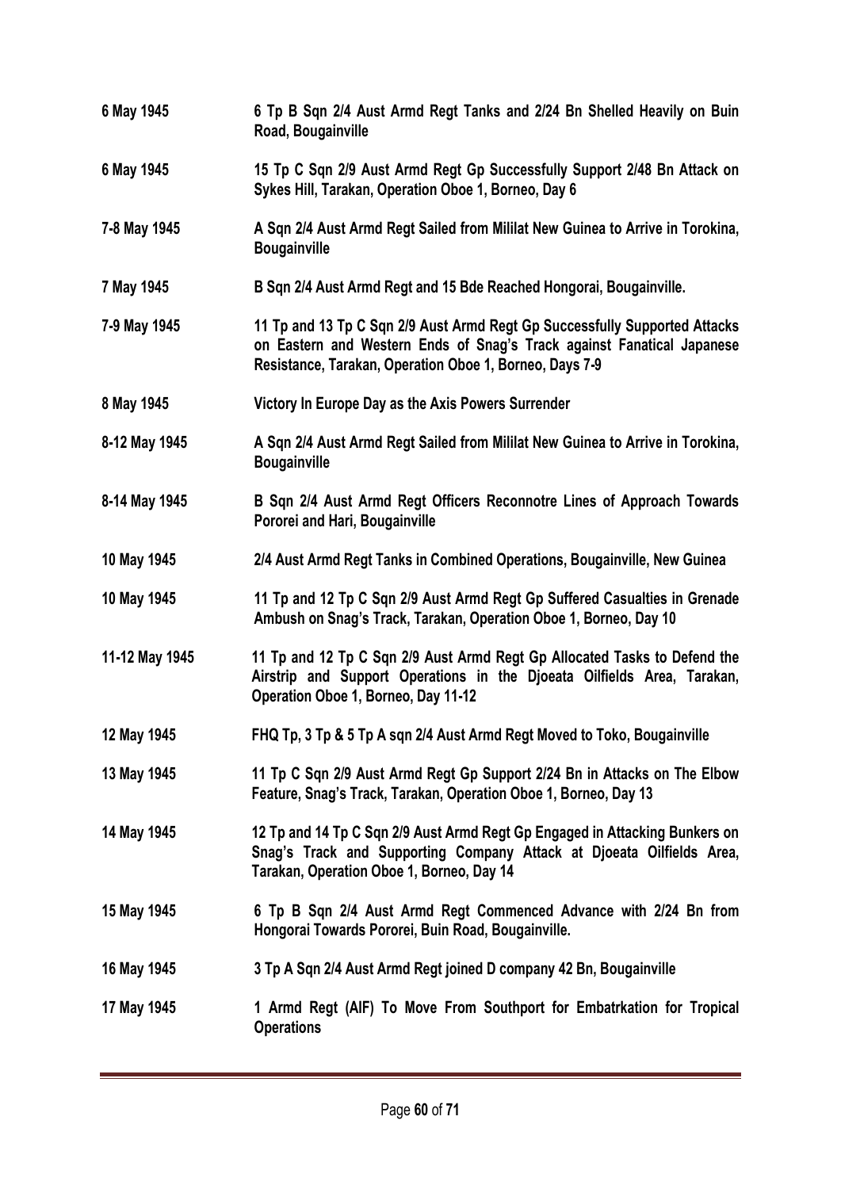| | |
|---|---|
| **6 May 1945** | **6 Tp B Sqn 2/4 Aust Armd Regt Tanks and 2/24 Bn Shelled Heavily on Buin Road, Bougainville** |
| **6 May 1945** | **15 Tp C Sqn 2/9 Aust Armd Regt Gp Successfully Support 2/48 Bn Attack on Sykes Hill, Tarakan, Operation Oboe 1, Borneo, Day 6** |
| **7-8 May 1945** | **A Sqn 2/4 Aust Armd Regt Sailed from Mililat New Guinea to Arrive in Torokina, Bougainville** |
| **7 May 1945** | **B Sqn 2/4 Aust Armd Regt and 15 Bde Reached Hongorai, Bougainville.** |
| **7-9 May 1945** | **11 Tp and 13 Tp C Sqn 2/9 Aust Armd Regt Gp Successfully Supported Attacks on Eastern and Western Ends of Snag's Track against Fanatical Japanese Resistance, Tarakan, Operation Oboe 1, Borneo, Days 7-9** |
| **8 May 1945** | **Victory In Europe Day as the Axis Powers Surrender** |
| **8-12 May 1945** | **A Sqn 2/4 Aust Armd Regt Sailed from Mililat New Guinea to Arrive in Torokina, Bougainville** |
| **8-14 May 1945** | **B Sqn 2/4 Aust Armd Regt Officers Reconnotre Lines of Approach Towards Pororei and Hari, Bougainville** |
| **10 May 1945** | **2/4 Aust Armd Regt Tanks in Combined Operations, Bougainville, New Guinea** |
| **10 May 1945** | **11 Tp and 12 Tp C Sqn 2/9 Aust Armd Regt Gp Suffered Casualties in Grenade Ambush on Snag's Track, Tarakan, Operation Oboe 1, Borneo, Day 10** |
| **11-12 May 1945** | **11 Tp and 12 Tp C Sqn 2/9 Aust Armd Regt Gp Allocated Tasks to Defend the Airstrip and Support Operations in the Djoeata Oilfields Area, Tarakan, Operation Oboe 1, Borneo, Day 11-12** |
| **12 May 1945** | **FHQ Tp, 3 Tp & 5 Tp A sqn 2/4 Aust Armd Regt Moved to Toko, Bougainville** |
| **13 May 1945** | **11 Tp C Sqn 2/9 Aust Armd Regt Gp Support 2/24 Bn in Attacks on The Elbow Feature, Snag's Track, Tarakan, Operation Oboe 1, Borneo, Day 13** |
| **14 May 1945** | **12 Tp and 14 Tp C Sqn 2/9 Aust Armd Regt Gp Engaged in Attacking Bunkers on Snag's Track and Supporting Company Attack at Djoeata Oilfields Area, Tarakan, Operation Oboe 1, Borneo, Day 14** |
| **15 May 1945** | **6 Tp B Sqn 2/4 Aust Armd Regt Commenced Advance with 2/24 Bn from Hongorai Towards Pororei, Buin Road, Bougainville.** |
| **16 May 1945** | **3 Tp A Sqn 2/4 Aust Armd Regt joined D company 42 Bn, Bougainville** |
| **17 May 1945** | **1 Armd Regt (AIF) To Move From Southport for Embatrkation for Tropical Operations** |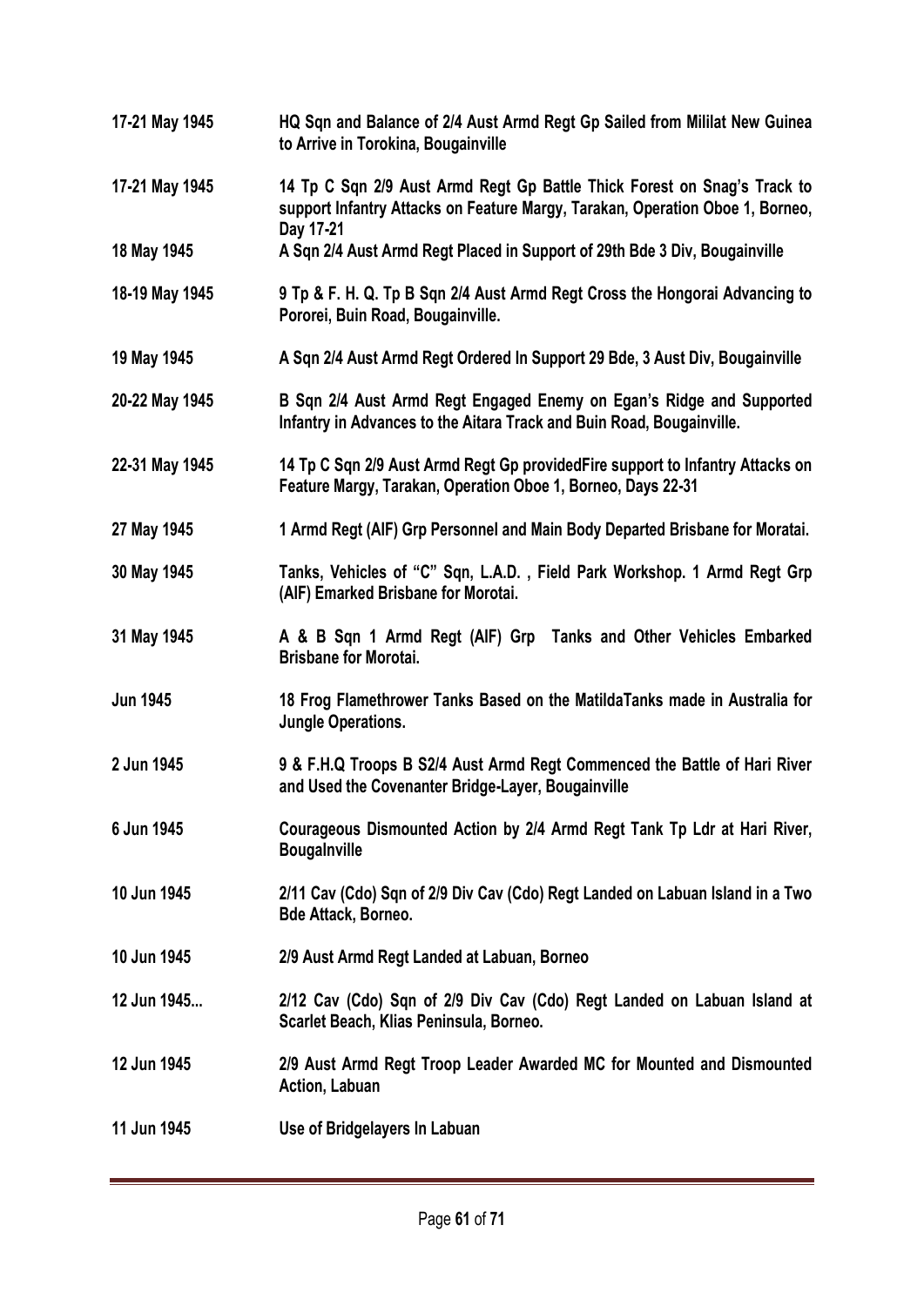| | |
|---|---|
| **17-21 May 1945** | **HQ Sqn and Balance of 2/4 Aust Armd Regt Gp Sailed from Mililat New Guinea to Arrive in Torokina, Bougainville** |
| **17-21 May 1945** | **14 Tp C Sqn 2/9 Aust Armd Regt Gp Battle Thick Forest on Snag's Track to support Infantry Attacks on Feature Margy, Tarakan, Operation Oboe 1, Borneo, Day 17-21** |
| **18 May 1945** | **A Sqn 2/4 Aust Armd Regt Placed in Support of 29th Bde 3 Div, Bougainville** |
| **18-19 May 1945** | **9 Tp & F. H. Q. Tp B Sqn 2/4 Aust Armd Regt Cross the Hongorai Advancing to Pororei, Buin Road, Bougainville.** |
| **19 May 1945** | **A Sqn 2/4 Aust Armd Regt Ordered In Support 29 Bde, 3 Aust Div, Bougainville** |
| **20-22 May 1945** | **B Sqn 2/4 Aust Armd Regt Engaged Enemy on Egan's Ridge and Supported Infantry in Advances to the Aitara Track and Buin Road, Bougainville.** |
| **22-31 May 1945** | **14 Tp C Sqn 2/9 Aust Armd Regt Gp providedFire support to Infantry Attacks on Feature Margy, Tarakan, Operation Oboe 1, Borneo, Days 22-31** |
| **27 May 1945** | **1 Armd Regt (AIF) Grp Personnel and Main Body Departed Brisbane for Moratai.** |
| **30 May 1945** | **Tanks, Vehicles of "C" Sqn, L.A.D. , Field Park Workshop. 1 Armd Regt Grp (AIF) Emarked Brisbane for Morotai.** |
| **31 May 1945** | **A & B Sqn 1 Armd Regt (AIF) Grp Tanks and Other Vehicles Embarked Brisbane for Morotai.** |
| **Jun 1945** | **18 Frog Flamethrower Tanks Based on the MatildaTanks made in Australia for Jungle Operations.** |
| **2 Jun 1945** | **9 & F.H.Q Troops B S2/4 Aust Armd Regt Commenced the Battle of Hari River and Used the Covenanter Bridge-Layer, Bougainville** |
| **6 Jun 1945** | **Courageous Dismounted Action by 2/4 Armd Regt Tank Tp Ldr at Hari River, Bougalnville** |
| **10 Jun 1945** | **2/11 Cav (Cdo) Sqn of 2/9 Div Cav (Cdo) Regt Landed on Labuan Island in a Two Bde Attack, Borneo.** |
| **10 Jun 1945** | **2/9 Aust Armd Regt Landed at Labuan, Borneo** |
| **12 Jun 1945...** | **2/12 Cav (Cdo) Sqn of 2/9 Div Cav (Cdo) Regt Landed on Labuan Island at Scarlet Beach, Klias Peninsula, Borneo.** |
| **12 Jun 1945** | **2/9 Aust Armd Regt Troop Leader Awarded MC for Mounted and Dismounted Action, Labuan** |
| **11 Jun 1945** | **Use of Bridgelayers In Labuan** |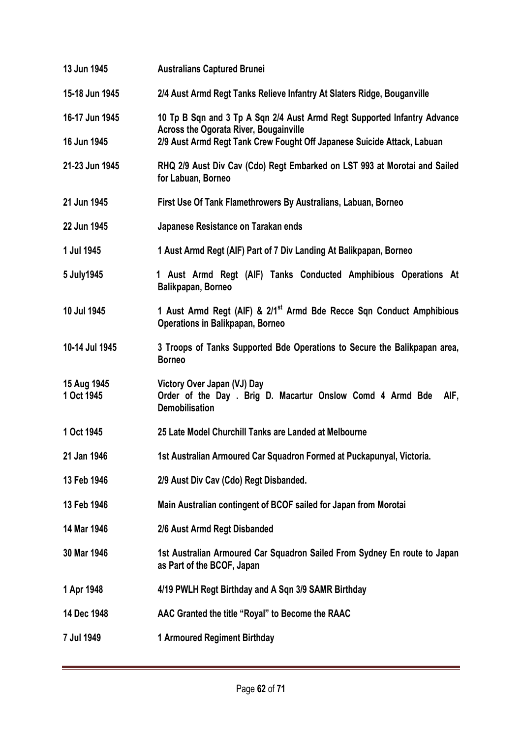| | |
|---|---|
| **13 Jun 1945** | **Australians Captured Brunei** |
| **15-18 Jun 1945** | **2/4 Aust Armd Regt Tanks Relieve Infantry At Slaters Ridge, Bouganville** |
| **16-17 Jun 1945** | **10 Tp B Sqn and 3 Tp A Sqn 2/4 Aust Armd Regt Supported Infantry Advance Across the Ogorata River, Bougainville** |
| **16 Jun 1945** | **2/9 Aust Armd Regt Tank Crew Fought Off Japanese Suicide Attack, Labuan** |
| **21-23 Jun 1945** | **RHQ 2/9 Aust Div Cav (Cdo) Regt Embarked on LST 993 at Morotai and Sailed for Labuan, Borneo** |
| **21 Jun 1945** | **First Use Of Tank Flamethrowers By Australians, Labuan, Borneo** |
| **22 Jun 1945** | **Japanese Resistance on Tarakan ends** |
| **1 Jul 1945** | **1 Aust Armd Regt (AIF) Part of 7 Div Landing At Balikpapan, Borneo** |
| **5 July1945** | **1 Aust Armd Regt (AIF) Tanks Conducted Amphibious Operations At Balikpapan, Borneo** |
| **10 Jul 1945** | **1 Aust Armd Regt (AIF) & 2/1st Armd Bde Recce Sqn Conduct Amphibious Operations in Balikpapan, Borneo** |
| **10-14 Jul 1945** | **3 Troops of Tanks Supported Bde Operations to Secure the Balikpapan area, Borneo** |
| **15 Aug 1945** | **Victory Over Japan (VJ) Day** |
| **1 Oct 1945** | **Order of the Day . Brig D. Macartur Onslow Comd 4 Armd Bde AIF, Demobilisation** |
| **1 Oct 1945** | **25 Late Model Churchill Tanks are Landed at Melbourne** |
| **21 Jan 1946** | **1st Australian Armoured Car Squadron Formed at Puckapunyal, Victoria.** |
| **13 Feb 1946** | **2/9 Aust Div Cav (Cdo) Regt Disbanded.** |
| **13 Feb 1946** | **Main Australian contingent of BCOF sailed for Japan from Morotai** |
| **14 Mar 1946** | **2/6 Aust Armd Regt Disbanded** |
| **30 Mar 1946** | **1st Australian Armoured Car Squadron Sailed From Sydney En route to Japan as Part of the BCOF, Japan** |
| **1 Apr 1948** | **4/19 PWLH Regt Birthday and A Sqn 3/9 SAMR Birthday** |
| **14 Dec 1948** | **AAC Granted the title "Royal" to Become the RAAC** |
| **7 Jul 1949** | **1 Armoured Regiment Birthday** |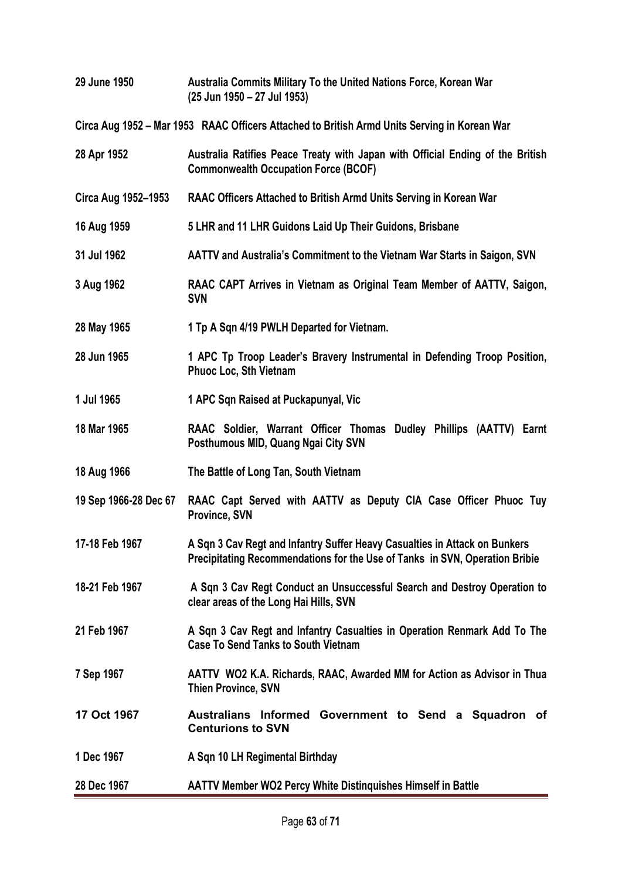| | |
|---|---|
| **29 June 1950** | **Australia Commits Military To the United Nations Force, Korean War (25 Jun 1950 – 27 Jul 1953)** |
| **Circa Aug 1952 – Mar 1953** | **RAAC Officers Attached to British Armd Units Serving in Korean War** |
| **28 Apr 1952** | **Australia Ratifies Peace Treaty with Japan with Official Ending of the British Commonwealth Occupation Force (BCOF)** |
| **Circa Aug 1952–1953** | **RAAC Officers Attached to British Armd Units Serving in Korean War** |
| **16 Aug 1959** | **5 LHR and 11 LHR Guidons Laid Up Their Guidons, Brisbane** |
| **31 Jul 1962** | **AATTV and Australia's Commitment to the Vietnam War Starts in Saigon, SVN** |
| **3 Aug 1962** | **RAAC CAPT Arrives in Vietnam as Original Team Member of AATTV, Saigon, SVN** |
| **28 May 1965** | **1 Tp A Sqn 4/19 PWLH Departed for Vietnam.** |
| **28 Jun 1965** | **1 APC Tp Troop Leader's Bravery Instrumental in Defending Troop Position, Phuoc Loc, Sth Vietnam** |
| **1 Jul 1965** | **1 APC Sqn Raised at Puckapunyal, Vic** |
| **18 Mar 1965** | **RAAC Soldier, Warrant Officer Thomas Dudley Phillips (AATTV) Earnt Posthumous MID, Quang Ngai City SVN** |
| **18 Aug 1966** | **The Battle of Long Tan, South Vietnam** |
| **19 Sep 1966-28 Dec 67** | **RAAC Capt Served with AATTV as Deputy CIA Case Officer Phuoc Tuy Province, SVN** |
| **17-18 Feb 1967** | **A Sqn 3 Cav Regt and Infantry Suffer Heavy Casualties in Attack on Bunkers Precipitating Recommendations for the Use of Tanks in SVN, Operation Bribie** |
| **18-21 Feb 1967** | **A Sqn 3 Cav Regt Conduct an Unsuccessful Search and Destroy Operation to clear areas of the Long Hai Hills, SVN** |
| **21 Feb 1967** | **A Sqn 3 Cav Regt and Infantry Casualties in Operation Renmark Add To The Case To Send Tanks to South Vietnam** |
| **7 Sep 1967** | **AATTV WO2 K.A. Richards, RAAC, Awarded MM for Action as Advisor in Thua Thien Province, SVN** |
| **17 Oct 1967** | **Australians Informed Government to Send a Squadron of Centurions to SVN** |
| **1 Dec 1967** | **A Sqn 10 LH Regimental Birthday** |
| **28 Dec 1967** | **AATTV Member WO2 Percy White Distinquishes Himself in Battle** |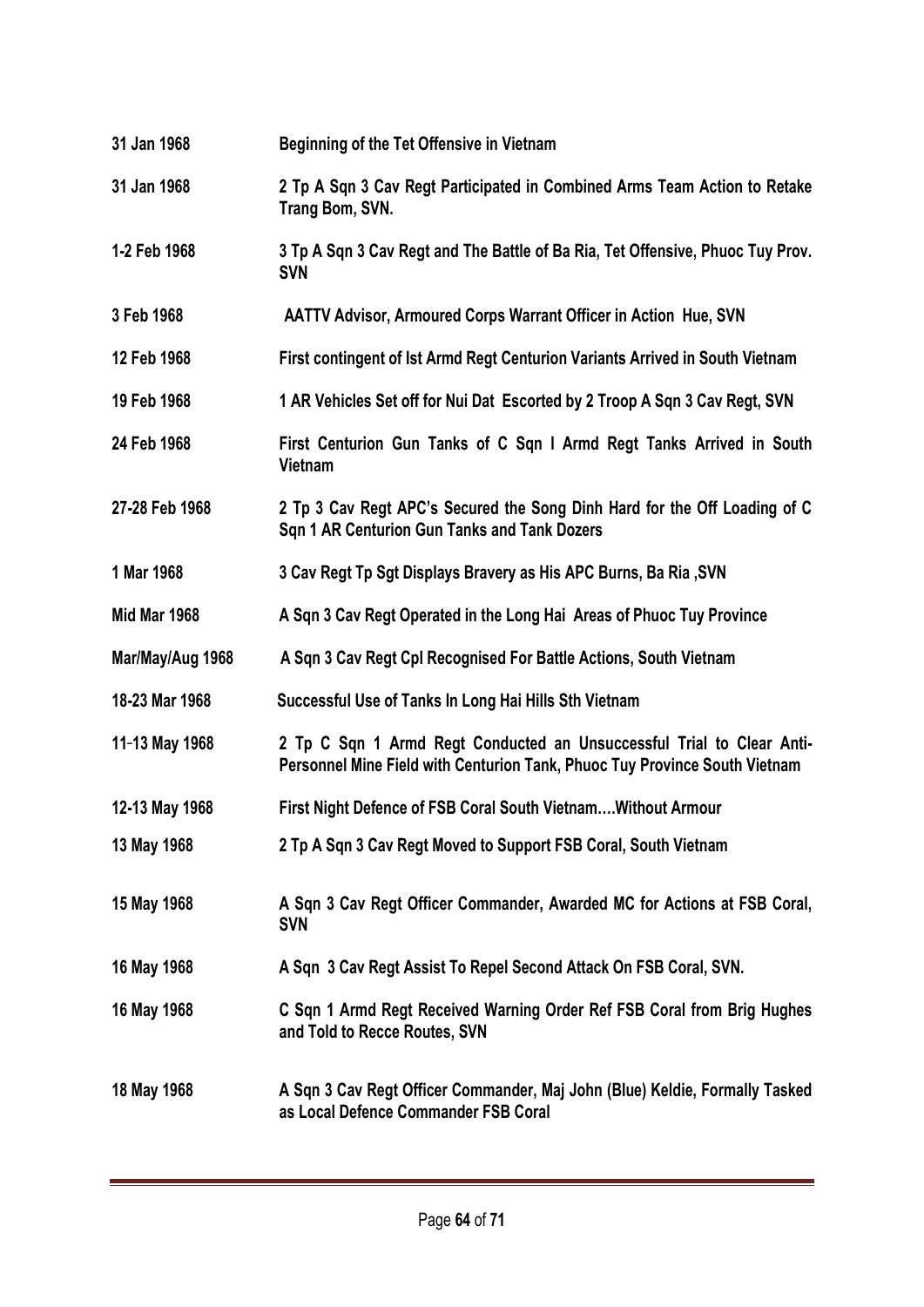| | |
|---|---|
| **31 Jan 1968** | **Beginning of the Tet Offensive in Vietnam** |
| **31 Jan 1968** | **2 Tp A Sqn 3 Cav Regt Participated in Combined Arms Team Action to Retake Trang Bom, SVN.** |
| **1-2 Feb 1968** | **3 Tp A Sqn 3 Cav Regt and The Battle of Ba Ria, Tet Offensive, Phuoc Tuy Prov. SVN** |
| **3 Feb 1968** | **AATTV Advisor, Armoured Corps Warrant Officer in Action Hue, SVN** |
| **12 Feb 1968** | **First contingent of Ist Armd Regt Centurion Variants Arrived in South Vietnam** |
| **19 Feb 1968** | **1 AR Vehicles Set off for Nui Dat Escorted by 2 Troop A Sqn 3 Cav Regt, SVN** |
| **24 Feb 1968** | **First Centurion Gun Tanks of C Sqn I Armd Regt Tanks Arrived in South Vietnam** |
| **27-28 Feb 1968** | **2 Tp 3 Cav Regt APC's Secured the Song Dinh Hard for the Off Loading of C Sqn 1 AR Centurion Gun Tanks and Tank Dozers** |
| **1 Mar 1968** | **3 Cav Regt Tp Sgt Displays Bravery as His APC Burns, Ba Ria ,SVN** |
| **Mid Mar 1968** | **A Sqn 3 Cav Regt Operated in the Long Hai Areas of Phuoc Tuy Province** |
| **Mar/May/Aug 1968** | **A Sqn 3 Cav Regt Cpl Recognised For Battle Actions, South Vietnam** |
| **18-23 Mar 1968** | **Successful Use of Tanks In Long Hai Hills Sth Vietnam** |
| **11-13 May 1968** | **2 Tp C Sqn 1 Armd Regt Conducted an Unsuccessful Trial to Clear Anti-Personnel Mine Field with Centurion Tank, Phuoc Tuy Province South Vietnam** |
| **12-13 May 1968** | **First Night Defence of FSB Coral South Vietnam….Without Armour** |
| **13 May 1968** | **2 Tp A Sqn 3 Cav Regt Moved to Support FSB Coral, South Vietnam** |
| **15 May 1968** | **A Sqn 3 Cav Regt Officer Commander, Awarded MC for Actions at FSB Coral, SVN** |
| **16 May 1968** | **A Sqn 3 Cav Regt Assist To Repel Second Attack On FSB Coral, SVN.** |
| **16 May 1968** | **C Sqn 1 Armd Regt Received Warning Order Ref FSB Coral from Brig Hughes and Told to Recce Routes, SVN** |
| **18 May 1968** | **A Sqn 3 Cav Regt Officer Commander, Maj John (Blue) Keldie, Formally Tasked as Local Defence Commander FSB Coral** |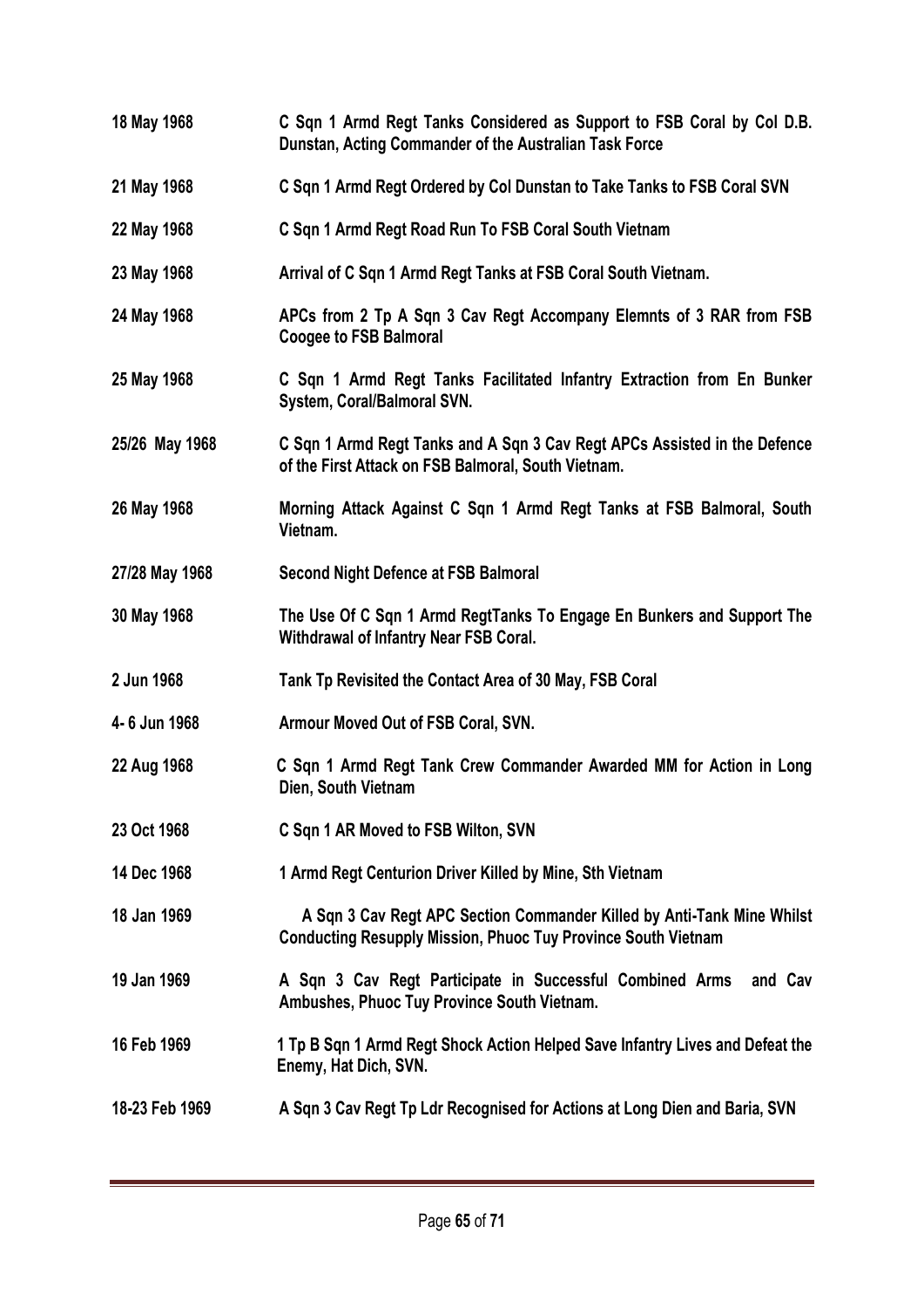| | |
|---|---|
| **18 May 1968** | **C Sqn 1 Armd Regt Tanks Considered as Support to FSB Coral by Col D.B. Dunstan, Acting Commander of the Australian Task Force** |
| **21 May 1968** | **C Sqn 1 Armd Regt Ordered by Col Dunstan to Take Tanks to FSB Coral SVN** |
| **22 May 1968** | **C Sqn 1 Armd Regt Road Run To FSB Coral South Vietnam** |
| **23 May 1968** | **Arrival of C Sqn 1 Armd Regt Tanks at FSB Coral South Vietnam.** |
| **24 May 1968** | **APCs from 2 Tp A Sqn 3 Cav Regt Accompany Elemnts of 3 RAR from FSB Coogee to FSB Balmoral** |
| **25 May 1968** | **C Sqn 1 Armd Regt Tanks Facilitated Infantry Extraction from En Bunker System, Coral/Balmoral SVN.** |
| **25/26 May 1968** | **C Sqn 1 Armd Regt Tanks and A Sqn 3 Cav Regt APCs Assisted in the Defence of the First Attack on FSB Balmoral, South Vietnam.** |
| **26 May 1968** | **Morning Attack Against C Sqn 1 Armd Regt Tanks at FSB Balmoral, South Vietnam.** |
| **27/28 May 1968** | **Second Night Defence at FSB Balmoral** |
| **30 May 1968** | **The Use Of C Sqn 1 Armd RegtTanks To Engage En Bunkers and Support The Withdrawal of Infantry Near FSB Coral.** |
| **2 Jun 1968** | **Tank Tp Revisited the Contact Area of 30 May, FSB Coral** |
| **4- 6 Jun 1968** | **Armour Moved Out of FSB Coral, SVN.** |
| **22 Aug 1968** | **C Sqn 1 Armd Regt Tank Crew Commander Awarded MM for Action in Long Dien, South Vietnam** |
| **23 Oct 1968** | **C Sqn 1 AR Moved to FSB Wilton, SVN** |
| **14 Dec 1968** | **1 Armd Regt Centurion Driver Killed by Mine, Sth Vietnam** |
| **18 Jan 1969** | **A Sqn 3 Cav Regt APC Section Commander Killed by Anti-Tank Mine Whilst Conducting Resupply Mission, Phuoc Tuy Province South Vietnam** |
| **19 Jan 1969** | **A Sqn 3 Cav Regt Participate in Successful Combined Arms and Cav Ambushes, Phuoc Tuy Province South Vietnam.** |
| **16 Feb 1969** | **1 Tp B Sqn 1 Armd Regt Shock Action Helped Save Infantry Lives and Defeat the Enemy, Hat Dich, SVN.** |
| **18-23 Feb 1969** | **A Sqn 3 Cav Regt Tp Ldr Recognised for Actions at Long Dien and Baria, SVN** |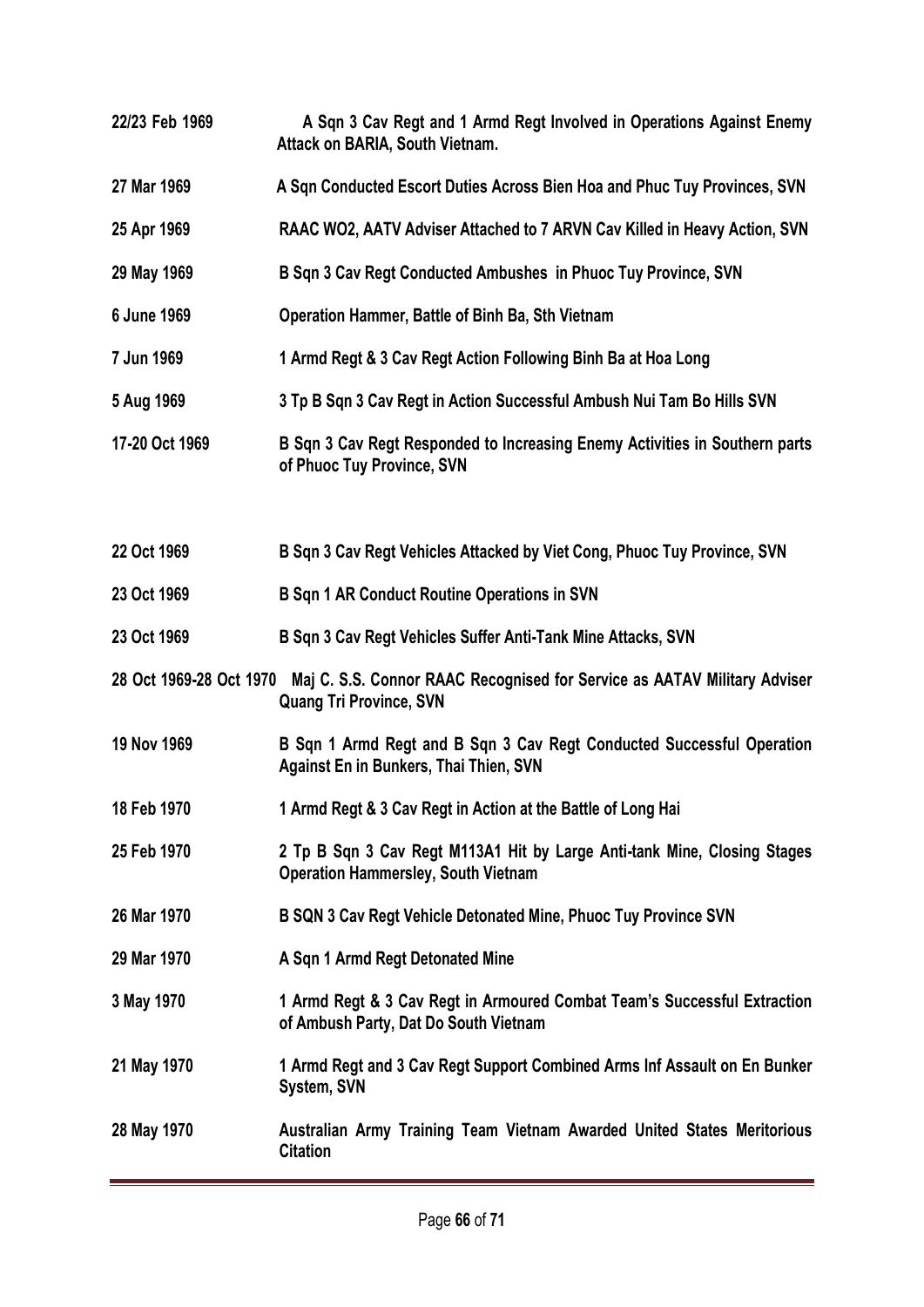**22/23 Feb 1969** **A Sqn 3 Cav Regt and 1 Armd Regt Involved in Operations Against Enemy Attack on BARIA, South Vietnam.**

**27 Mar 1969** **A Sqn Conducted Escort Duties Across Bien Hoa and Phuc Tuy Provinces, SVN**

**25 Apr 1969** **RAAC WO2, AATV Adviser Attached to 7 ARVN Cav Killed in Heavy Action, SVN**

**29 May 1969** **B Sqn 3 Cav Regt Conducted Ambushes in Phuoc Tuy Province, SVN**

**6 June 1969** **Operation Hammer, Battle of Binh Ba, Sth Vietnam**

**7 Jun 1969** **1 Armd Regt & 3 Cav Regt Action Following Binh Ba at Hoa Long**

**5 Aug 1969** **3 Tp B Sqn 3 Cav Regt in Action Successful Ambush Nui Tam Bo Hills SVN**

**17-20 Oct 1969** **B Sqn 3 Cav Regt Responded to Increasing Enemy Activities in Southern parts of Phuoc Tuy Province, SVN**

**22 Oct 1969** **B Sqn 3 Cav Regt Vehicles Attacked by Viet Cong, Phuoc Tuy Province, SVN**

**23 Oct 1969** **B Sqn 1 AR Conduct Routine Operations in SVN**

**23 Oct 1969** **B Sqn 3 Cav Regt Vehicles Suffer Anti-Tank Mine Attacks, SVN**

**28 Oct 1969-28 Oct 1970** **Maj C. S.S. Connor RAAC Recognised for Service as AATAV Military Adviser Quang Tri Province, SVN**

**19 Nov 1969** **B Sqn 1 Armd Regt and B Sqn 3 Cav Regt Conducted Successful Operation Against En in Bunkers, Thai Thien, SVN**

**18 Feb 1970** **1 Armd Regt & 3 Cav Regt in Action at the Battle of Long Hai**

**25 Feb 1970** **2 Tp B Sqn 3 Cav Regt M113A1 Hit by Large Anti-tank Mine, Closing Stages Operation Hammersley, South Vietnam**

**26 Mar 1970** **B SQN 3 Cav Regt Vehicle Detonated Mine, Phuoc Tuy Province SVN**

**29 Mar 1970** **A Sqn 1 Armd Regt Detonated Mine**

**3 May 1970** **1 Armd Regt & 3 Cav Regt in Armoured Combat Team's Successful Extraction of Ambush Party, Dat Do South Vietnam**

**21 May 1970** **1 Armd Regt and 3 Cav Regt Support Combined Arms Inf Assault on En Bunker System, SVN**

**28 May 1970** **Australian Army Training Team Vietnam Awarded United States Meritorious Citation**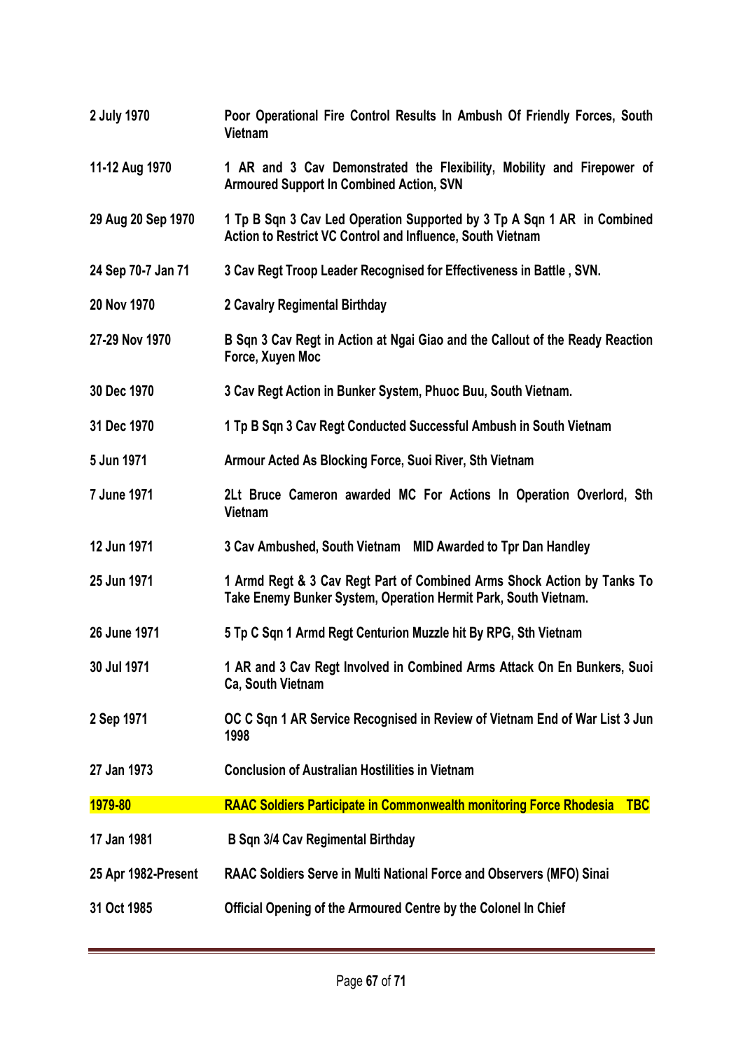| | |
|---|---|
| **2 July 1970** | **Poor Operational Fire Control Results In Ambush Of Friendly Forces, South Vietnam** |
| **11-12 Aug 1970** | **1 AR and 3 Cav Demonstrated the Flexibility, Mobility and Firepower of Armoured Support In Combined Action, SVN** |
| **29 Aug 20 Sep 1970** | **1 Tp B Sqn 3 Cav Led Operation Supported by 3 Tp A Sqn 1 AR in Combined Action to Restrict VC Control and Influence, South Vietnam** |
| **24 Sep 70-7 Jan 71** | **3 Cav Regt Troop Leader Recognised for Effectiveness in Battle , SVN.** |
| **20 Nov 1970** | **2 Cavalry Regimental Birthday** |
| **27-29 Nov 1970** | **B Sqn 3 Cav Regt in Action at Ngai Giao and the Callout of the Ready Reaction Force, Xuyen Moc** |
| **30 Dec 1970** | **3 Cav Regt Action in Bunker System, Phuoc Buu, South Vietnam.** |
| **31 Dec 1970** | **1 Tp B Sqn 3 Cav Regt Conducted Successful Ambush in South Vietnam** |
| **5 Jun 1971** | **Armour Acted As Blocking Force, Suoi River, Sth Vietnam** |
| **7 June 1971** | **2Lt Bruce Cameron awarded MC For Actions In Operation Overlord, Sth Vietnam** |
| **12 Jun 1971** | **3 Cav Ambushed, South Vietnam MID Awarded to Tpr Dan Handley** |
| **25 Jun 1971** | **1 Armd Regt & 3 Cav Regt Part of Combined Arms Shock Action by Tanks To Take Enemy Bunker System, Operation Hermit Park, South Vietnam.** |
| **26 June 1971** | **5 Tp C Sqn 1 Armd Regt Centurion Muzzle hit By RPG, Sth Vietnam** |
| **30 Jul 1971** | **1 AR and 3 Cav Regt Involved in Combined Arms Attack On En Bunkers, Suoi Ca, South Vietnam** |
| **2 Sep 1971** | **OC C Sqn 1 AR Service Recognised in Review of Vietnam End of War List 3 Jun 1998** |
| **27 Jan 1973** | **Conclusion of Australian Hostilities in Vietnam** |
| **1979-80** | **RAAC Soldiers Participate in Commonwealth monitoring Force Rhodesia TBC** |
| **17 Jan 1981** | **B Sqn 3/4 Cav Regimental Birthday** |
| **25 Apr 1982-Present** | **RAAC Soldiers Serve in Multi National Force and Observers (MFO) Sinai** |
| **31 Oct 1985** | **Official Opening of the Armoured Centre by the Colonel In Chief** |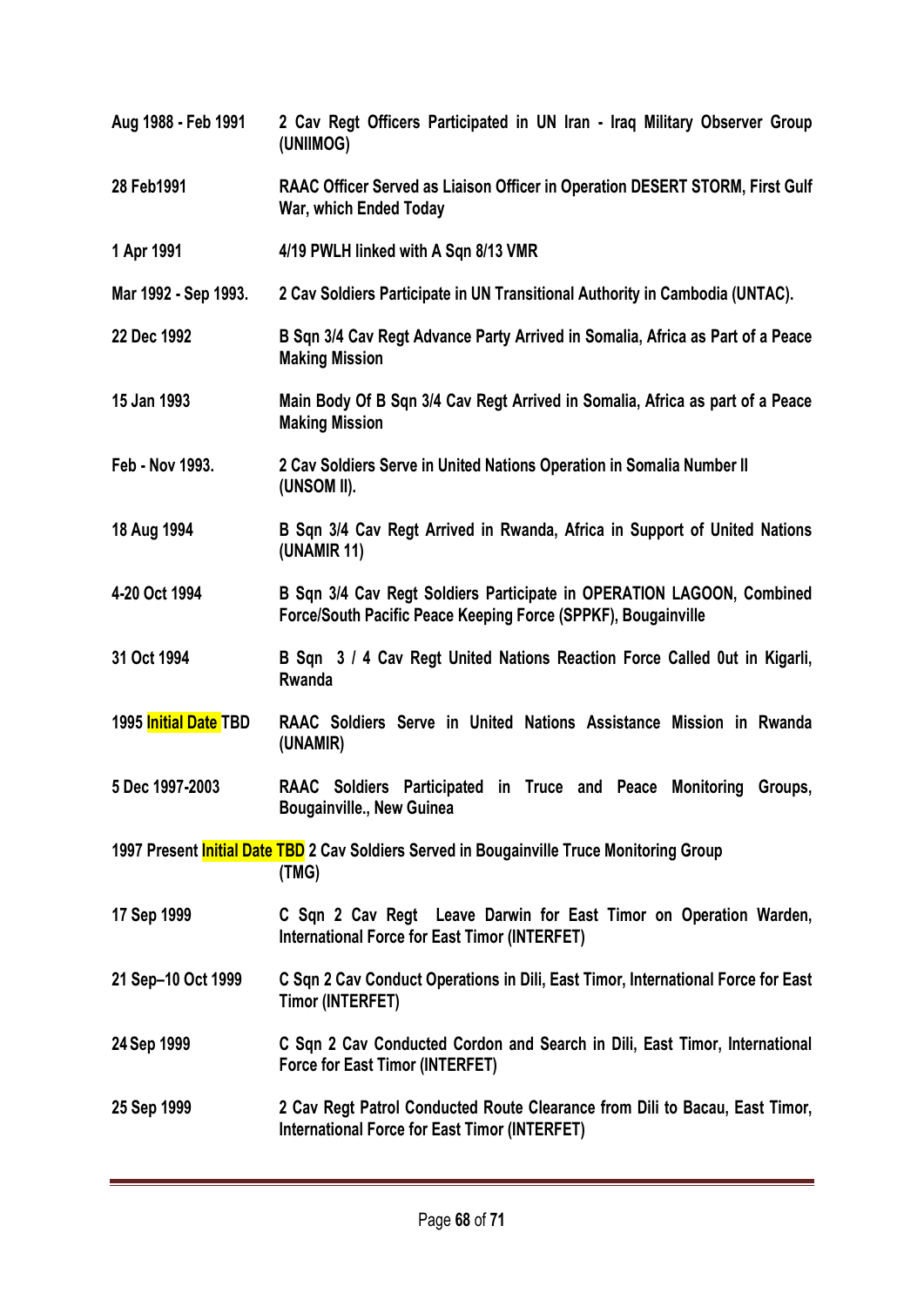**Aug 1988 - Feb 1991** **2 Cav Regt Officers Participated in UN Iran - Iraq Military Observer Group (UNIIMOG)**

**28 Feb1991** **RAAC Officer Served as Liaison Officer in Operation DESERT STORM, First Gulf War, which Ended Today**

**1 Apr 1991** **4/19 PWLH linked with A Sqn 8/13 VMR**

**Mar 1992 - Sep 1993.** **2 Cav Soldiers Participate in UN Transitional Authority in Cambodia (UNTAC).**

**22 Dec 1992** **B Sqn 3/4 Cav Regt Advance Party Arrived in Somalia, Africa as Part of a Peace Making Mission**

**15 Jan 1993** **Main Body Of B Sqn 3/4 Cav Regt Arrived in Somalia, Africa as part of a Peace Making Mission**

**Feb - Nov 1993.** **2 Cav Soldiers Serve in United Nations Operation in Somalia Number II (UNSOM II).**

**18 Aug 1994** **B Sqn 3/4 Cav Regt Arrived in Rwanda, Africa in Support of United Nations (UNAMIR 11)**

**4-20 Oct 1994** **B Sqn 3/4 Cav Regt Soldiers Participate in OPERATION LAGOON, Combined Force/South Pacific Peace Keeping Force (SPPKF), Bougainville**

**31 Oct 1994** **B Sqn 3 / 4 Cav Regt United Nations Reaction Force Called 0ut in Kigarli, Rwanda**

**1995 Initial Date TBD** **RAAC Soldiers Serve in United Nations Assistance Mission in Rwanda (UNAMIR)**

**5 Dec 1997-2003** **RAAC Soldiers Participated in Truce and Peace Monitoring Groups, Bougainville., New Guinea**

**1997 Present Initial Date TBD** **2 Cav Soldiers Served in Bougainville Truce Monitoring Group (TMG)**

**17 Sep 1999** **C Sqn 2 Cav Regt Leave Darwin for East Timor on Operation Warden, International Force for East Timor (INTERFET)**

**21 Sep–10 Oct 1999** **C Sqn 2 Cav Conduct Operations in Dili, East Timor, International Force for East Timor (INTERFET)**

**24 Sep 1999** **C Sqn 2 Cav Conducted Cordon and Search in Dili, East Timor, International Force for East Timor (INTERFET)**

**25 Sep 1999** **2 Cav Regt Patrol Conducted Route Clearance from Dili to Bacau, East Timor, International Force for East Timor (INTERFET)**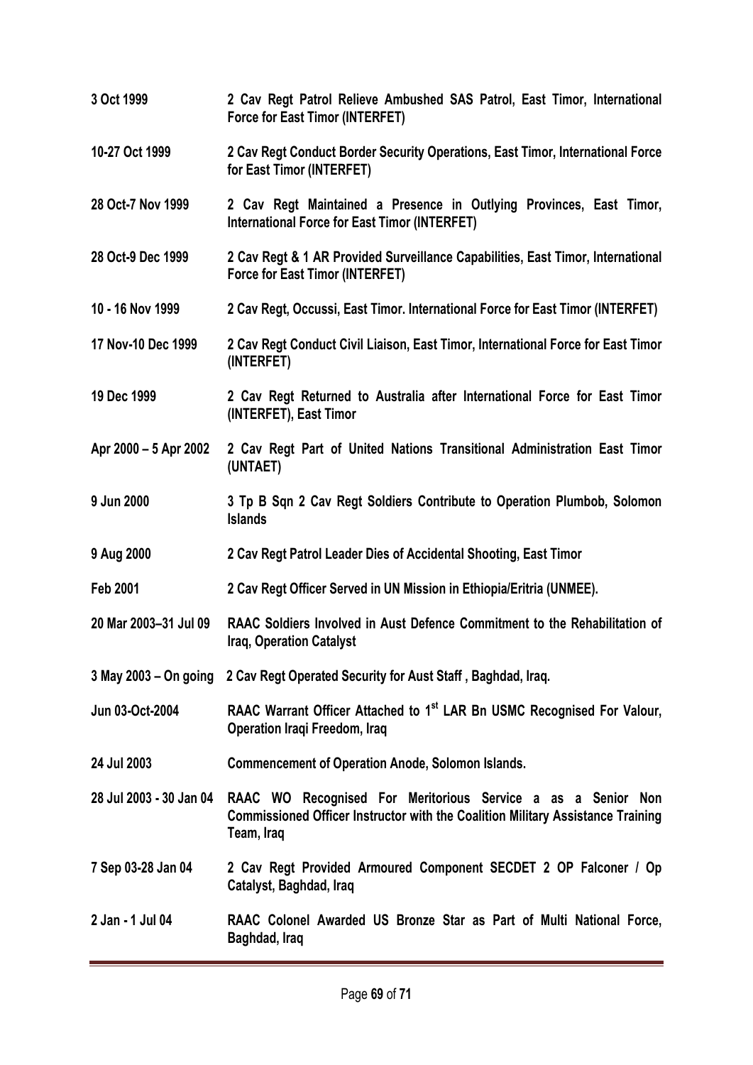| | |
|---|---|
| **3 Oct 1999** | **2 Cav Regt Patrol Relieve Ambushed SAS Patrol, East Timor, International Force for East Timor (INTERFET)** |
| **10-27 Oct 1999** | **2 Cav Regt Conduct Border Security Operations, East Timor, International Force for East Timor (INTERFET)** |
| **28 Oct-7 Nov 1999** | **2 Cav Regt Maintained a Presence in Outlying Provinces, East Timor, International Force for East Timor (INTERFET)** |
| **28 Oct-9 Dec 1999** | **2 Cav Regt & 1 AR Provided Surveillance Capabilities, East Timor, International Force for East Timor (INTERFET)** |
| **10 - 16 Nov 1999** | **2 Cav Regt, Occussi, East Timor. International Force for East Timor (INTERFET)** |
| **17 Nov-10 Dec 1999** | **2 Cav Regt Conduct Civil Liaison, East Timor, International Force for East Timor (INTERFET)** |
| **19 Dec 1999** | **2 Cav Regt Returned to Australia after International Force for East Timor (INTERFET), East Timor** |
| **Apr 2000 – 5 Apr 2002** | **2 Cav Regt Part of United Nations Transitional Administration East Timor (UNTAET)** |
| **9 Jun 2000** | **3 Tp B Sqn 2 Cav Regt Soldiers Contribute to Operation Plumbob, Solomon Islands** |
| **9 Aug 2000** | **2 Cav Regt Patrol Leader Dies of Accidental Shooting, East Timor** |
| **Feb 2001** | **2 Cav Regt Officer Served in UN Mission in Ethiopia/Eritria (UNMEE).** |
| **20 Mar 2003–31 Jul 09** | **RAAC Soldiers Involved in Aust Defence Commitment to the Rehabilitation of Iraq, Operation Catalyst** |
| **3 May 2003 – On going** | **2 Cav Regt Operated Security for Aust Staff , Baghdad, Iraq.** |
| **Jun 03-Oct-2004** | **RAAC Warrant Officer Attached to 1st LAR Bn USMC Recognised For Valour, Operation Iraqi Freedom, Iraq** |
| **24 Jul 2003** | **Commencement of Operation Anode, Solomon Islands.** |
| **28 Jul 2003 - 30 Jan 04** | **RAAC WO Recognised For Meritorious Service a as a Senior Non Commissioned Officer Instructor with the Coalition Military Assistance Training Team, Iraq** |
| **7 Sep 03-28 Jan 04** | **2 Cav Regt Provided Armoured Component SECDET 2 OP Falconer / Op Catalyst, Baghdad, Iraq** |
| **2 Jan - 1 Jul 04** | **RAAC Colonel Awarded US Bronze Star as Part of Multi National Force, Baghdad, Iraq** |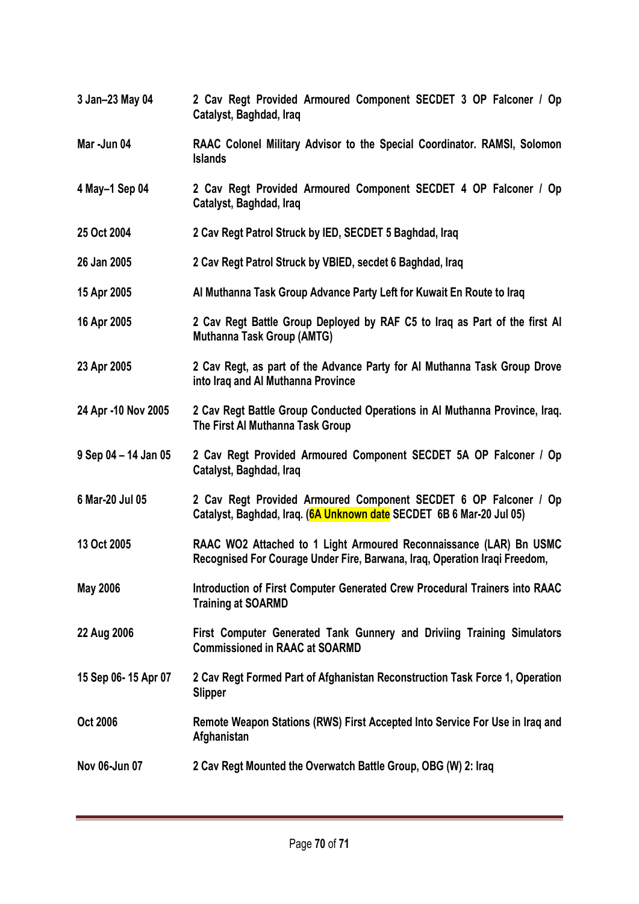| | |
|---|---|
| **3 Jan–23 May 04** | **2 Cav Regt Provided Armoured Component SECDET 3 OP Falconer / Op Catalyst, Baghdad, Iraq** |
| **Mar -Jun 04** | **RAAC Colonel Military Advisor to the Special Coordinator. RAMSI, Solomon Islands** |
| **4 May–1 Sep 04** | **2 Cav Regt Provided Armoured Component SECDET 4 OP Falconer / Op Catalyst, Baghdad, Iraq** |
| **25 Oct 2004** | **2 Cav Regt Patrol Struck by IED, SECDET 5 Baghdad, Iraq** |
| **26 Jan 2005** | **2 Cav Regt Patrol Struck by VBIED, secdet 6 Baghdad, Iraq** |
| **15 Apr 2005** | **Al Muthanna Task Group Advance Party Left for Kuwait En Route to Iraq** |
| **16 Apr 2005** | **2 Cav Regt Battle Group Deployed by RAF C5 to Iraq as Part of the first Al Muthanna Task Group (AMTG)** |
| **23 Apr 2005** | **2 Cav Regt, as part of the Advance Party for Al Muthanna Task Group Drove into Iraq and Al Muthanna Province** |
| **24 Apr -10 Nov 2005** | **2 Cav Regt Battle Group Conducted Operations in Al Muthanna Province, Iraq. The First Al Muthanna Task Group** |
| **9 Sep 04 – 14 Jan 05** | **2 Cav Regt Provided Armoured Component SECDET 5A OP Falconer / Op Catalyst, Baghdad, Iraq** |
| **6 Mar-20 Jul 05** | **2 Cav Regt Provided Armoured Component SECDET 6 OP Falconer / Op Catalyst, Baghdad, Iraq. (6A Unknown date SECDET 6B 6 Mar-20 Jul 05)** |
| **13 Oct 2005** | **RAAC WO2 Attached to 1 Light Armoured Reconnaissance (LAR) Bn USMC Recognised For Courage Under Fire, Barwana, Iraq, Operation Iraqi Freedom,** |
| **May 2006** | **Introduction of First Computer Generated Crew Procedural Trainers into RAAC Training at SOARMD** |
| **22 Aug 2006** | **First Computer Generated Tank Gunnery and Driviing Training Simulators Commissioned in RAAC at SOARMD** |
| **15 Sep 06- 15 Apr 07** | **2 Cav Regt Formed Part of Afghanistan Reconstruction Task Force 1, Operation Slipper** |
| **Oct 2006** | **Remote Weapon Stations (RWS) First Accepted Into Service For Use in Iraq and Afghanistan** |
| **Nov 06-Jun 07** | **2 Cav Regt Mounted the Overwatch Battle Group, OBG (W) 2: Iraq** |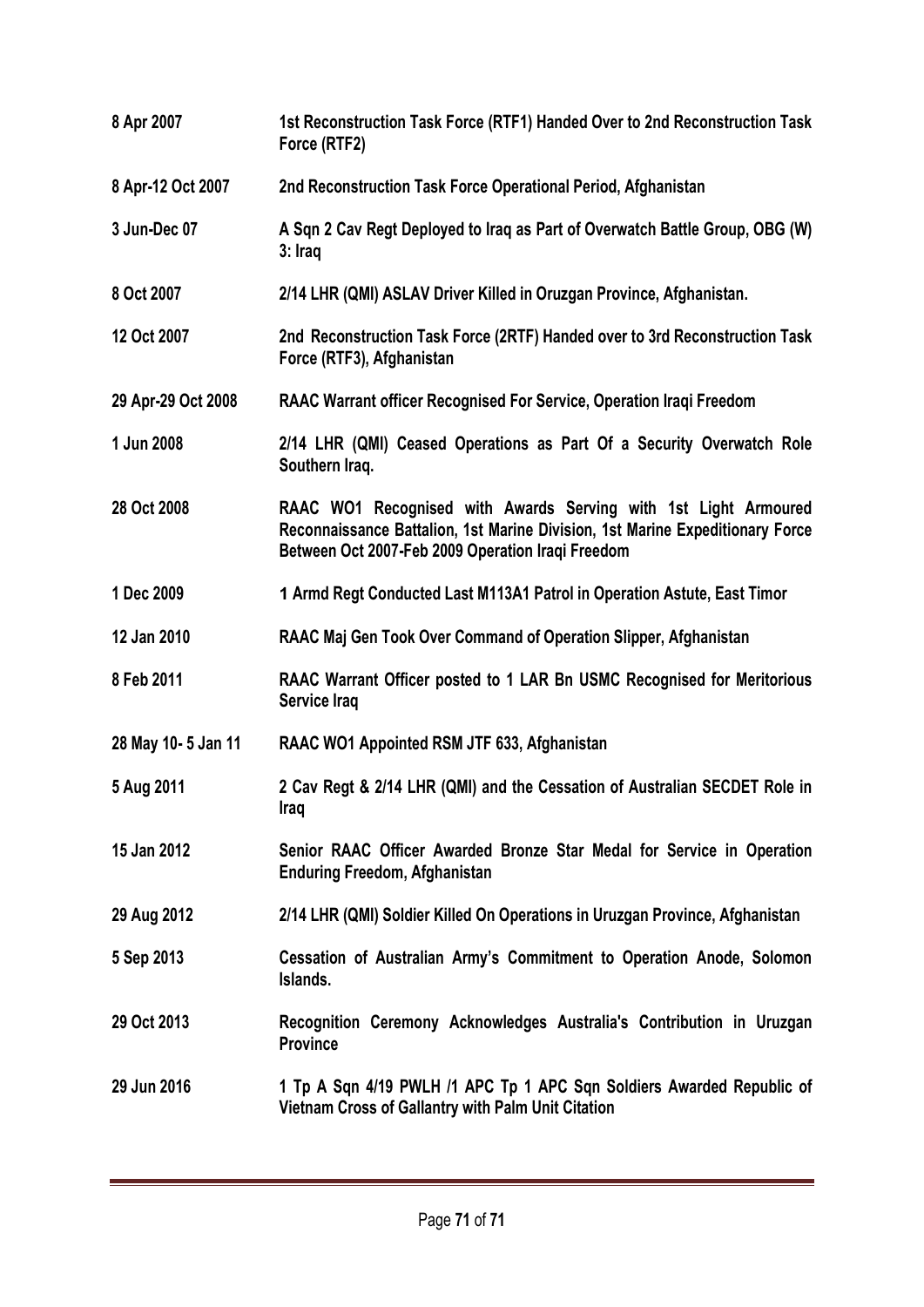| | |
|---|---|
| **8 Apr 2007** | **1st Reconstruction Task Force (RTF1) Handed Over to 2nd Reconstruction Task Force (RTF2)** |
| **8 Apr-12 Oct 2007** | **2nd Reconstruction Task Force Operational Period, Afghanistan** |
| **3 Jun-Dec 07** | **A Sqn 2 Cav Regt Deployed to Iraq as Part of Overwatch Battle Group, OBG (W) 3: Iraq** |
| **8 Oct 2007** | **2/14 LHR (QMI) ASLAV Driver Killed in Oruzgan Province, Afghanistan.** |
| **12 Oct 2007** | **2nd Reconstruction Task Force (2RTF) Handed over to 3rd Reconstruction Task Force (RTF3), Afghanistan** |
| **29 Apr-29 Oct 2008** | **RAAC Warrant officer Recognised For Service, Operation Iraqi Freedom** |
| **1 Jun 2008** | **2/14 LHR (QMI) Ceased Operations as Part Of a Security Overwatch Role Southern Iraq.** |
| **28 Oct 2008** | **RAAC WO1 Recognised with Awards Serving with 1st Light Armoured Reconnaissance Battalion, 1st Marine Division, 1st Marine Expeditionary Force Between Oct 2007-Feb 2009 Operation Iraqi Freedom** |
| **1 Dec 2009** | **1 Armd Regt Conducted Last M113A1 Patrol in Operation Astute, East Timor** |
| **12 Jan 2010** | **RAAC Maj Gen Took Over Command of Operation Slipper, Afghanistan** |
| **8 Feb 2011** | **RAAC Warrant Officer posted to 1 LAR Bn USMC Recognised for Meritorious Service Iraq** |
| **28 May 10- 5 Jan 11** | **RAAC WO1 Appointed RSM JTF 633, Afghanistan** |
| **5 Aug 2011** | **2 Cav Regt & 2/14 LHR (QMI) and the Cessation of Australian SECDET Role in Iraq** |
| **15 Jan 2012** | **Senior RAAC Officer Awarded Bronze Star Medal for Service in Operation Enduring Freedom, Afghanistan** |
| **29 Aug 2012** | **2/14 LHR (QMI) Soldier Killed On Operations in Uruzgan Province, Afghanistan** |
| **5 Sep 2013** | **Cessation of Australian Army's Commitment to Operation Anode, Solomon Islands.** |
| **29 Oct 2013** | **Recognition Ceremony Acknowledges Australia's Contribution in Uruzgan Province** |
| **29 Jun 2016** | **1 Tp A Sqn 4/19 PWLH /1 APC Tp 1 APC Sqn Soldiers Awarded Republic of Vietnam Cross of Gallantry with Palm Unit Citation** |